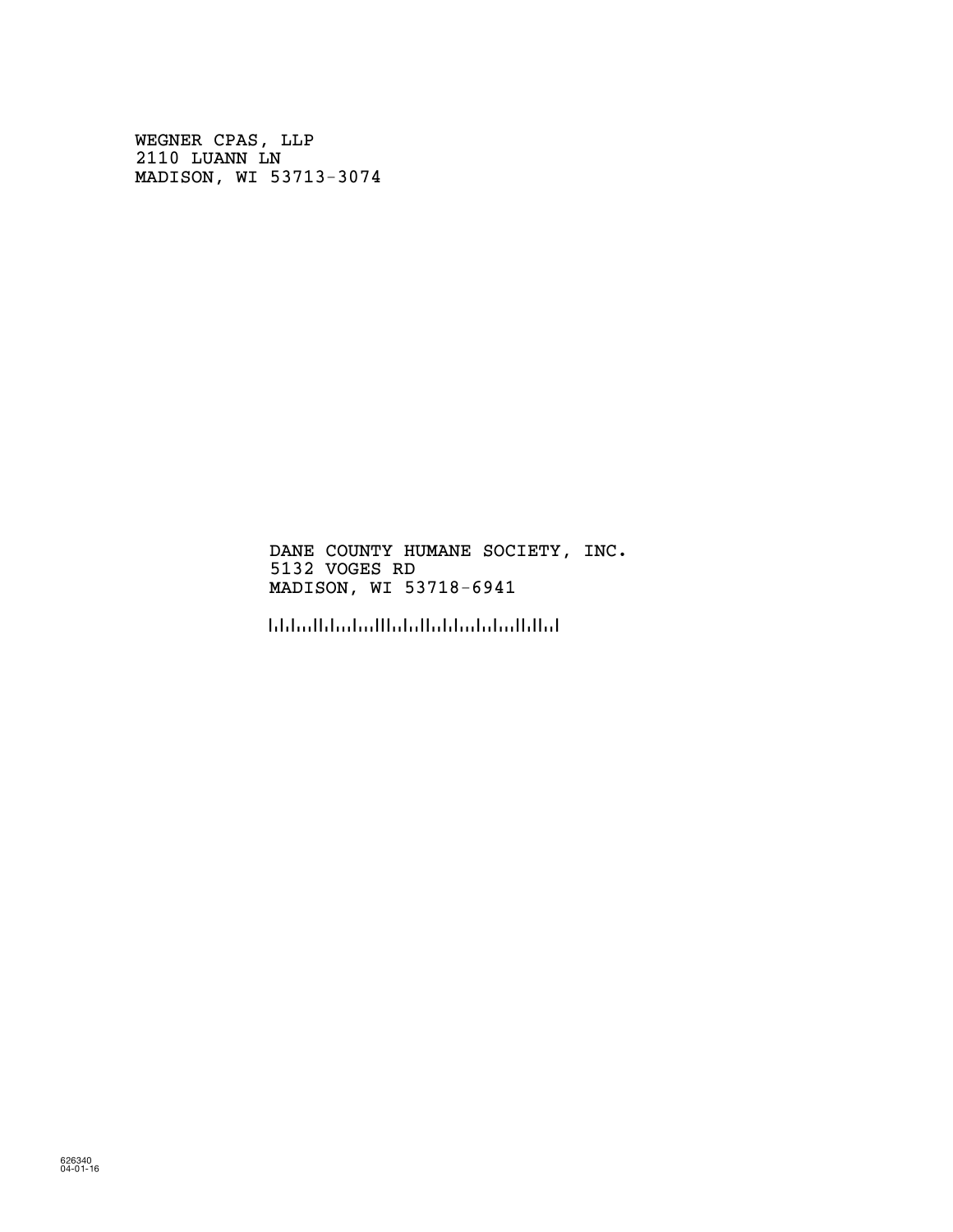WEGNER CPAS, LLP
2110 LUANN LN
MADISON, WI 53713-3074

DANE COUNTY HUMANE SOCIETY, INC.
5132 VOGES RD
MADISON, WI 53718-6941

626340
04-01-16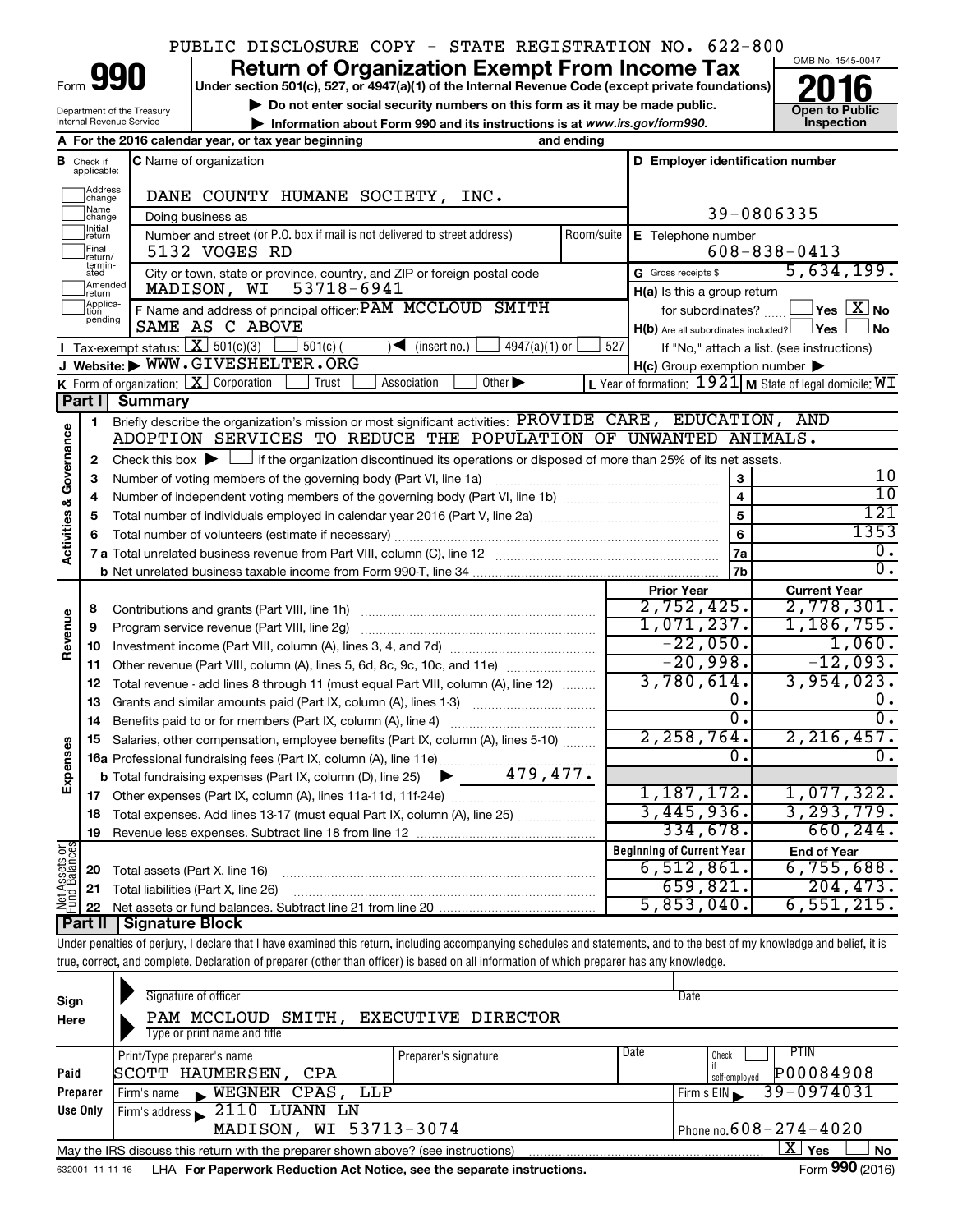PUBLIC DISCLOSURE COPY - STATE REGISTRATION NO. 622-800

# Form 990 — Return of Organization Exempt From Income Tax — 2016

Under section 501(c), 527, or 4947(a)(1) of the Internal Revenue Code (except private foundations)

▶ Do not enter social security numbers on this form as it may be made public.

▶ Information about Form 990 and its instructions is at www.irs.gov/form990.

Department of the Treasury, Internal Revenue Service

OMB No. 1545-0047 — Open to Public Inspection

**A** For the 2016 calendar year, or tax year beginning and ending

**B** Check if applicable: Address change, Name change, Initial return, Final return/terminated, Amended return, Application pending

**C** Name of organization: DANE COUNTY HUMANE SOCIETY, INC.

Doing business as

Number and street (or P.O. box if mail is not delivered to street address): 5132 VOGES RD — Room/suite

City or town, state or province, country, and ZIP or foreign postal code: MADISON, WI 53718-6941

**D** Employer identification number: 39-0806335

**E** Telephone number: 608-838-0413

**G** Gross receipts $ 5,634,199.

**F** Name and address of principal officer: PAM MCCLOUD SMITH, SAME AS C ABOVE

**H(a)** Is this a group return for subordinates? ☐ Yes ☒ No

**H(b)** Are all subordinates included? ☐ Yes ☐ No — If "No," attach a list. (see instructions)

**H(c)** Group exemption number ▶

**I** Tax-exempt status: ☒ 501(c)(3) ☐ 501(c) ( ) ◀ (insert no.) ☐ 4947(a)(1) or ☐ 527

**J** Website: ▶ WWW.GIVESHELTER.ORG

**K** Form of organization: ☒ Corporation ☐ Trust ☐ Association ☐ Other ▶

**L** Year of formation: 1921 **M** State of legal domicile: WI

## Part I Summary

### Activities & Governance

1. Briefly describe the organization's mission or most significant activities: PROVIDE CARE, EDUCATION, AND ADOPTION SERVICES TO REDUCE THE POPULATION OF UNWANTED ANIMALS.
2. Check this box ▶ ☐ if the organization discontinued its operations or disposed of more than 25% of its net assets.

| Line | Description | | Value |
|---|---|---|---|
| 3 | Number of voting members of the governing body (Part VI, line 1a) | 3 | 10 |
| 4 | Number of independent voting members of the governing body (Part VI, line 1b) | 4 | 10 |
| 5 | Total number of individuals employed in calendar year 2016 (Part V, line 2a) | 5 | 121 |
| 6 | Total number of volunteers (estimate if necessary) | 6 | 1353 |
| 7a | Total unrelated business revenue from Part VIII, column (C), line 12 | 7a | 0. |
| b | Net unrelated business taxable income from Form 990-T, line 34 | 7b | 0. |

### Revenue / Expenses

| Line | Description | Prior Year | Current Year |
|---|---|---|---|
| 8 | Contributions and grants (Part VIII, line 1h) | 2,752,425. | 2,778,301. |
| 9 | Program service revenue (Part VIII, line 2g) | 1,071,237. | 1,186,755. |
| 10 | Investment income (Part VIII, column (A), lines 3, 4, and 7d) | -22,050. | 1,060. |
| 11 | Other revenue (Part VIII, column (A), lines 5, 6d, 8c, 9c, 10c, and 11e) | -20,998. | -12,093. |
| 12 | Total revenue - add lines 8 through 11 (must equal Part VIII, column (A), line 12) | 3,780,614. | 3,954,023. |
| 13 | Grants and similar amounts paid (Part IX, column (A), lines 1-3) | 0. | 0. |
| 14 | Benefits paid to or for members (Part IX, column (A), line 4) | 0. | 0. |
| 15 | Salaries, other compensation, employee benefits (Part IX, column (A), lines 5-10) | 2,258,764. | 2,216,457. |
| 16a | Professional fundraising fees (Part IX, column (A), line 11e) | 0. | 0. |
| b | Total fundraising expenses (Part IX, column (D), line 25) ▶ 479,477. | | |
| 17 | Other expenses (Part IX, column (A), lines 11a-11d, 11f-24e) | 1,187,172. | 1,077,322. |
| 18 | Total expenses. Add lines 13-17 (must equal Part IX, column (A), line 25) | 3,445,936. | 3,293,779. |
| 19 | Revenue less expenses. Subtract line 18 from line 12 | 334,678. | 660,244. |

### Net Assets or Fund Balances

| Line | Description | Beginning of Current Year | End of Year |
|---|---|---|---|
| 20 | Total assets (Part X, line 16) | 6,512,861. | 6,755,688. |
| 21 | Total liabilities (Part X, line 26) | 659,821. | 204,473. |
| 22 | Net assets or fund balances. Subtract line 21 from line 20 | 5,853,040. | 6,551,215. |

## Part II Signature Block

Under penalties of perjury, I declare that I have examined this return, including accompanying schedules and statements, and to the best of my knowledge and belief, it is true, correct, and complete. Declaration of preparer (other than officer) is based on all information of which preparer has any knowledge.

**Sign Here**

Signature of officer — Date

PAM MCCLOUD SMITH, EXECUTIVE DIRECTOR

Type or print name and title

**Paid Preparer Use Only**

| Print/Type preparer's name | Preparer's signature | Date | Check if self-employed | PTIN |
|---|---|---|---|---|
| SCOTT HAUMERSEN, CPA | | | ☐ | P00084908 |

Firm's name ▶ WEGNER CPAS, LLP — Firm's EIN ▶ 39-0974031

Firm's address ▶ 2110 LUANN LN, MADISON, WI 53713-3074 — Phone no. 608-274-4020

May the IRS discuss this return with the preparer shown above? (see instructions) ☒ Yes ☐ No

632001 11-11-16 LHA For Paperwork Reduction Act Notice, see the separate instructions. Form 990 (2016)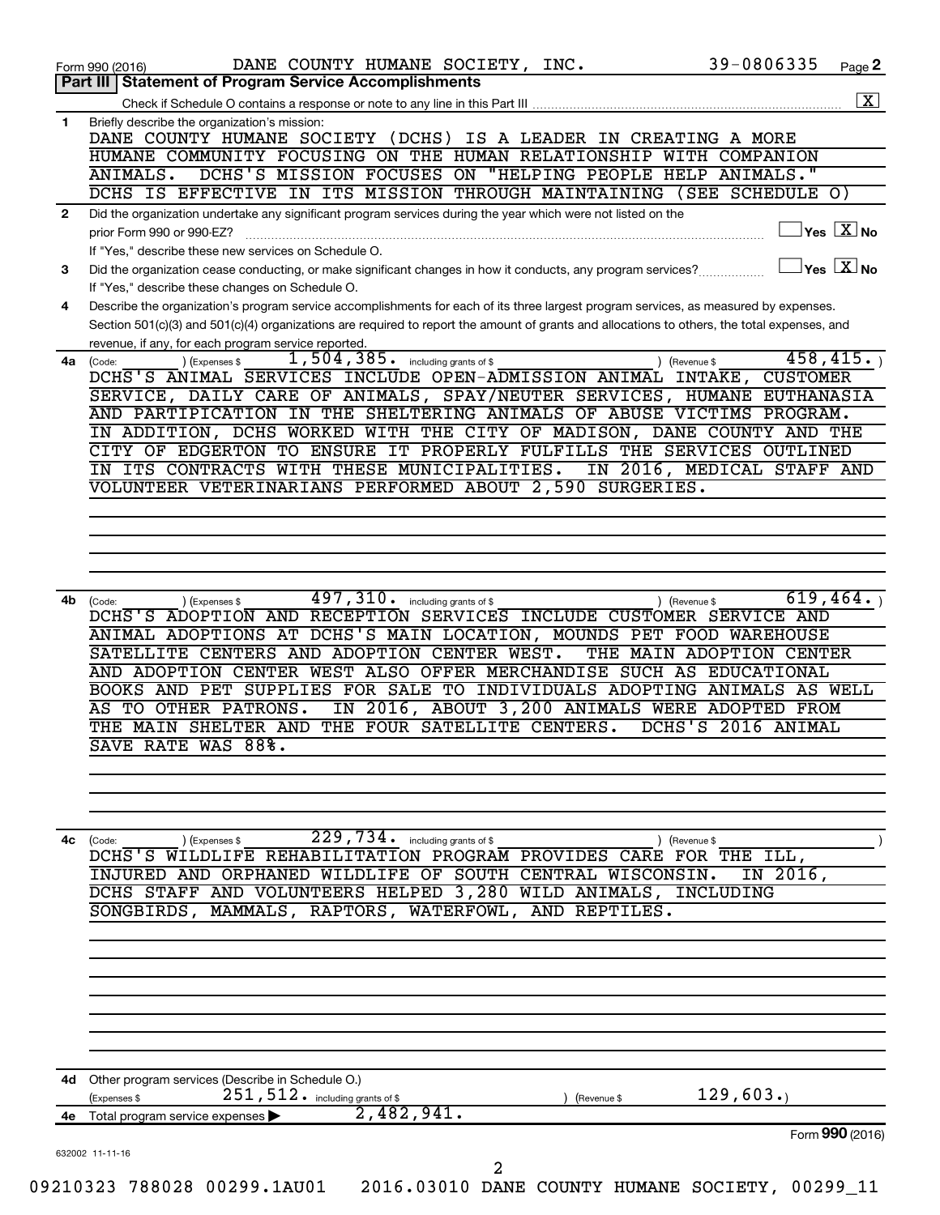Form 990 (2016) DANE COUNTY HUMANE SOCIETY, INC. 39-0806335 Page 2

## Part III | Statement of Program Service Accomplishments

Check if Schedule O contains a response or note to any line in this Part III ..... [X]

**1** Briefly describe the organization's mission:

DANE COUNTY HUMANE SOCIETY (DCHS) IS A LEADER IN CREATING A MORE HUMANE COMMUNITY FOCUSING ON THE HUMAN RELATIONSHIP WITH COMPANION ANIMALS. DCHS'S MISSION FOCUSES ON "HELPING PEOPLE HELP ANIMALS." DCHS IS EFFECTIVE IN ITS MISSION THROUGH MAINTAINING (SEE SCHEDULE O)

**2** Did the organization undertake any significant program services during the year which were not listed on the prior Form 990 or 990-EZ? ..... [ ] Yes [X] No

If "Yes," describe these new services on Schedule O.

**3** Did the organization cease conducting, or make significant changes in how it conducts, any program services? ..... [ ] Yes [X] No

If "Yes," describe these changes on Schedule O.

**4** Describe the organization's program service accomplishments for each of its three largest program services, as measured by expenses. Section 501(c)(3) and 501(c)(4) organizations are required to report the amount of grants and allocations to others, the total expenses, and revenue, if any, for each program service reported.

**4a** (Code: ) (Expenses $ 1,504,385. including grants of $ ) (Revenue $ 458,415. )

DCHS'S ANIMAL SERVICES INCLUDE OPEN-ADMISSION ANIMAL INTAKE, CUSTOMER SERVICE, DAILY CARE OF ANIMALS, SPAY/NEUTER SERVICES, HUMANE EUTHANASIA AND PARTIPICATION IN THE SHELTERING ANIMALS OF ABUSE VICTIMS PROGRAM. IN ADDITION, DCHS WORKED WITH THE CITY OF MADISON, DANE COUNTY AND THE CITY OF EDGERTON TO ENSURE IT PROPERLY FULFILLS THE SERVICES OUTLINED IN ITS CONTRACTS WITH THESE MUNICIPALITIES. IN 2016, MEDICAL STAFF AND VOLUNTEER VETERINARIANS PERFORMED ABOUT 2,590 SURGERIES.

**4b** (Code: ) (Expenses $ 497,310. including grants of $ ) (Revenue $ 619,464. )

DCHS'S ADOPTION AND RECEPTION SERVICES INCLUDE CUSTOMER SERVICE AND ANIMAL ADOPTIONS AT DCHS'S MAIN LOCATION, MOUNDS PET FOOD WAREHOUSE SATELLITE CENTERS AND ADOPTION CENTER WEST. THE MAIN ADOPTION CENTER AND ADOPTION CENTER WEST ALSO OFFER MERCHANDISE SUCH AS EDUCATIONAL BOOKS AND PET SUPPLIES FOR SALE TO INDIVIDUALS ADOPTING ANIMALS AS WELL AS TO OTHER PATRONS. IN 2016, ABOUT 3,200 ANIMALS WERE ADOPTED FROM THE MAIN SHELTER AND THE FOUR SATELLITE CENTERS. DCHS'S 2016 ANIMAL SAVE RATE WAS 88%.

**4c** (Code: ) (Expenses $ 229,734. including grants of $ ) (Revenue $ )

DCHS'S WILDLIFE REHABILITATION PROGRAM PROVIDES CARE FOR THE ILL, INJURED AND ORPHANED WILDLIFE OF SOUTH CENTRAL WISCONSIN. IN 2016, DCHS STAFF AND VOLUNTEERS HELPED 3,280 WILD ANIMALS, INCLUDING SONGBIRDS, MAMMALS, RAPTORS, WATERFOWL, AND REPTILES.

**4d** Other program services (Describe in Schedule O.)

(Expenses $ 251,512. including grants of $ ) (Revenue $ 129,603.)

**4e** Total program service expenses ▶ 2,482,941.

Form **990** (2016)

632002 11-11-16

09210323 788028 00299.1AU01 2016.03010 DANE COUNTY HUMANE SOCIETY, 00299_11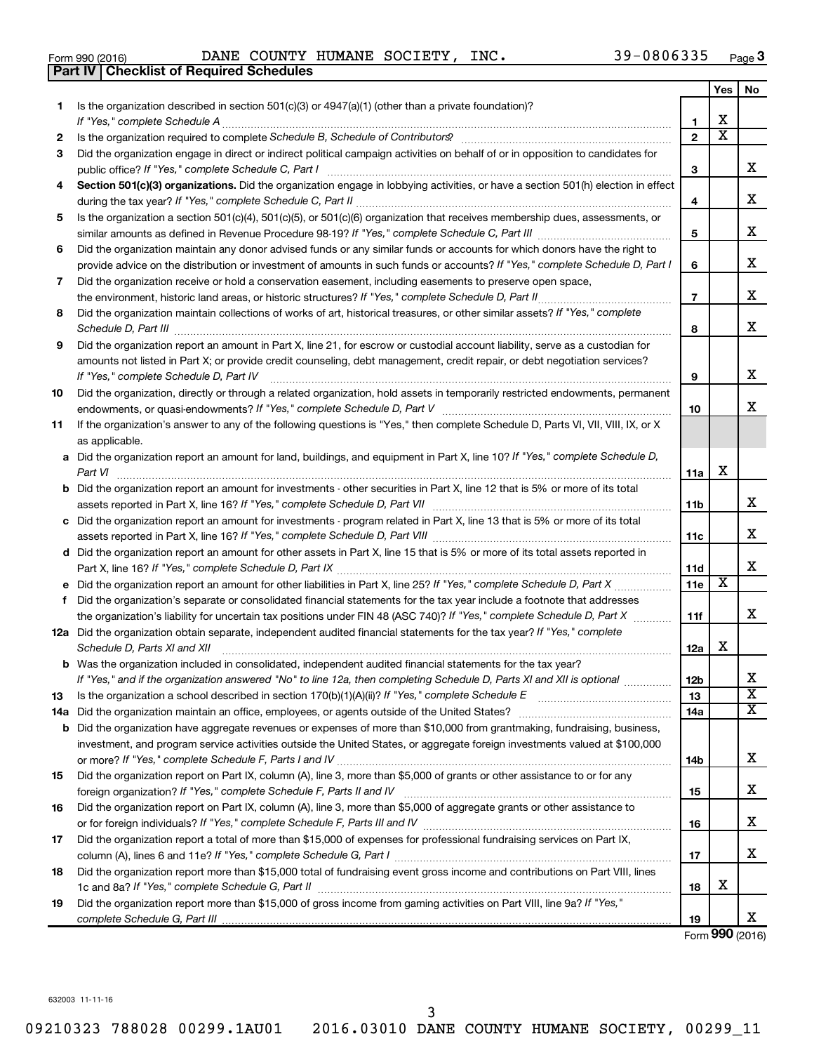Form 990 (2016) DANE COUNTY HUMANE SOCIETY, INC. 39-0806335 Page 3

**Part IV | Checklist of Required Schedules**

| | | | Yes | No |
|---|---|---|---|---|
| 1 | Is the organization described in section 501(c)(3) or 4947(a)(1) (other than a private foundation)? *If "Yes," complete Schedule A* | 1 | X | |
| 2 | Is the organization required to complete *Schedule B, Schedule of Contributors*? | 2 | X | |
| 3 | Did the organization engage in direct or indirect political campaign activities on behalf of or in opposition to candidates for public office? *If "Yes," complete Schedule C, Part I* | 3 | | X |
| 4 | **Section 501(c)(3) organizations.** Did the organization engage in lobbying activities, or have a section 501(h) election in effect during the tax year? *If "Yes," complete Schedule C, Part II* | 4 | | X |
| 5 | Is the organization a section 501(c)(4), 501(c)(5), or 501(c)(6) organization that receives membership dues, assessments, or similar amounts as defined in Revenue Procedure 98-19? *If "Yes," complete Schedule C, Part III* | 5 | | X |
| 6 | Did the organization maintain any donor advised funds or any similar funds or accounts for which donors have the right to provide advice on the distribution or investment of amounts in such funds or accounts? *If "Yes," complete Schedule D, Part I* | 6 | | X |
| 7 | Did the organization receive or hold a conservation easement, including easements to preserve open space, the environment, historic land areas, or historic structures? *If "Yes," complete Schedule D, Part II* | 7 | | X |
| 8 | Did the organization maintain collections of works of art, historical treasures, or other similar assets? *If "Yes," complete Schedule D, Part III* | 8 | | X |
| 9 | Did the organization report an amount in Part X, line 21, for escrow or custodial account liability, serve as a custodian for amounts not listed in Part X; or provide credit counseling, debt management, credit repair, or debt negotiation services? *If "Yes," complete Schedule D, Part IV* | 9 | | X |
| 10 | Did the organization, directly or through a related organization, hold assets in temporarily restricted endowments, permanent endowments, or quasi-endowments? *If "Yes," complete Schedule D, Part V* | 10 | | X |
| 11 | If the organization's answer to any of the following questions is "Yes," then complete Schedule D, Parts VI, VII, VIII, IX, or X as applicable. | | | |
| a | Did the organization report an amount for land, buildings, and equipment in Part X, line 10? *If "Yes," complete Schedule D, Part VI* | 11a | X | |
| b | Did the organization report an amount for investments - other securities in Part X, line 12 that is 5% or more of its total assets reported in Part X, line 16? *If "Yes," complete Schedule D, Part VII* | 11b | | X |
| c | Did the organization report an amount for investments - program related in Part X, line 13 that is 5% or more of its total assets reported in Part X, line 16? *If "Yes," complete Schedule D, Part VIII* | 11c | | X |
| d | Did the organization report an amount for other assets in Part X, line 15 that is 5% or more of its total assets reported in Part X, line 16? *If "Yes," complete Schedule D, Part IX* | 11d | | X |
| e | Did the organization report an amount for other liabilities in Part X, line 25? *If "Yes," complete Schedule D, Part X* | 11e | X | |
| f | Did the organization's separate or consolidated financial statements for the tax year include a footnote that addresses the organization's liability for uncertain tax positions under FIN 48 (ASC 740)? *If "Yes," complete Schedule D, Part X* | 11f | | X |
| 12a | Did the organization obtain separate, independent audited financial statements for the tax year? *If "Yes," complete Schedule D, Parts XI and XII* | 12a | X | |
| b | Was the organization included in consolidated, independent audited financial statements for the tax year? *If "Yes," and if the organization answered "No" to line 12a, then completing Schedule D, Parts XI and XII is optional* | 12b | | X |
| 13 | Is the organization a school described in section 170(b)(1)(A)(ii)? *If "Yes," complete Schedule E* | 13 | | X |
| 14a | Did the organization maintain an office, employees, or agents outside of the United States? | 14a | | X |
| b | Did the organization have aggregate revenues or expenses of more than $10,000 from grantmaking, fundraising, business, investment, and program service activities outside the United States, or aggregate foreign investments valued at $100,000 or more? *If "Yes," complete Schedule F, Parts I and IV* | 14b | | X |
| 15 | Did the organization report on Part IX, column (A), line 3, more than $5,000 of grants or other assistance to or for any foreign organization? *If "Yes," complete Schedule F, Parts II and IV* | 15 | | X |
| 16 | Did the organization report on Part IX, column (A), line 3, more than $5,000 of aggregate grants or other assistance to or for foreign individuals? *If "Yes," complete Schedule F, Parts III and IV* | 16 | | X |
| 17 | Did the organization report a total of more than $15,000 of expenses for professional fundraising services on Part IX, column (A), lines 6 and 11e? *If "Yes," complete Schedule G, Part I* | 17 | | X |
| 18 | Did the organization report more than $15,000 total of fundraising event gross income and contributions on Part VIII, lines 1c and 8a? *If "Yes," complete Schedule G, Part II* | 18 | X | |
| 19 | Did the organization report more than $15,000 of gross income from gaming activities on Part VIII, line 9a? *If "Yes," complete Schedule G, Part III* | 19 | | X |

Form **990** (2016)

632003 11-11-16

09210323 788028 00299.1AU01 2016.03010 DANE COUNTY HUMANE SOCIETY, 00299_11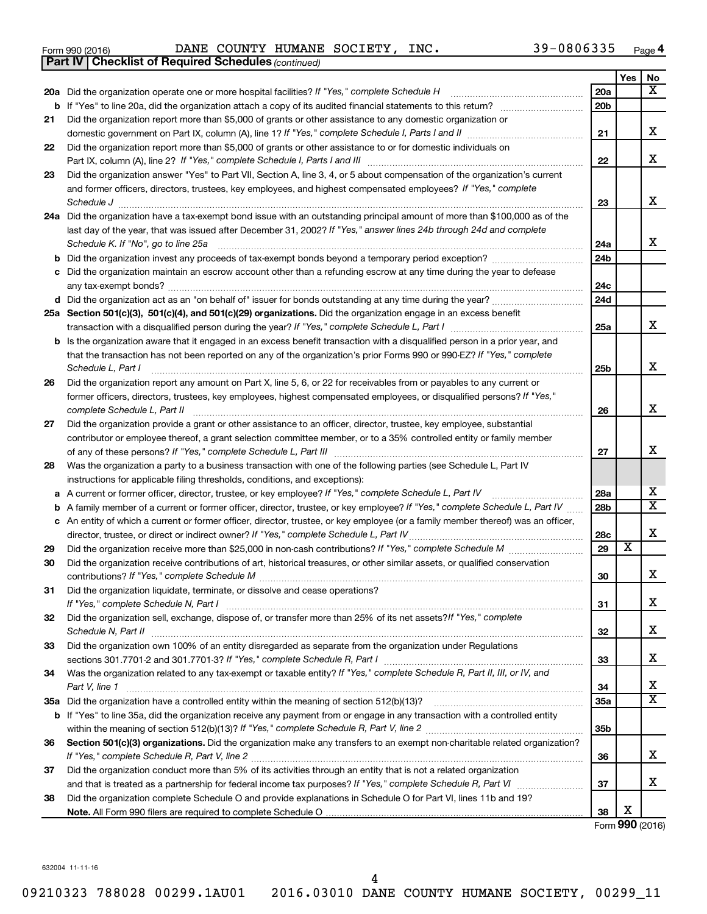Form 990 (2016) DANE COUNTY HUMANE SOCIETY, INC. 39-0806335

## Part IV Checklist of Required Schedules *(continued)*

| | | | Yes | No |
|---|---|---|---|---|
| **20a** | Did the organization operate one or more hospital facilities? *If "Yes," complete Schedule H* | 20a | | X |
| **b** | If "Yes" to line 20a, did the organization attach a copy of its audited financial statements to this return? | 20b | | |
| **21** | Did the organization report more than $5,000 of grants or other assistance to any domestic organization or domestic government on Part IX, column (A), line 1? *If "Yes," complete Schedule I, Parts I and II* | 21 | | X |
| **22** | Did the organization report more than $5,000 of grants or other assistance to or for domestic individuals on Part IX, column (A), line 2? *If "Yes," complete Schedule I, Parts I and III* | 22 | | X |
| **23** | Did the organization answer "Yes" to Part VII, Section A, line 3, 4, or 5 about compensation of the organization's current and former officers, directors, trustees, key employees, and highest compensated employees? *If "Yes," complete Schedule J* | 23 | | X |
| **24a** | Did the organization have a tax-exempt bond issue with an outstanding principal amount of more than $100,000 as of the last day of the year, that was issued after December 31, 2002? *If "Yes," answer lines 24b through 24d and complete Schedule K. If "No", go to line 25a* | 24a | | X |
| **b** | Did the organization invest any proceeds of tax-exempt bonds beyond a temporary period exception? | 24b | | |
| **c** | Did the organization maintain an escrow account other than a refunding escrow at any time during the year to defease any tax-exempt bonds? | 24c | | |
| **d** | Did the organization act as an "on behalf of" issuer for bonds outstanding at any time during the year? | 24d | | |
| **25a** | **Section 501(c)(3), 501(c)(4), and 501(c)(29) organizations.** Did the organization engage in an excess benefit transaction with a disqualified person during the year? *If "Yes," complete Schedule L, Part I* | 25a | | X |
| **b** | Is the organization aware that it engaged in an excess benefit transaction with a disqualified person in a prior year, and that the transaction has not been reported on any of the organization's prior Forms 990 or 990-EZ? *If "Yes," complete Schedule L, Part I* | 25b | | X |
| **26** | Did the organization report any amount on Part X, line 5, 6, or 22 for receivables from or payables to any current or former officers, directors, trustees, key employees, highest compensated employees, or disqualified persons? *If "Yes," complete Schedule L, Part II* | 26 | | X |
| **27** | Did the organization provide a grant or other assistance to an officer, director, trustee, key employee, substantial contributor or employee thereof, a grant selection committee member, or to a 35% controlled entity or family member of any of these persons? *If "Yes," complete Schedule L, Part III* | 27 | | X |
| **28** | Was the organization a party to a business transaction with one of the following parties (see Schedule L, Part IV instructions for applicable filing thresholds, conditions, and exceptions): | | | |
| **a** | A current or former officer, director, trustee, or key employee? *If "Yes," complete Schedule L, Part IV* | 28a | | X |
| **b** | A family member of a current or former officer, director, trustee, or key employee? *If "Yes," complete Schedule L, Part IV* | 28b | | X |
| **c** | An entity of which a current or former officer, director, trustee, or key employee (or a family member thereof) was an officer, director, trustee, or direct or indirect owner? *If "Yes," complete Schedule L, Part IV* | 28c | | X |
| **29** | Did the organization receive more than $25,000 in non-cash contributions? *If "Yes," complete Schedule M* | 29 | X | |
| **30** | Did the organization receive contributions of art, historical treasures, or other similar assets, or qualified conservation contributions? *If "Yes," complete Schedule M* | 30 | | X |
| **31** | Did the organization liquidate, terminate, or dissolve and cease operations? *If "Yes," complete Schedule N, Part I* | 31 | | X |
| **32** | Did the organization sell, exchange, dispose of, or transfer more than 25% of its net assets? *If "Yes," complete Schedule N, Part II* | 32 | | X |
| **33** | Did the organization own 100% of an entity disregarded as separate from the organization under Regulations sections 301.7701-2 and 301.7701-3? *If "Yes," complete Schedule R, Part I* | 33 | | X |
| **34** | Was the organization related to any tax-exempt or taxable entity? *If "Yes," complete Schedule R, Part II, III, or IV, and Part V, line 1* | 34 | | X |
| **35a** | Did the organization have a controlled entity within the meaning of section 512(b)(13)? | 35a | | X |
| **b** | If "Yes" to line 35a, did the organization receive any payment from or engage in any transaction with a controlled entity within the meaning of section 512(b)(13)? *If "Yes," complete Schedule R, Part V, line 2* | 35b | | |
| **36** | **Section 501(c)(3) organizations.** Did the organization make any transfers to an exempt non-charitable related organization? *If "Yes," complete Schedule R, Part V, line 2* | 36 | | X |
| **37** | Did the organization conduct more than 5% of its activities through an entity that is not a related organization and that is treated as a partnership for federal income tax purposes? *If "Yes," complete Schedule R, Part VI* | 37 | | X |
| **38** | Did the organization complete Schedule O and provide explanations in Schedule O for Part VI, lines 11b and 19? **Note.** All Form 990 filers are required to complete Schedule O | 38 | X | |

Form **990** (2016)

632004 11-11-16

09210323 788028 00299.1AU01 2016.03010 DANE COUNTY HUMANE SOCIETY, 00299_11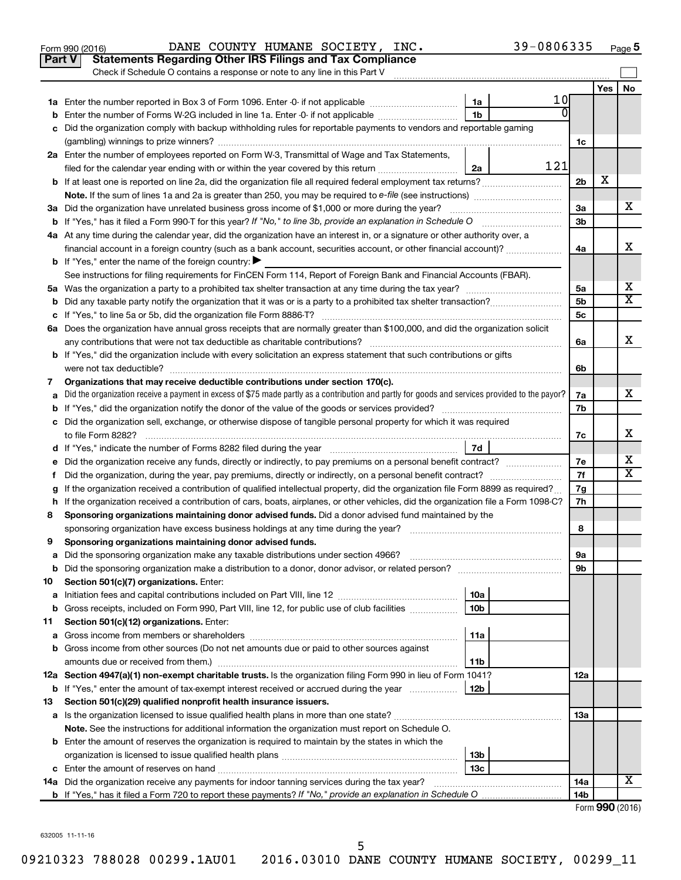Form 990 (2016) DANE COUNTY HUMANE SOCIETY, INC. 39-0806335

## Part V Statements Regarding Other IRS Filings and Tax Compliance

Check if Schedule O contains a response or note to any line in this Part V

| | | | | | Yes | No |
|---|---|---|---|---|---|---|
| **1a** | Enter the number reported in Box 3 of Form 1096. Enter -0- if not applicable | 1a | 10 | | | |
| **b** | Enter the number of Forms W-2G included in line 1a. Enter -0- if not applicable | 1b | 0 | | | |
| **c** | Did the organization comply with backup withholding rules for reportable payments to vendors and reportable gaming (gambling) winnings to prize winners? | | | 1c | | |
| **2a** | Enter the number of employees reported on Form W-3, Transmittal of Wage and Tax Statements, filed for the calendar year ending with or within the year covered by this return | 2a | 121 | | | |
| **b** | If at least one is reported on line 2a, did the organization file all required federal employment tax returns? | | | 2b | X | |
| | **Note.** If the sum of lines 1a and 2a is greater than 250, you may be required to *e-file* (see instructions) | | | | | |
| **3a** | Did the organization have unrelated business gross income of $1,000 or more during the year? | | | 3a | | X |
| **b** | If "Yes," has it filed a Form 990-T for this year? *If "No," to line 3b, provide an explanation in Schedule O* | | | 3b | | |
| **4a** | At any time during the calendar year, did the organization have an interest in, or a signature or other authority over, a financial account in a foreign country (such as a bank account, securities account, or other financial account)? | | | 4a | | X |
| **b** | If "Yes," enter the name of the foreign country: ▶ | | | | | |
| | See instructions for filing requirements for FinCEN Form 114, Report of Foreign Bank and Financial Accounts (FBAR). | | | | | |
| **5a** | Was the organization a party to a prohibited tax shelter transaction at any time during the tax year? | | | 5a | | X |
| **b** | Did any taxable party notify the organization that it was or is a party to a prohibited tax shelter transaction? | | | 5b | | X |
| **c** | If "Yes," to line 5a or 5b, did the organization file Form 8886-T? | | | 5c | | |
| **6a** | Does the organization have annual gross receipts that are normally greater than $100,000, and did the organization solicit any contributions that were not tax deductible as charitable contributions? | | | 6a | | X |
| **b** | If "Yes," did the organization include with every solicitation an express statement that such contributions or gifts were not tax deductible? | | | 6b | | |
| **7** | **Organizations that may receive deductible contributions under section 170(c).** | | | | | |
| **a** | Did the organization receive a payment in excess of $75 made partly as a contribution and partly for goods and services provided to the payor? | | | 7a | | X |
| **b** | If "Yes," did the organization notify the donor of the value of the goods or services provided? | | | 7b | | |
| **c** | Did the organization sell, exchange, or otherwise dispose of tangible personal property for which it was required to file Form 8282? | | | 7c | | X |
| **d** | If "Yes," indicate the number of Forms 8282 filed during the year | 7d | | | | |
| **e** | Did the organization receive any funds, directly or indirectly, to pay premiums on a personal benefit contract? | | | 7e | | X |
| **f** | Did the organization, during the year, pay premiums, directly or indirectly, on a personal benefit contract? | | | 7f | | X |
| **g** | If the organization received a contribution of qualified intellectual property, did the organization file Form 8899 as required? | | | 7g | | |
| **h** | If the organization received a contribution of cars, boats, airplanes, or other vehicles, did the organization file a Form 1098-C? | | | 7h | | |
| **8** | **Sponsoring organizations maintaining donor advised funds.** Did a donor advised fund maintained by the sponsoring organization have excess business holdings at any time during the year? | | | 8 | | |
| **9** | **Sponsoring organizations maintaining donor advised funds.** | | | | | |
| **a** | Did the sponsoring organization make any taxable distributions under section 4966? | | | 9a | | |
| **b** | Did the sponsoring organization make a distribution to a donor, donor advisor, or related person? | | | 9b | | |
| **10** | **Section 501(c)(7) organizations.** Enter: | | | | | |
| **a** | Initiation fees and capital contributions included on Part VIII, line 12 | 10a | | | | |
| **b** | Gross receipts, included on Form 990, Part VIII, line 12, for public use of club facilities | 10b | | | | |
| **11** | **Section 501(c)(12) organizations.** Enter: | | | | | |
| **a** | Gross income from members or shareholders | 11a | | | | |
| **b** | Gross income from other sources (Do not net amounts due or paid to other sources against amounts due or received from them.) | 11b | | | | |
| **12a** | **Section 4947(a)(1) non-exempt charitable trusts.** Is the organization filing Form 990 in lieu of Form 1041? | | | 12a | | |
| **b** | If "Yes," enter the amount of tax-exempt interest received or accrued during the year | 12b | | | | |
| **13** | **Section 501(c)(29) qualified nonprofit health insurance issuers.** | | | | | |
| **a** | Is the organization licensed to issue qualified health plans in more than one state? | | | 13a | | |
| | **Note.** See the instructions for additional information the organization must report on Schedule O. | | | | | |
| **b** | Enter the amount of reserves the organization is required to maintain by the states in which the organization is licensed to issue qualified health plans | 13b | | | | |
| **c** | Enter the amount of reserves on hand | 13c | | | | |
| **14a** | Did the organization receive any payments for indoor tanning services during the tax year? | | | 14a | | X |
| **b** | If "Yes," has it filed a Form 720 to report these payments? *If "No," provide an explanation in Schedule O* | | | 14b | | |

Form **990** (2016)

632005 11-11-16

09210323 788028 00299.1AU01 2016.03010 DANE COUNTY HUMANE SOCIETY, 00299_11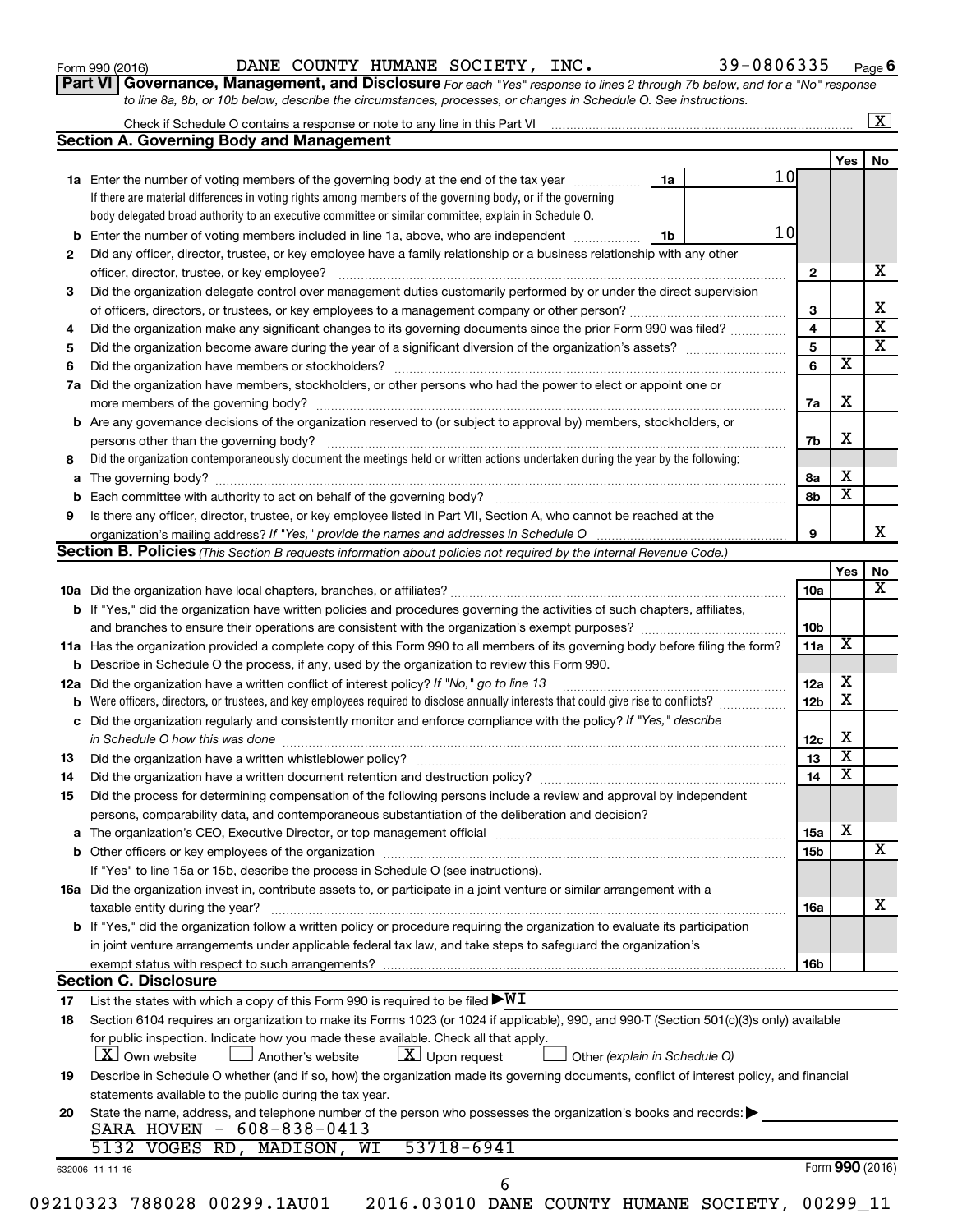Form 990 (2016) DANE COUNTY HUMANE SOCIETY, INC. 39-0806335 Page 6

**Part VI** **Governance, Management, and Disclosure** *For each "Yes" response to lines 2 through 7b below, and for a "No" response to line 8a, 8b, or 10b below, describe the circumstances, processes, or changes in Schedule O. See instructions.*

Check if Schedule O contains a response or note to any line in this Part VI ..... [X]

## Section A. Governing Body and Management

| | | | | Yes | No |
|---|---|---|---|---|---|
| **1a** | Enter the number of voting members of the governing body at the end of the tax year ..... If there are material differences in voting rights among members of the governing body, or if the governing body delegated broad authority to an executive committee or similar committee, explain in Schedule O. | 1a: 10 | | | |
| **b** | Enter the number of voting members included in line 1a, above, who are independent ..... | 1b: 10 | | | |
| **2** | Did any officer, director, trustee, or key employee have a family relationship or a business relationship with any other officer, director, trustee, or key employee? ..... | | 2 | | X |
| **3** | Did the organization delegate control over management duties customarily performed by or under the direct supervision of officers, directors, or trustees, or key employees to a management company or other person? ..... | | 3 | | X |
| **4** | Did the organization make any significant changes to its governing documents since the prior Form 990 was filed? ..... | | 4 | | X |
| **5** | Did the organization become aware during the year of a significant diversion of the organization's assets? ..... | | 5 | | X |
| **6** | Did the organization have members or stockholders? ..... | | 6 | X | |
| **7a** | Did the organization have members, stockholders, or other persons who had the power to elect or appoint one or more members of the governing body? ..... | | 7a | X | |
| **b** | Are any governance decisions of the organization reserved to (or subject to approval by) members, stockholders, or persons other than the governing body? ..... | | 7b | X | |
| **8** | Did the organization contemporaneously document the meetings held or written actions undertaken during the year by the following: | | | | |
| **a** | The governing body? ..... | | 8a | X | |
| **b** | Each committee with authority to act on behalf of the governing body? ..... | | 8b | X | |
| **9** | Is there any officer, director, trustee, or key employee listed in Part VII, Section A, who cannot be reached at the organization's mailing address? *If "Yes," provide the names and addresses in Schedule O* ..... | | 9 | | X |

## Section B. Policies *(This Section B requests information about policies not required by the Internal Revenue Code.)*

| | | | Yes | No |
|---|---|---|---|---|
| **10a** | Did the organization have local chapters, branches, or affiliates? ..... | 10a | | X |
| **b** | If "Yes," did the organization have written policies and procedures governing the activities of such chapters, affiliates, and branches to ensure their operations are consistent with the organization's exempt purposes? ..... | 10b | | |
| **11a** | Has the organization provided a complete copy of this Form 990 to all members of its governing body before filing the form? | 11a | X | |
| **b** | Describe in Schedule O the process, if any, used by the organization to review this Form 990. | | | |
| **12a** | Did the organization have a written conflict of interest policy? *If "No," go to line 13* ..... | 12a | X | |
| **b** | Were officers, directors, or trustees, and key employees required to disclose annually interests that could give rise to conflicts? ..... | 12b | X | |
| **c** | Did the organization regularly and consistently monitor and enforce compliance with the policy? *If "Yes," describe in Schedule O how this was done* ..... | 12c | X | |
| **13** | Did the organization have a written whistleblower policy? ..... | 13 | X | |
| **14** | Did the organization have a written document retention and destruction policy? ..... | 14 | X | |
| **15** | Did the process for determining compensation of the following persons include a review and approval by independent persons, comparability data, and contemporaneous substantiation of the deliberation and decision? | | | |
| **a** | The organization's CEO, Executive Director, or top management official ..... | 15a | X | |
| **b** | Other officers or key employees of the organization ..... | 15b | | X |
| | If "Yes" to line 15a or 15b, describe the process in Schedule O (see instructions). | | | |
| **16a** | Did the organization invest in, contribute assets to, or participate in a joint venture or similar arrangement with a taxable entity during the year? ..... | 16a | | X |
| **b** | If "Yes," did the organization follow a written policy or procedure requiring the organization to evaluate its participation in joint venture arrangements under applicable federal tax law, and take steps to safeguard the organization's exempt status with respect to such arrangements? ..... | 16b | | |

## Section C. Disclosure

**17** List the states with which a copy of this Form 990 is required to be filed ▶ WI

**18** Section 6104 requires an organization to make its Forms 1023 (or 1024 if applicable), 990, and 990-T (Section 501(c)(3)s only) available for public inspection. Indicate how you made these available. Check all that apply.

[X] Own website [ ] Another's website [X] Upon request [ ] Other *(explain in Schedule O)*

**19** Describe in Schedule O whether (and if so, how) the organization made its governing documents, conflict of interest policy, and financial statements available to the public during the tax year.

**20** State the name, address, and telephone number of the person who possesses the organization's books and records: ▶

SARA HOVEN - 608-838-0413
5132 VOGES RD, MADISON, WI 53718-6941

632006 11-11-16 Form **990** (2016)

09210323 788028 00299.1AU01 2016.03010 DANE COUNTY HUMANE SOCIETY, 00299_11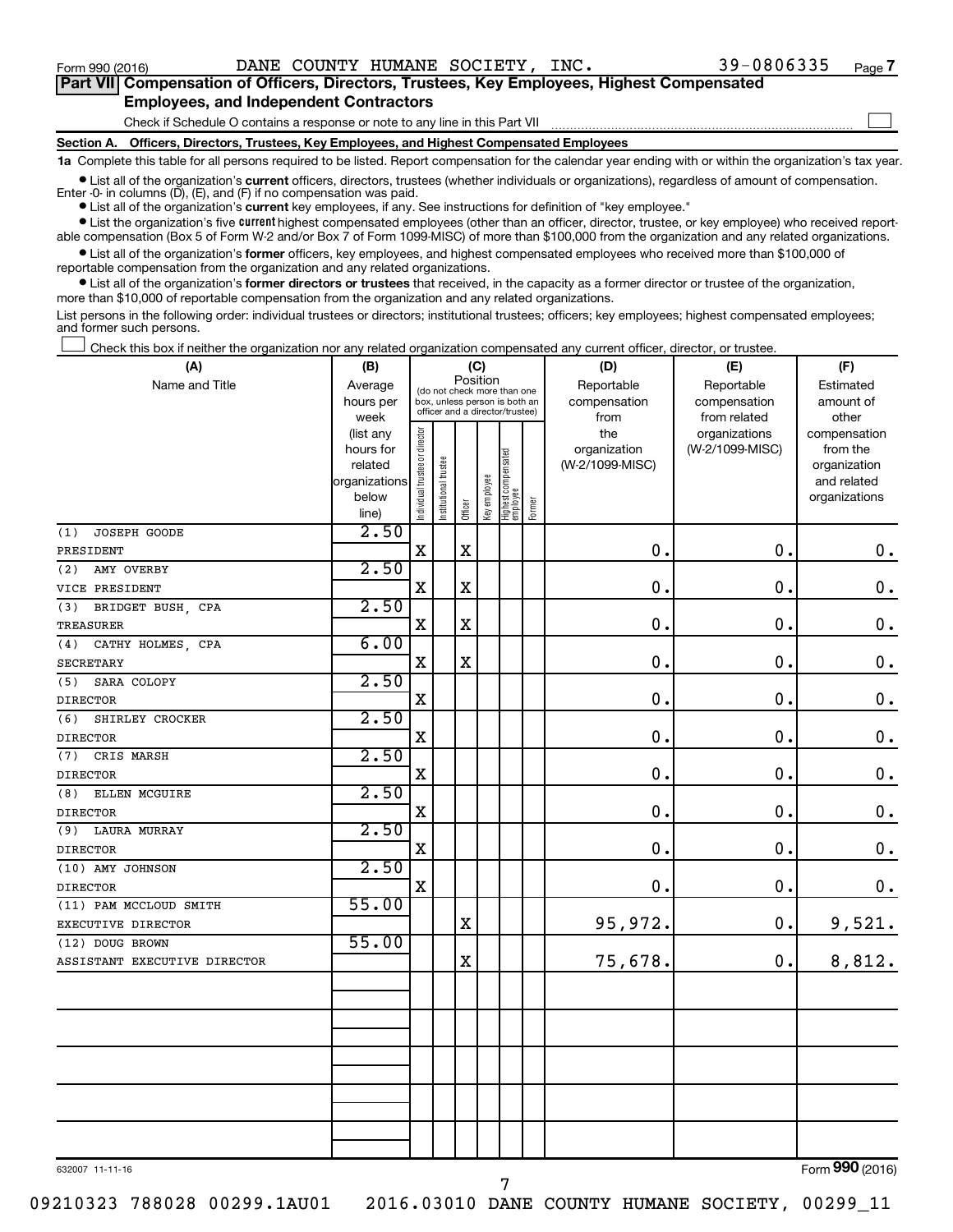Form 990 (2016) DANE COUNTY HUMANE SOCIETY, INC. 39-0806335 Page 7

## Part VII Compensation of Officers, Directors, Trustees, Key Employees, Highest Compensated Employees, and Independent Contractors

Check if Schedule O contains a response or note to any line in this Part VII

### Section A. Officers, Directors, Trustees, Key Employees, and Highest Compensated Employees

**1a** Complete this table for all persons required to be listed. Report compensation for the calendar year ending with or within the organization's tax year.

- List all of the organization's **current** officers, directors, trustees (whether individuals or organizations), regardless of amount of compensation. Enter -0- in columns (D), (E), and (F) if no compensation was paid.
- List all of the organization's **current** key employees, if any. See instructions for definition of "key employee."
- List the organization's five **current** highest compensated employees (other than an officer, director, trustee, or key employee) who received reportable compensation (Box 5 of Form W-2 and/or Box 7 of Form 1099-MISC) of more than $100,000 from the organization and any related organizations.
- List all of the organization's **former** officers, key employees, and highest compensated employees who received more than $100,000 of reportable compensation from the organization and any related organizations.
- List all of the organization's **former directors or trustees** that received, in the capacity as a former director or trustee of the organization, more than $10,000 of reportable compensation from the organization and any related organizations.

List persons in the following order: individual trustees or directors; institutional trustees; officers; key employees; highest compensated employees; and former such persons.

Check this box if neither the organization nor any related organization compensated any current officer, director, or trustee.

| (A) Name and Title | (B) Average hours per week (list any hours for related organizations below line) | (C) Position: Individual trustee or director | Institutional trustee | Officer | Key employee | Highest compensated employee | Former | (D) Reportable compensation from the organization (W-2/1099-MISC) | (E) Reportable compensation from related organizations (W-2/1099-MISC) | (F) Estimated amount of other compensation from the organization and related organizations |
|---|---|---|---|---|---|---|---|---|---|---|
| (1) JOSEPH GOODE<br>PRESIDENT | 2.50 | X | | X | | | | 0. | 0. | 0. |
| (2) AMY OVERBY<br>VICE PRESIDENT | 2.50 | X | | X | | | | 0. | 0. | 0. |
| (3) BRIDGET BUSH, CPA<br>TREASURER | 2.50 | X | | X | | | | 0. | 0. | 0. |
| (4) CATHY HOLMES, CPA<br>SECRETARY | 6.00 | X | | X | | | | 0. | 0. | 0. |
| (5) SARA COLOPY<br>DIRECTOR | 2.50 | X | | | | | | 0. | 0. | 0. |
| (6) SHIRLEY CROCKER<br>DIRECTOR | 2.50 | X | | | | | | 0. | 0. | 0. |
| (7) CRIS MARSH<br>DIRECTOR | 2.50 | X | | | | | | 0. | 0. | 0. |
| (8) ELLEN MCGUIRE<br>DIRECTOR | 2.50 | X | | | | | | 0. | 0. | 0. |
| (9) LAURA MURRAY<br>DIRECTOR | 2.50 | X | | | | | | 0. | 0. | 0. |
| (10) AMY JOHNSON<br>DIRECTOR | 2.50 | X | | | | | | 0. | 0. | 0. |
| (11) PAM MCCLOUD SMITH<br>EXECUTIVE DIRECTOR | 55.00 | | | X | | | | 95,972. | 0. | 9,521. |
| (12) DOUG BROWN<br>ASSISTANT EXECUTIVE DIRECTOR | 55.00 | | | X | | | | 75,678. | 0. | 8,812. |

632007 11-11-16

Form 990 (2016)

09210323 788028 00299.1AU01 2016.03010 DANE COUNTY HUMANE SOCIETY, 00299_11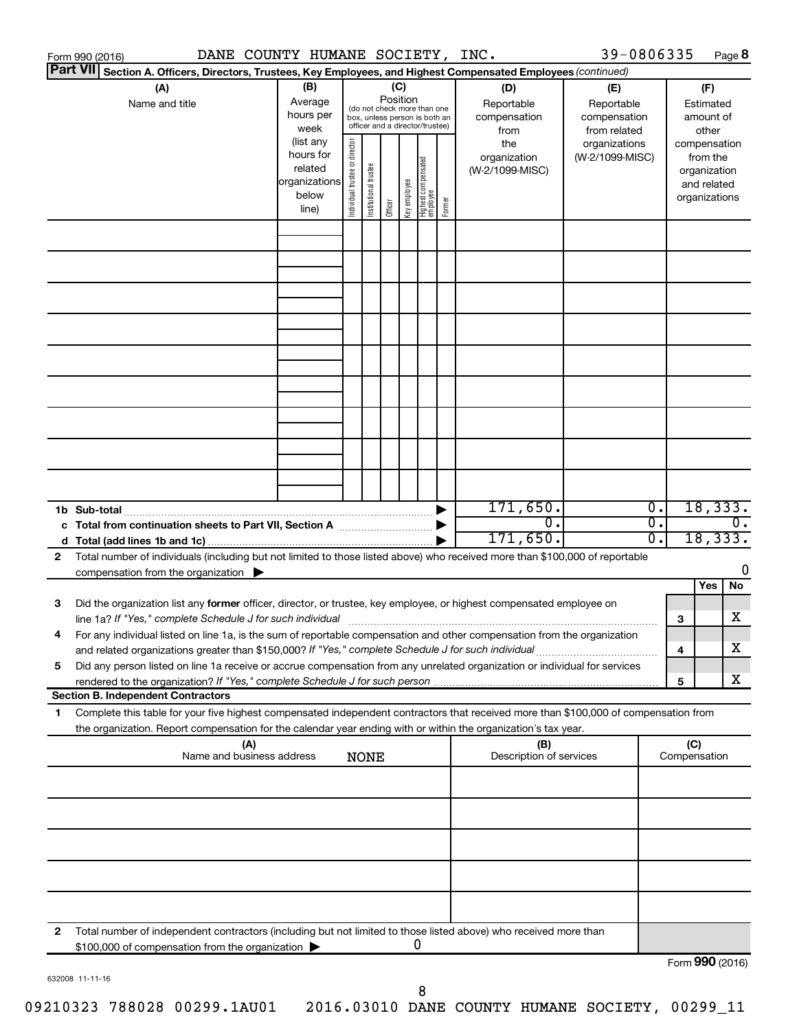Form 990 (2016) DANE COUNTY HUMANE SOCIETY, INC. 39-0806335 Page 8

**Part VII** **Section A. Officers, Directors, Trustees, Key Employees, and Highest Compensated Employees** *(continued)*

| (A) Name and title | (B) Average hours per week (list any hours for related organizations below line) | (C) Position (do not check more than one box, unless person is both an officer and a director/trustee) | | | | | | (D) Reportable compensation from the organization (W-2/1099-MISC) | (E) Reportable compensation from related organizations (W-2/1099-MISC) | (F) Estimated amount of other compensation from the organization and related organizations |
|---|---|---|---|---|---|---|---|---|---|---|
| | | Individual trustee or director | Institutional trustee | Officer | Key employee | Highest compensated employee | Former | | | |
| | | | | | | | | | | |
| | | | | | | | | | | |
| | | | | | | | | | | |
| | | | | | | | | | | |
| | | | | | | | | | | |
| | | | | | | | | | | |
| | | | | | | | | | | |
| | | | | | | | | | | |
| | | | | | | | | | | |
| **1b Sub-total** | | | | | | | ▶ | 171,650. | 0. | 18,333. |
| **c Total from continuation sheets to Part VII, Section A** | | | | | | | ▶ | 0. | 0. | 0. |
| **d Total (add lines 1b and 1c)** | | | | | | | ▶ | 171,650. | 0. | 18,333. |

**2** Total number of individuals (including but not limited to those listed above) who received more than $100,000 of reportable compensation from the organization ▶ 0

| | | | Yes | No |
|---|---|---|---|---|
| **3** | Did the organization list any **former** officer, director, or trustee, key employee, or highest compensated employee on line 1a? *If "Yes," complete Schedule J for such individual* | 3 | | X |
| **4** | For any individual listed on line 1a, is the sum of reportable compensation and other compensation from the organization and related organizations greater than $150,000? *If "Yes," complete Schedule J for such individual* | 4 | | X |
| **5** | Did any person listed on line 1a receive or accrue compensation from any unrelated organization or individual for services rendered to the organization? *If "Yes," complete Schedule J for such person* | 5 | | X |

**Section B. Independent Contractors**

**1** Complete this table for your five highest compensated independent contractors that received more than $100,000 of compensation from the organization. Report compensation for the calendar year ending with or within the organization's tax year.

| (A) Name and business address | (B) Description of services | (C) Compensation |
|---|---|---|
| NONE | | |
| | | |
| | | |
| | | |
| | | |
| | | |

**2** Total number of independent contractors (including but not limited to those listed above) who received more than $100,000 of compensation from the organization ▶ 0

Form **990** (2016)

632008 11-11-16

09210323 788028 00299.1AU01 2016.03010 DANE COUNTY HUMANE SOCIETY, 00299_11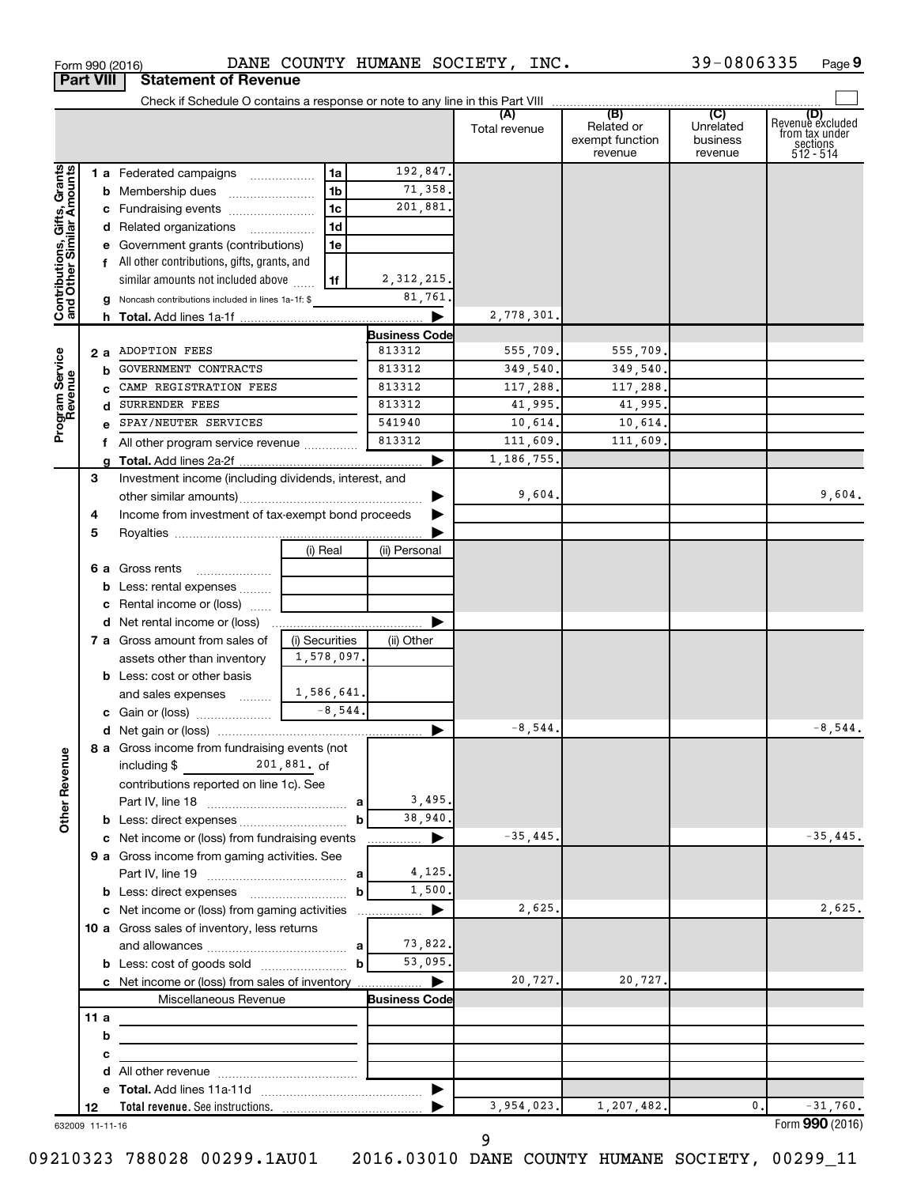Form 990 (2016) DANE COUNTY HUMANE SOCIETY, INC. 39-0806335 Page 9

**Part VIII** **Statement of Revenue**

Check if Schedule O contains a response or note to any line in this Part VIII

| | | | | (A) Total revenue | (B) Related or exempt function revenue | (C) Unrelated business revenue | (D) Revenue excluded from tax under sections 512 - 514 |
|---|---|---|---|---|---|---|---|
| **Contributions, Gifts, Grants and Other Similar Amounts** | 1 a Federated campaigns | 1a | 192,847. | | | | |
| | b Membership dues | 1b | 71,358. | | | | |
| | c Fundraising events | 1c | 201,881. | | | | |
| | d Related organizations | 1d | | | | | |
| | e Government grants (contributions) | 1e | | | | | |
| | f All other contributions, gifts, grants, and similar amounts not included above | 1f | 2,312,215. | | | | |
| | g Noncash contributions included in lines 1a-1f: $ | | 81,761. | | | | |
| | h **Total.** Add lines 1a-1f | | | 2,778,301. | | | |
| | | | **Business Code** | | | | |
| **Program Service Revenue** | 2 a ADOPTION FEES | | 813312 | 555,709. | 555,709. | | |
| | b GOVERNMENT CONTRACTS | | 813312 | 349,540. | 349,540. | | |
| | c CAMP REGISTRATION FEES | | 813312 | 117,288. | 117,288. | | |
| | d SURRENDER FEES | | 813312 | 41,995. | 41,995. | | |
| | e SPAY/NEUTER SERVICES | | 541940 | 10,614. | 10,614. | | |
| | f All other program service revenue | | 813312 | 111,609. | 111,609. | | |
| | g **Total.** Add lines 2a-2f | | | 1,186,755. | | | |
| **Other Revenue** | 3 Investment income (including dividends, interest, and other similar amounts) | | | 9,604. | | | 9,604. |
| | 4 Income from investment of tax-exempt bond proceeds | | | | | | |
| | 5 Royalties | | | | | | |
| | | (i) Real | (ii) Personal | | | | |
| | 6 a Gross rents | | | | | | |
| | b Less: rental expenses | | | | | | |
| | c Rental income or (loss) | | | | | | |
| | d Net rental income or (loss) | | | | | | |
| | | (i) Securities | (ii) Other | | | | |
| | 7 a Gross amount from sales of assets other than inventory | 1,578,097. | | | | | |
| | b Less: cost or other basis and sales expenses | 1,586,641. | | | | | |
| | c Gain or (loss) | -8,544. | | | | | |
| | d Net gain or (loss) | | | -8,544. | | | -8,544. |
| | 8 a Gross income from fundraising events (not including $ 201,881. of contributions reported on line 1c). See Part IV, line 18 | a | 3,495. | | | | |
| | b Less: direct expenses | b | 38,940. | | | | |
| | c Net income or (loss) from fundraising events | | | -35,445. | | | -35,445. |
| | 9 a Gross income from gaming activities. See Part IV, line 19 | a | 4,125. | | | | |
| | b Less: direct expenses | b | 1,500. | | | | |
| | c Net income or (loss) from gaming activities | | | 2,625. | | | 2,625. |
| | 10 a Gross sales of inventory, less returns and allowances | a | 73,822. | | | | |
| | b Less: cost of goods sold | b | 53,095. | | | | |
| | c Net income or (loss) from sales of inventory | | | 20,727. | 20,727. | | |
| | Miscellaneous Revenue | | **Business Code** | | | | |
| | 11 a | | | | | | |
| | b | | | | | | |
| | c | | | | | | |
| | d All other revenue | | | | | | |
| | e **Total.** Add lines 11a-11d | | | | | | |
| | 12 **Total revenue.** See instructions. | | | 3,954,023. | 1,207,482. | 0. | -31,760. |

632009 11-11-16 Form **990** (2016)

09210323 788028 00299.1AU01 2016.03010 DANE COUNTY HUMANE SOCIETY, 00299_11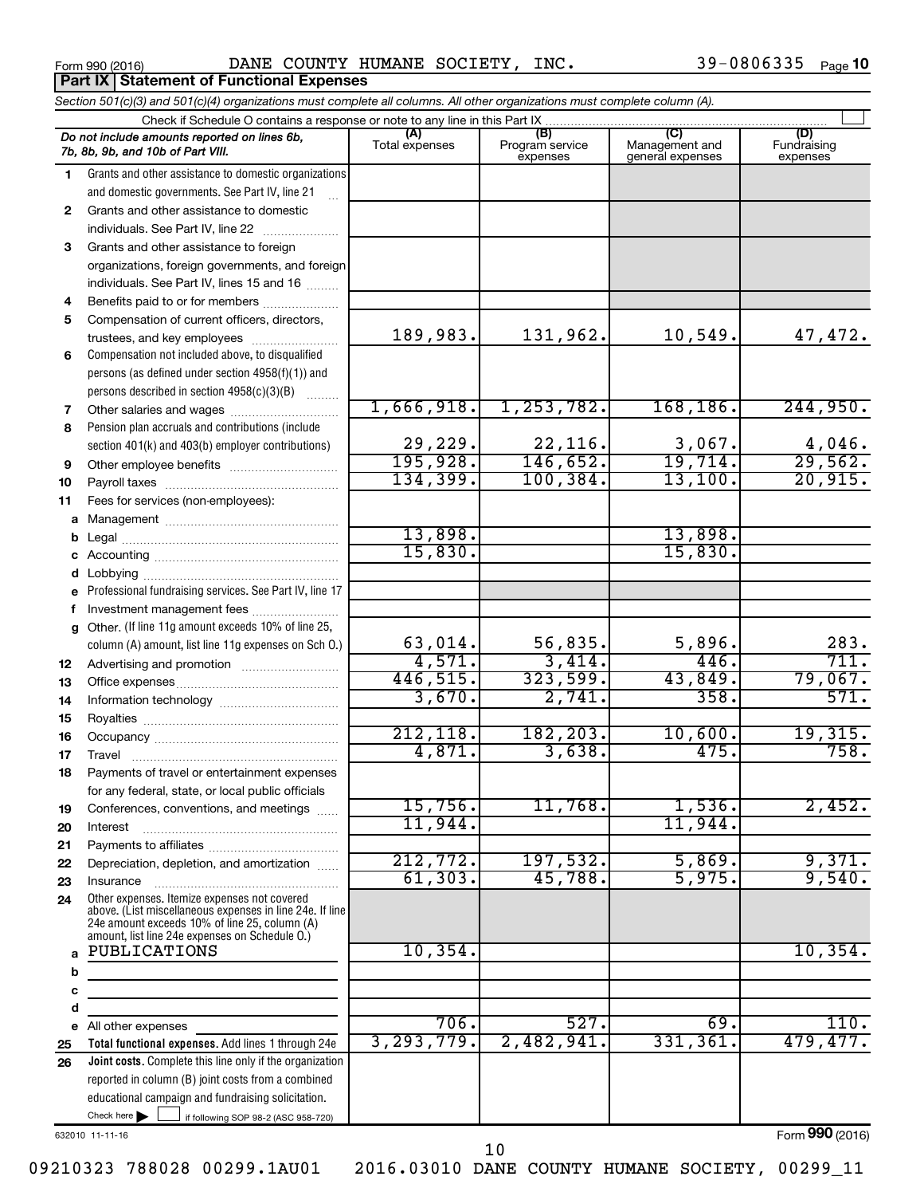Form 990 (2016) DANE COUNTY HUMANE SOCIETY, INC. 39-0806335

## Part IX Statement of Functional Expenses

*Section 501(c)(3) and 501(c)(4) organizations must complete all columns. All other organizations must complete column (A).*

Check if Schedule O contains a response or note to any line in this Part IX

| | *Do not include amounts reported on lines 6b, 7b, 8b, 9b, and 10b of Part VIII.* | (A) Total expenses | (B) Program service expenses | (C) Management and general expenses | (D) Fundraising expenses |
|---|---|---|---|---|---|
| 1 | Grants and other assistance to domestic organizations and domestic governments. See Part IV, line 21 | | | | |
| 2 | Grants and other assistance to domestic individuals. See Part IV, line 22 | | | | |
| 3 | Grants and other assistance to foreign organizations, foreign governments, and foreign individuals. See Part IV, lines 15 and 16 | | | | |
| 4 | Benefits paid to or for members | | | | |
| 5 | Compensation of current officers, directors, trustees, and key employees | 189,983. | 131,962. | 10,549. | 47,472. |
| 6 | Compensation not included above, to disqualified persons (as defined under section 4958(f)(1)) and persons described in section 4958(c)(3)(B) | | | | |
| 7 | Other salaries and wages | 1,666,918. | 1,253,782. | 168,186. | 244,950. |
| 8 | Pension plan accruals and contributions (include section 401(k) and 403(b) employer contributions) | 29,229. | 22,116. | 3,067. | 4,046. |
| 9 | Other employee benefits | 195,928. | 146,652. | 19,714. | 29,562. |
| 10 | Payroll taxes | 134,399. | 100,384. | 13,100. | 20,915. |
| 11 | Fees for services (non-employees): | | | | |
| a | Management | | | | |
| b | Legal | 13,898. | | 13,898. | |
| c | Accounting | 15,830. | | 15,830. | |
| d | Lobbying | | | | |
| e | Professional fundraising services. See Part IV, line 17 | | | | |
| f | Investment management fees | | | | |
| g | Other. (If line 11g amount exceeds 10% of line 25, column (A) amount, list line 11g expenses on Sch O.) | 63,014. | 56,835. | 5,896. | 283. |
| 12 | Advertising and promotion | 4,571. | 3,414. | 446. | 711. |
| 13 | Office expenses | 446,515. | 323,599. | 43,849. | 79,067. |
| 14 | Information technology | 3,670. | 2,741. | 358. | 571. |
| 15 | Royalties | | | | |
| 16 | Occupancy | 212,118. | 182,203. | 10,600. | 19,315. |
| 17 | Travel | 4,871. | 3,638. | 475. | 758. |
| 18 | Payments of travel or entertainment expenses for any federal, state, or local public officials | | | | |
| 19 | Conferences, conventions, and meetings | 15,756. | 11,768. | 1,536. | 2,452. |
| 20 | Interest | 11,944. | | 11,944. | |
| 21 | Payments to affiliates | | | | |
| 22 | Depreciation, depletion, and amortization | 212,772. | 197,532. | 5,869. | 9,371. |
| 23 | Insurance | 61,303. | 45,788. | 5,975. | 9,540. |
| 24 | Other expenses. Itemize expenses not covered above. (List miscellaneous expenses in line 24e. If line 24e amount exceeds 10% of line 25, column (A) amount, list line 24e expenses on Schedule O.) | | | | |
| a | PUBLICATIONS | 10,354. | | | 10,354. |
| b | | | | | |
| c | | | | | |
| d | | | | | |
| e | All other expenses | 706. | 527. | 69. | 110. |
| 25 | **Total functional expenses.** Add lines 1 through 24e | 3,293,779. | 2,482,941. | 331,361. | 479,477. |
| 26 | **Joint costs.** Complete this line only if the organization reported in column (B) joint costs from a combined educational campaign and fundraising solicitation. Check here ☐ if following SOP 98-2 (ASC 958-720) | | | | |

632010 11-11-16

Form **990** (2016)

09210323 788028 00299.1AU01 2016.03010 DANE COUNTY HUMANE SOCIETY, 00299_11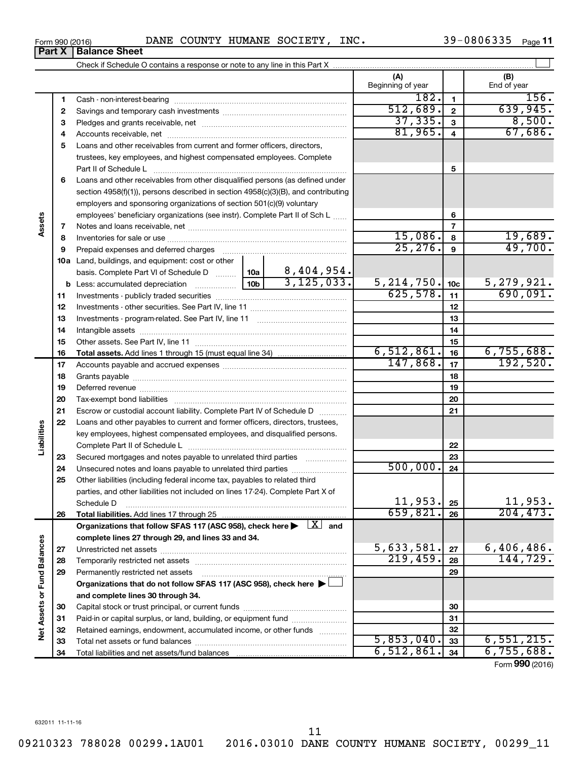Form 990 (2016) DANE COUNTY HUMANE SOCIETY, INC. 39-0806335 Page 11

**Part X Balance Sheet**

Check if Schedule O contains a response or note to any line in this Part X

| | | | (A) Beginning of year | | (B) End of year |
|---|---|---|---|---|---|
| Assets | 1 | Cash - non-interest-bearing | 182. | 1 | 156. |
| | 2 | Savings and temporary cash investments | 512,689. | 2 | 639,945. |
| | 3 | Pledges and grants receivable, net | 37,335. | 3 | 8,500. |
| | 4 | Accounts receivable, net | 81,965. | 4 | 67,686. |
| | 5 | Loans and other receivables from current and former officers, directors, trustees, key employees, and highest compensated employees. Complete Part II of Schedule L | | 5 | |
| | 6 | Loans and other receivables from other disqualified persons (as defined under section 4958(f)(1)), persons described in section 4958(c)(3)(B), and contributing employers and sponsoring organizations of section 501(c)(9) voluntary employees' beneficiary organizations (see instr). Complete Part II of Sch L | | 6 | |
| | 7 | Notes and loans receivable, net | | 7 | |
| | 8 | Inventories for sale or use | 15,086. | 8 | 19,689. |
| | 9 | Prepaid expenses and deferred charges | 25,276. | 9 | 49,700. |
| | 10a | Land, buildings, and equipment: cost or other basis. Complete Part VI of Schedule D ... 10a 8,404,954. | | | |
| | b | Less: accumulated depreciation ... 10b 3,125,033. | 5,214,750. | 10c | 5,279,921. |
| | 11 | Investments - publicly traded securities | 625,578. | 11 | 690,091. |
| | 12 | Investments - other securities. See Part IV, line 11 | | 12 | |
| | 13 | Investments - program-related. See Part IV, line 11 | | 13 | |
| | 14 | Intangible assets | | 14 | |
| | 15 | Other assets. See Part IV, line 11 | | 15 | |
| | 16 | **Total assets.** Add lines 1 through 15 (must equal line 34) | 6,512,861. | 16 | 6,755,688. |
| Liabilities | 17 | Accounts payable and accrued expenses | 147,868. | 17 | 192,520. |
| | 18 | Grants payable | | 18 | |
| | 19 | Deferred revenue | | 19 | |
| | 20 | Tax-exempt bond liabilities | | 20 | |
| | 21 | Escrow or custodial account liability. Complete Part IV of Schedule D | | 21 | |
| | 22 | Loans and other payables to current and former officers, directors, trustees, key employees, highest compensated employees, and disqualified persons. Complete Part II of Schedule L | | 22 | |
| | 23 | Secured mortgages and notes payable to unrelated third parties | | 23 | |
| | 24 | Unsecured notes and loans payable to unrelated third parties | 500,000. | 24 | |
| | 25 | Other liabilities (including federal income tax, payables to related third parties, and other liabilities not included on lines 17-24). Complete Part X of Schedule D | 11,953. | 25 | 11,953. |
| | 26 | **Total liabilities.** Add lines 17 through 25 | 659,821. | 26 | 204,473. |
| Net Assets or Fund Balances | | **Organizations that follow SFAS 117 (ASC 958), check here ▶ [X] and complete lines 27 through 29, and lines 33 and 34.** | | | |
| | 27 | Unrestricted net assets | 5,633,581. | 27 | 6,406,486. |
| | 28 | Temporarily restricted net assets | 219,459. | 28 | 144,729. |
| | 29 | Permanently restricted net assets | | 29 | |
| | | **Organizations that do not follow SFAS 117 (ASC 958), check here ▶ [ ] and complete lines 30 through 34.** | | | |
| | 30 | Capital stock or trust principal, or current funds | | 30 | |
| | 31 | Paid-in or capital surplus, or land, building, or equipment fund | | 31 | |
| | 32 | Retained earnings, endowment, accumulated income, or other funds | | 32 | |
| | 33 | Total net assets or fund balances | 5,853,040. | 33 | 6,551,215. |
| | 34 | Total liabilities and net assets/fund balances | 6,512,861. | 34 | 6,755,688. |

Form **990** (2016)

632011 11-11-16

09210323 788028 00299.1AU01 2016.03010 DANE COUNTY HUMANE SOCIETY, 00299_11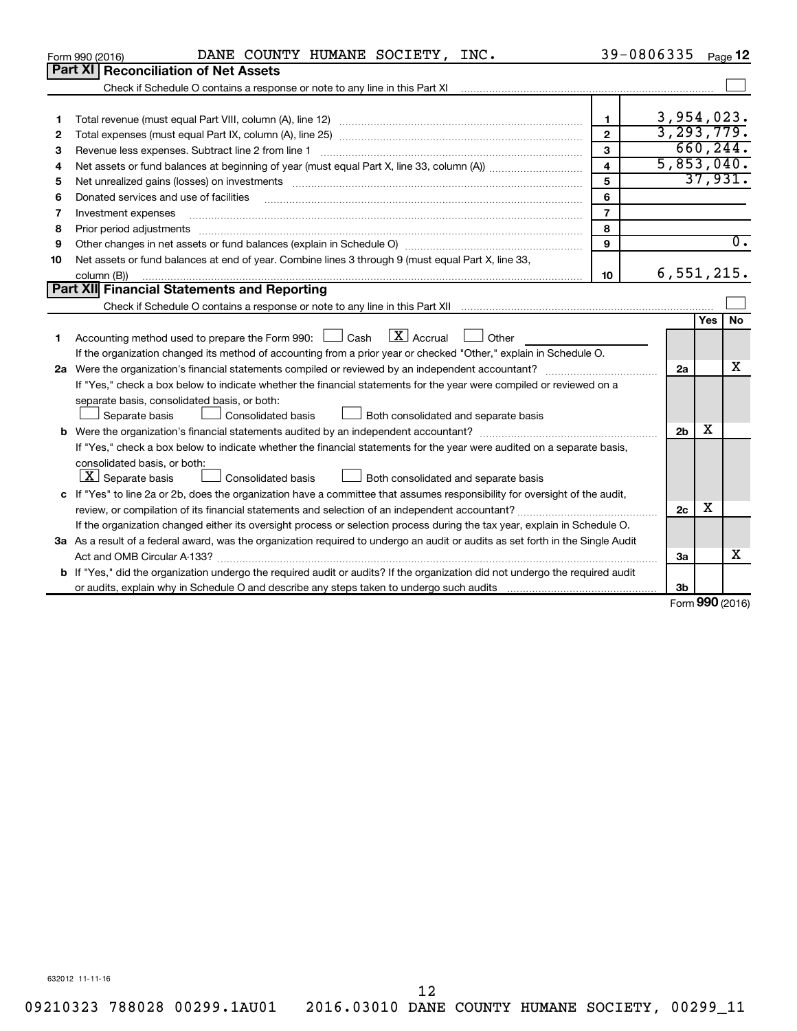Form 990 (2016) DANE COUNTY HUMANE SOCIETY, INC. 39-0806335

## Part XI Reconciliation of Net Assets

Check if Schedule O contains a response or note to any line in this Part XI ☐

| | | | |
|---|---|---|---|
| 1 | Total revenue (must equal Part VIII, column (A), line 12) | 1 | 3,954,023. |
| 2 | Total expenses (must equal Part IX, column (A), line 25) | 2 | 3,293,779. |
| 3 | Revenue less expenses. Subtract line 2 from line 1 | 3 | 660,244. |
| 4 | Net assets or fund balances at beginning of year (must equal Part X, line 33, column (A)) | 4 | 5,853,040. |
| 5 | Net unrealized gains (losses) on investments | 5 | 37,931. |
| 6 | Donated services and use of facilities | 6 | |
| 7 | Investment expenses | 7 | |
| 8 | Prior period adjustments | 8 | |
| 9 | Other changes in net assets or fund balances (explain in Schedule O) | 9 | 0. |
| 10 | Net assets or fund balances at end of year. Combine lines 3 through 9 (must equal Part X, line 33, column (B)) | 10 | 6,551,215. |

## Part XII Financial Statements and Reporting

Check if Schedule O contains a response or note to any line in this Part XII ☐

| | | | Yes | No |
|---|---|---|---|---|
| 1 | Accounting method used to prepare the Form 990: ☐ Cash ☒ Accrual ☐ Other<br>If the organization changed its method of accounting from a prior year or checked "Other," explain in Schedule O. | | | |
| 2a | Were the organization's financial statements compiled or reviewed by an independent accountant?<br>If "Yes," check a box below to indicate whether the financial statements for the year were compiled or reviewed on a separate basis, consolidated basis, or both:<br>☐ Separate basis ☐ Consolidated basis ☐ Both consolidated and separate basis | 2a | | X |
| b | Were the organization's financial statements audited by an independent accountant?<br>If "Yes," check a box below to indicate whether the financial statements for the year were audited on a separate basis, consolidated basis, or both:<br>☒ Separate basis ☐ Consolidated basis ☐ Both consolidated and separate basis | 2b | X | |
| c | If "Yes" to line 2a or 2b, does the organization have a committee that assumes responsibility for oversight of the audit, review, or compilation of its financial statements and selection of an independent accountant?<br>If the organization changed either its oversight process or selection process during the tax year, explain in Schedule O. | 2c | X | |
| 3a | As a result of a federal award, was the organization required to undergo an audit or audits as set forth in the Single Audit Act and OMB Circular A-133? | 3a | | X |
| b | If "Yes," did the organization undergo the required audit or audits? If the organization did not undergo the required audit or audits, explain why in Schedule O and describe any steps taken to undergo such audits | 3b | | |

Form **990** (2016)

632012 11-11-16

09210323 788028 00299.1AU01 2016.03010 DANE COUNTY HUMANE SOCIETY, 00299_11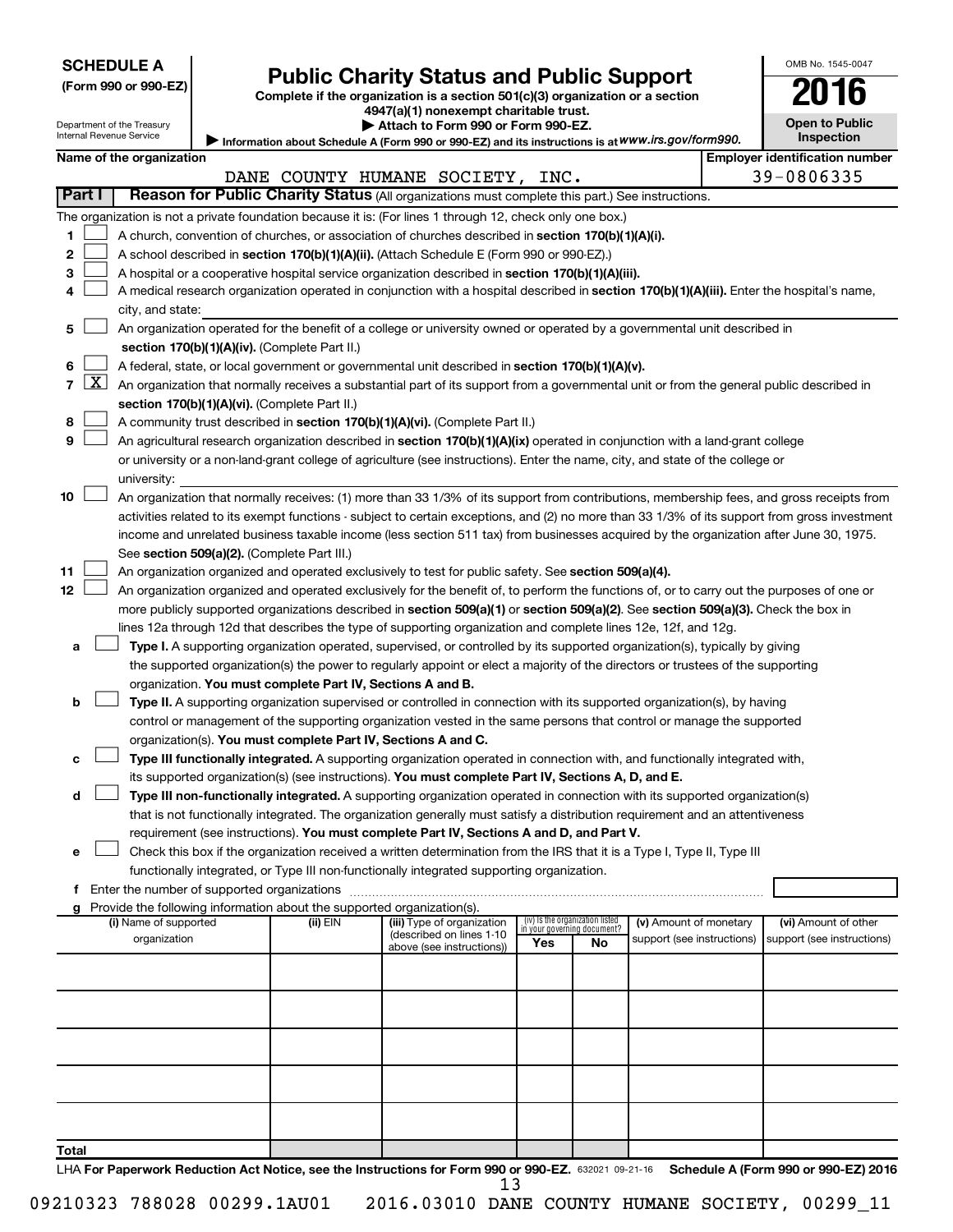**SCHEDULE A**
**(Form 990 or 990-EZ)**

Department of the Treasury
Internal Revenue Service

# Public Charity Status and Public Support

**Complete if the organization is a section 501(c)(3) organization or a section 4947(a)(1) nonexempt charitable trust.**
**▶ Attach to Form 990 or Form 990-EZ.**
▶ Information about Schedule A (Form 990 or 990-EZ) and its instructions is at *www.irs.gov/form990.*

OMB No. 1545-0047

**2016**

**Open to Public Inspection**

**Name of the organization:** DANE COUNTY HUMANE SOCIETY, INC.
**Employer identification number:** 39-0806335

**Part I** **Reason for Public Charity Status** (All organizations must complete this part.) See instructions.

The organization is not a private foundation because it is: (For lines 1 through 12, check only one box.)

1 [ ] A church, convention of churches, or association of churches described in **section 170(b)(1)(A)(i).**

2 [ ] A school described in **section 170(b)(1)(A)(ii).** (Attach Schedule E (Form 990 or 990-EZ).)

3 [ ] A hospital or a cooperative hospital service organization described in **section 170(b)(1)(A)(iii).**

4 [ ] A medical research organization operated in conjunction with a hospital described in **section 170(b)(1)(A)(iii).** Enter the hospital's name, city, and state:

5 [ ] An organization operated for the benefit of a college or university owned or operated by a governmental unit described in **section 170(b)(1)(A)(iv).** (Complete Part II.)

6 [ ] A federal, state, or local government or governmental unit described in **section 170(b)(1)(A)(v).**

7 [X] An organization that normally receives a substantial part of its support from a governmental unit or from the general public described in **section 170(b)(1)(A)(vi).** (Complete Part II.)

8 [ ] A community trust described in **section 170(b)(1)(A)(vi).** (Complete Part II.)

9 [ ] An agricultural research organization described in **section 170(b)(1)(A)(ix)** operated in conjunction with a land-grant college or university or a non-land-grant college of agriculture (see instructions). Enter the name, city, and state of the college or university:

10 [ ] An organization that normally receives: (1) more than 33 1/3% of its support from contributions, membership fees, and gross receipts from activities related to its exempt functions - subject to certain exceptions, and (2) no more than 33 1/3% of its support from gross investment income and unrelated business taxable income (less section 511 tax) from businesses acquired by the organization after June 30, 1975. See **section 509(a)(2).** (Complete Part III.)

11 [ ] An organization organized and operated exclusively to test for public safety. See **section 509(a)(4).**

12 [ ] An organization organized and operated exclusively for the benefit of, to perform the functions of, or to carry out the purposes of one or more publicly supported organizations described in **section 509(a)(1)** or **section 509(a)(2).** See **section 509(a)(3).** Check the box in lines 12a through 12d that describes the type of supporting organization and complete lines 12e, 12f, and 12g.

a [ ] **Type I.** A supporting organization operated, supervised, or controlled by its supported organization(s), typically by giving the supported organization(s) the power to regularly appoint or elect a majority of the directors or trustees of the supporting organization. **You must complete Part IV, Sections A and B.**

b [ ] **Type II.** A supporting organization supervised or controlled in connection with its supported organization(s), by having control or management of the supporting organization vested in the same persons that control or manage the supported organization(s). **You must complete Part IV, Sections A and C.**

c [ ] **Type III functionally integrated.** A supporting organization operated in connection with, and functionally integrated with, its supported organization(s) (see instructions). **You must complete Part IV, Sections A, D, and E.**

d [ ] **Type III non-functionally integrated.** A supporting organization operated in connection with its supported organization(s) that is not functionally integrated. The organization generally must satisfy a distribution requirement and an attentiveness requirement (see instructions). **You must complete Part IV, Sections A and D, and Part V.**

e [ ] Check this box if the organization received a written determination from the IRS that it is a Type I, Type II, Type III functionally integrated, or Type III non-functionally integrated supporting organization.

f Enter the number of supported organizations

g Provide the following information about the supported organization(s).

| (i) Name of supported organization | (ii) EIN | (iii) Type of organization (described on lines 1-10 above (see instructions)) | (iv) Is the organization listed in your governing document? Yes | No | (v) Amount of monetary support (see instructions) | (vi) Amount of other support (see instructions) |
|---|---|---|---|---|---|---|
| | | | | | | |
| | | | | | | |
| | | | | | | |
| | | | | | | |
| | | | | | | |
| **Total** | | | | | | |

LHA **For Paperwork Reduction Act Notice, see the Instructions for Form 990 or 990-EZ.** 632021 09-21-16 **Schedule A (Form 990 or 990-EZ) 2016**

09210323 788028 00299.1AU01 2016.03010 DANE COUNTY HUMANE SOCIETY, 00299_11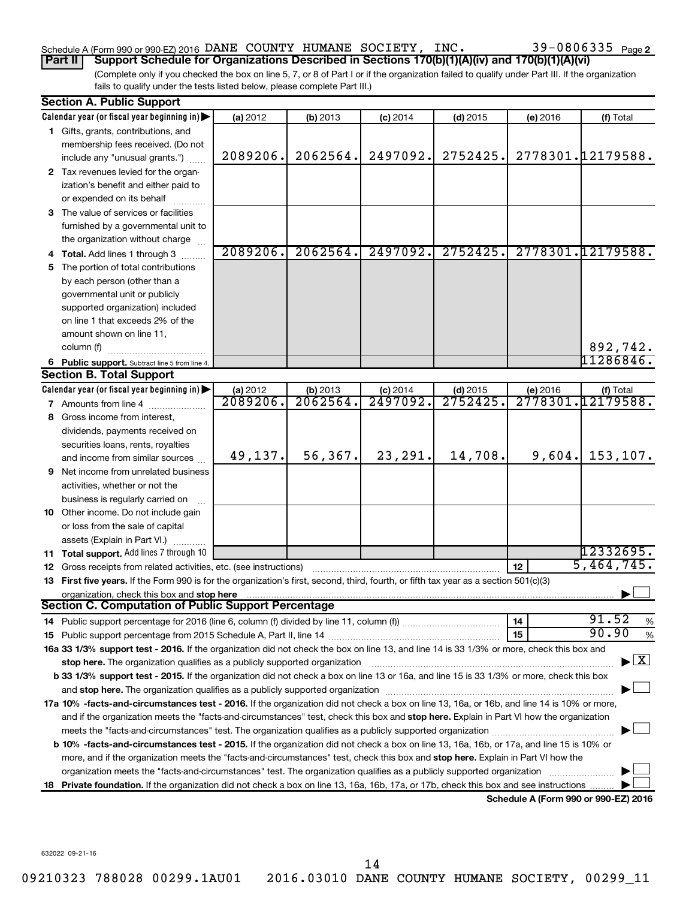Schedule A (Form 990 or 990-EZ) 2016 DANE COUNTY HUMANE SOCIETY, INC. 39-0806335 Page 2

**Part II** **Support Schedule for Organizations Described in Sections 170(b)(1)(A)(iv) and 170(b)(1)(A)(vi)**

(Complete only if you checked the box on line 5, 7, or 8 of Part I or if the organization failed to qualify under Part III. If the organization fails to qualify under the tests listed below, please complete Part III.)

**Section A. Public Support**

| Calendar year (or fiscal year beginning in) ▶ | (a) 2012 | (b) 2013 | (c) 2014 | (d) 2015 | (e) 2016 | (f) Total |
|---|---|---|---|---|---|---|
| **1** Gifts, grants, contributions, and membership fees received. (Do not include any "unusual grants.") | 2089206. | 2062564. | 2497092. | 2752425. | 2778301. | 12179588. |
| **2** Tax revenues levied for the organization's benefit and either paid to or expended on its behalf | | | | | | |
| **3** The value of services or facilities furnished by a governmental unit to the organization without charge | | | | | | |
| **4 Total.** Add lines 1 through 3 | 2089206. | 2062564. | 2497092. | 2752425. | 2778301. | 12179588. |
| **5** The portion of total contributions by each person (other than a governmental unit or publicly supported organization) included on line 1 that exceeds 2% of the amount shown on line 11, column (f) | | | | | | 892,742. |
| **6 Public support.** Subtract line 5 from line 4. | | | | | | 11286846. |

**Section B. Total Support**

| Calendar year (or fiscal year beginning in) ▶ | (a) 2012 | (b) 2013 | (c) 2014 | (d) 2015 | (e) 2016 | (f) Total |
|---|---|---|---|---|---|---|
| **7** Amounts from line 4 | 2089206. | 2062564. | 2497092. | 2752425. | 2778301. | 12179588. |
| **8** Gross income from interest, dividends, payments received on securities loans, rents, royalties and income from similar sources | 49,137. | 56,367. | 23,291. | 14,708. | 9,604. | 153,107. |
| **9** Net income from unrelated business activities, whether or not the business is regularly carried on | | | | | | |
| **10** Other income. Do not include gain or loss from the sale of capital assets (Explain in Part VI.) | | | | | | |
| **11 Total support.** Add lines 7 through 10 | | | | | | 12332695. |

**12** Gross receipts from related activities, etc. (see instructions) | **12** | 5,464,745.

**13 First five years.** If the Form 990 is for the organization's first, second, third, fourth, or fifth tax year as a section 501(c)(3) organization, check this box and **stop here** ▶ ☐

**Section C. Computation of Public Support Percentage**

**14** Public support percentage for 2016 (line 6, column (f) divided by line 11, column (f)) | **14** | 91.52 %

**15** Public support percentage from 2015 Schedule A, Part II, line 14 | **15** | 90.90 %

**16a 33 1/3% support test - 2016.** If the organization did not check the box on line 13, and line 14 is 33 1/3% or more, check this box and **stop here.** The organization qualifies as a publicly supported organization ▶ ☒

**b 33 1/3% support test - 2015.** If the organization did not check a box on line 13 or 16a, and line 15 is 33 1/3% or more, check this box and **stop here.** The organization qualifies as a publicly supported organization ▶ ☐

**17a 10% -facts-and-circumstances test - 2016.** If the organization did not check a box on line 13, 16a, or 16b, and line 14 is 10% or more, and if the organization meets the "facts-and-circumstances" test, check this box and **stop here.** Explain in Part VI how the organization meets the "facts-and-circumstances" test. The organization qualifies as a publicly supported organization ▶ ☐

**b 10% -facts-and-circumstances test - 2015.** If the organization did not check a box on line 13, 16a, 16b, or 17a, and line 15 is 10% or more, and if the organization meets the "facts-and-circumstances" test, check this box and **stop here.** Explain in Part VI how the organization meets the "facts-and-circumstances" test. The organization qualifies as a publicly supported organization ▶ ☐

**18 Private foundation.** If the organization did not check a box on line 13, 16a, 16b, 17a, or 17b, check this box and see instructions ▶ ☐

**Schedule A (Form 990 or 990-EZ) 2016**

632022 09-21-16

09210323 788028 00299.1AU01 2016.03010 DANE COUNTY HUMANE SOCIETY, 00299_11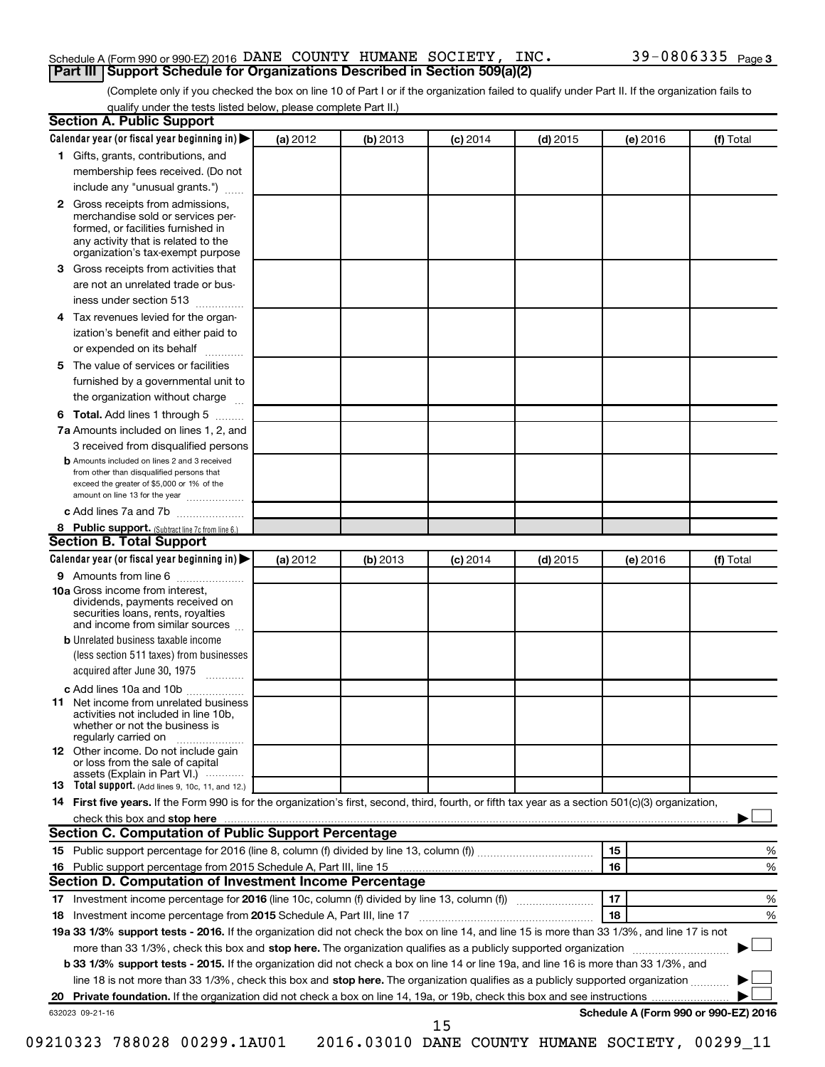Schedule A (Form 990 or 990-EZ) 2016 DANE COUNTY HUMANE SOCIETY, INC. 39-0806335 Page 3

## Part III Support Schedule for Organizations Described in Section 509(a)(2)

(Complete only if you checked the box on line 10 of Part I or if the organization failed to qualify under Part II. If the organization fails to qualify under the tests listed below, please complete Part II.)

### Section A. Public Support

| Calendar year (or fiscal year beginning in) ▶ | (a) 2012 | (b) 2013 | (c) 2014 | (d) 2015 | (e) 2016 | (f) Total |
|---|---|---|---|---|---|---|
| **1** Gifts, grants, contributions, and membership fees received. (Do not include any "unusual grants.") | | | | | | |
| **2** Gross receipts from admissions, merchandise sold or services performed, or facilities furnished in any activity that is related to the organization's tax-exempt purpose | | | | | | |
| **3** Gross receipts from activities that are not an unrelated trade or business under section 513 | | | | | | |
| **4** Tax revenues levied for the organization's benefit and either paid to or expended on its behalf | | | | | | |
| **5** The value of services or facilities furnished by a governmental unit to the organization without charge | | | | | | |
| **6 Total.** Add lines 1 through 5 | | | | | | |
| **7a** Amounts included on lines 1, 2, and 3 received from disqualified persons | | | | | | |
| **b** Amounts included on lines 2 and 3 received from other than disqualified persons that exceed the greater of $5,000 or 1% of the amount on line 13 for the year | | | | | | |
| **c** Add lines 7a and 7b | | | | | | |
| **8 Public support.** (Subtract line 7c from line 6.) | | | | | | |

### Section B. Total Support

| Calendar year (or fiscal year beginning in) ▶ | (a) 2012 | (b) 2013 | (c) 2014 | (d) 2015 | (e) 2016 | (f) Total |
|---|---|---|---|---|---|---|
| **9** Amounts from line 6 | | | | | | |
| **10a** Gross income from interest, dividends, payments received on securities loans, rents, royalties and income from similar sources | | | | | | |
| **b** Unrelated business taxable income (less section 511 taxes) from businesses acquired after June 30, 1975 | | | | | | |
| **c** Add lines 10a and 10b | | | | | | |
| **11** Net income from unrelated business activities not included in line 10b, whether or not the business is regularly carried on | | | | | | |
| **12** Other income. Do not include gain or loss from the sale of capital assets (Explain in Part VI.) | | | | | | |
| **13 Total support.** (Add lines 9, 10c, 11, and 12.) | | | | | | |

**14 First five years.** If the Form 990 is for the organization's first, second, third, fourth, or fifth tax year as a section 501(c)(3) organization, check this box and **stop here** ▶ ☐

### Section C. Computation of Public Support Percentage

| | | | |
|---|---|---|---|
| **15** Public support percentage for 2016 (line 8, column (f) divided by line 13, column (f)) | 15 | | % |
| **16** Public support percentage from 2015 Schedule A, Part III, line 15 | 16 | | % |

### Section D. Computation of Investment Income Percentage

| | | | |
|---|---|---|---|
| **17** Investment income percentage for **2016** (line 10c, column (f) divided by line 13, column (f)) | 17 | | % |
| **18** Investment income percentage from **2015** Schedule A, Part III, line 17 | 18 | | % |

**19a 33 1/3% support tests - 2016.** If the organization did not check the box on line 14, and line 15 is more than 33 1/3%, and line 17 is not more than 33 1/3%, check this box and **stop here.** The organization qualifies as a publicly supported organization ▶ ☐

**b 33 1/3% support tests - 2015.** If the organization did not check a box on line 14 or line 19a, and line 16 is more than 33 1/3%, and line 18 is not more than 33 1/3%, check this box and **stop here.** The organization qualifies as a publicly supported organization ▶ ☐

**20 Private foundation.** If the organization did not check a box on line 14, 19a, or 19b, check this box and see instructions ▶ ☐

632023 09-21-16 **Schedule A (Form 990 or 990-EZ) 2016**

09210323 788028 00299.1AU01 2016.03010 DANE COUNTY HUMANE SOCIETY, 00299_11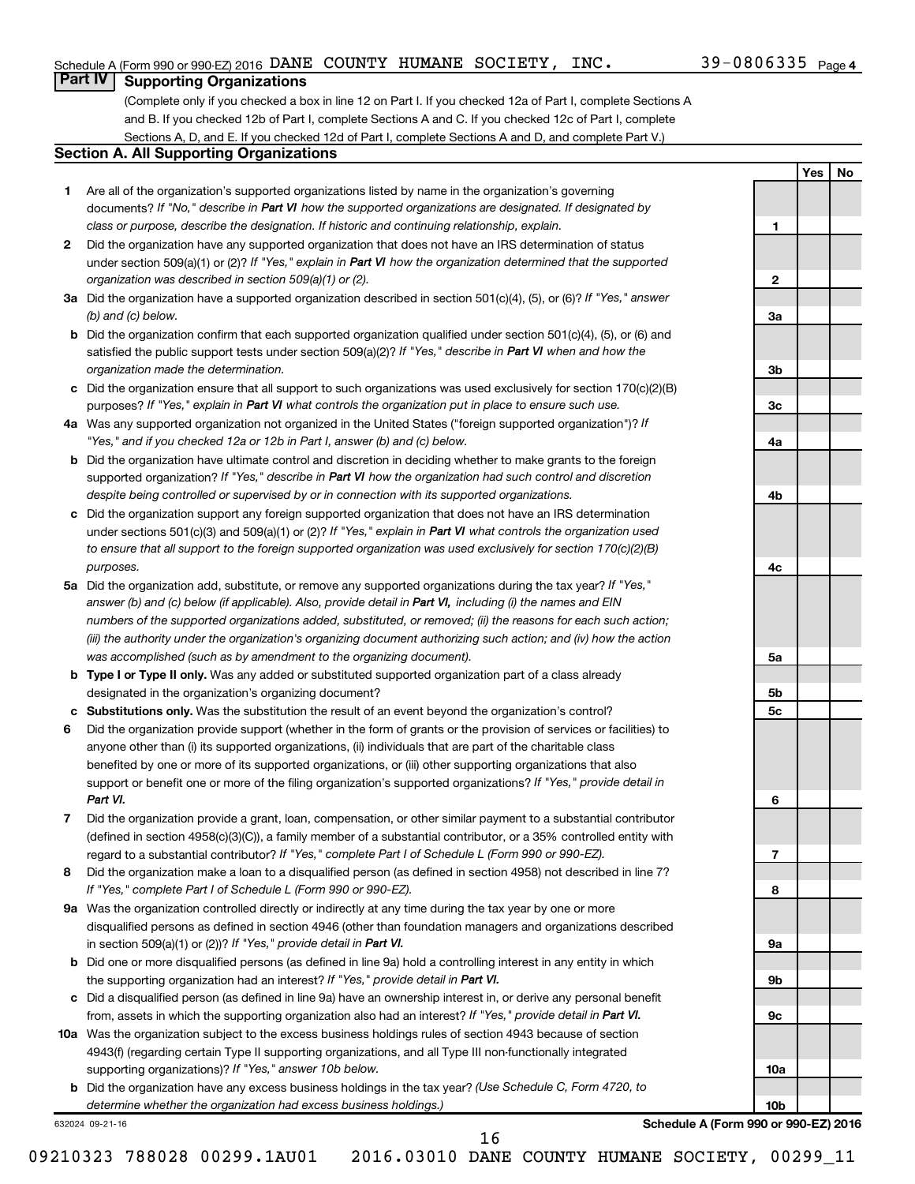Schedule A (Form 990 or 990-EZ) 2016 DANE COUNTY HUMANE SOCIETY, INC. 39-0806335 Page 4

## Part IV Supporting Organizations

(Complete only if you checked a box in line 12 on Part I. If you checked 12a of Part I, complete Sections A and B. If you checked 12b of Part I, complete Sections A and C. If you checked 12c of Part I, complete Sections A, D, and E. If you checked 12d of Part I, complete Sections A and D, and complete Part V.)

### Section A. All Supporting Organizations

| | | | Yes | No |
|---|---|---|---|---|
| **1** | Are all of the organization's supported organizations listed by name in the organization's governing documents? *If "No," describe in **Part VI** how the supported organizations are designated. If designated by class or purpose, describe the designation. If historic and continuing relationship, explain.* | 1 | | |
| **2** | Did the organization have any supported organization that does not have an IRS determination of status under section 509(a)(1) or (2)? *If "Yes," explain in **Part VI** how the organization determined that the supported organization was described in section 509(a)(1) or (2).* | 2 | | |
| **3a** | Did the organization have a supported organization described in section 501(c)(4), (5), or (6)? *If "Yes," answer (b) and (c) below.* | 3a | | |
| **b** | Did the organization confirm that each supported organization qualified under section 501(c)(4), (5), or (6) and satisfied the public support tests under section 509(a)(2)? *If "Yes," describe in **Part VI** when and how the organization made the determination.* | 3b | | |
| **c** | Did the organization ensure that all support to such organizations was used exclusively for section 170(c)(2)(B) purposes? *If "Yes," explain in **Part VI** what controls the organization put in place to ensure such use.* | 3c | | |
| **4a** | Was any supported organization not organized in the United States ("foreign supported organization")? *If "Yes," and if you checked 12a or 12b in Part I, answer (b) and (c) below.* | 4a | | |
| **b** | Did the organization have ultimate control and discretion in deciding whether to make grants to the foreign supported organization? *If "Yes," describe in **Part VI** how the organization had such control and discretion despite being controlled or supervised by or in connection with its supported organizations.* | 4b | | |
| **c** | Did the organization support any foreign supported organization that does not have an IRS determination under sections 501(c)(3) and 509(a)(1) or (2)? *If "Yes," explain in **Part VI** what controls the organization used to ensure that all support to the foreign supported organization was used exclusively for section 170(c)(2)(B) purposes.* | 4c | | |
| **5a** | Did the organization add, substitute, or remove any supported organizations during the tax year? *If "Yes," answer (b) and (c) below (if applicable). Also, provide detail in **Part VI,** including (i) the names and EIN numbers of the supported organizations added, substituted, or removed; (ii) the reasons for each such action; (iii) the authority under the organization's organizing document authorizing such action; and (iv) how the action was accomplished (such as by amendment to the organizing document).* | 5a | | |
| **b** | **Type I or Type II only.** Was any added or substituted supported organization part of a class already designated in the organization's organizing document? | 5b | | |
| **c** | **Substitutions only.** Was the substitution the result of an event beyond the organization's control? | 5c | | |
| **6** | Did the organization provide support (whether in the form of grants or the provision of services or facilities) to anyone other than (i) its supported organizations, (ii) individuals that are part of the charitable class benefited by one or more of its supported organizations, or (iii) other supporting organizations that also support or benefit one or more of the filing organization's supported organizations? *If "Yes," provide detail in **Part VI.*** | 6 | | |
| **7** | Did the organization provide a grant, loan, compensation, or other similar payment to a substantial contributor (defined in section 4958(c)(3)(C)), a family member of a substantial contributor, or a 35% controlled entity with regard to a substantial contributor? *If "Yes," complete Part I of Schedule L (Form 990 or 990-EZ).* | 7 | | |
| **8** | Did the organization make a loan to a disqualified person (as defined in section 4958) not described in line 7? *If "Yes," complete Part I of Schedule L (Form 990 or 990-EZ).* | 8 | | |
| **9a** | Was the organization controlled directly or indirectly at any time during the tax year by one or more disqualified persons as defined in section 4946 (other than foundation managers and organizations described in section 509(a)(1) or (2))? *If "Yes," provide detail in **Part VI.*** | 9a | | |
| **b** | Did one or more disqualified persons (as defined in line 9a) hold a controlling interest in any entity in which the supporting organization had an interest? *If "Yes," provide detail in **Part VI.*** | 9b | | |
| **c** | Did a disqualified person (as defined in line 9a) have an ownership interest in, or derive any personal benefit from, assets in which the supporting organization also had an interest? *If "Yes," provide detail in **Part VI.*** | 9c | | |
| **10a** | Was the organization subject to the excess business holdings rules of section 4943 because of section 4943(f) (regarding certain Type II supporting organizations, and all Type III non-functionally integrated supporting organizations)? *If "Yes," answer 10b below.* | 10a | | |
| **b** | Did the organization have any excess business holdings in the tax year? *(Use Schedule C, Form 4720, to determine whether the organization had excess business holdings.)* | 10b | | |

632024 09-21-16 **Schedule A (Form 990 or 990-EZ) 2016**

09210323 788028 00299.1AU01 2016.03010 DANE COUNTY HUMANE SOCIETY, 00299_11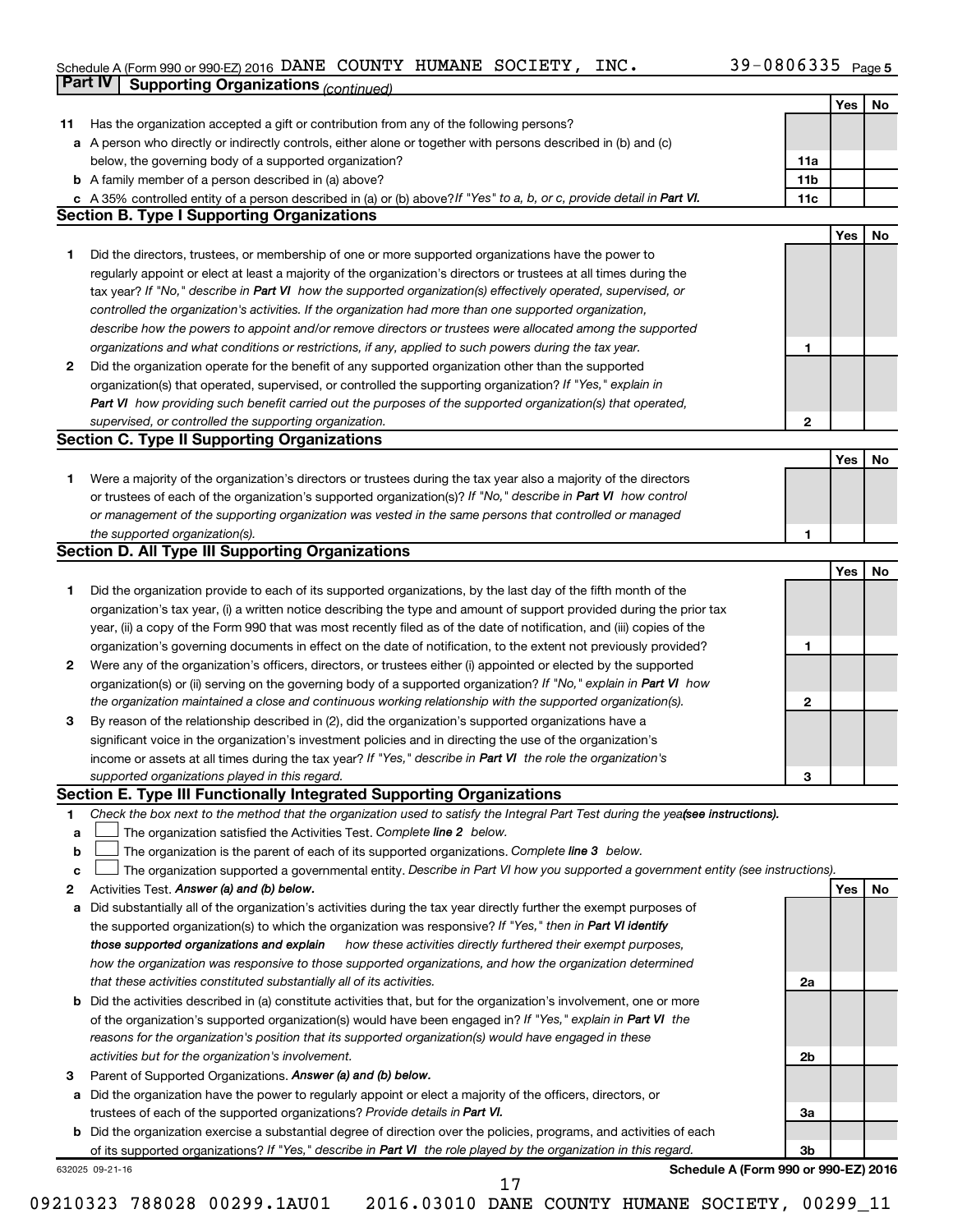Schedule A (Form 990 or 990-EZ) 2016 DANE COUNTY HUMANE SOCIETY, INC. 39-0806335

## Part IV | Supporting Organizations *(continued)*

| | | | Yes | No |
|---|---|---|---|---|
| **11** | Has the organization accepted a gift or contribution from any of the following persons? | | | |
| **a** | A person who directly or indirectly controls, either alone or together with persons described in (b) and (c) below, the governing body of a supported organization? | 11a | | |
| **b** | A family member of a person described in (a) above? | 11b | | |
| **c** | A 35% controlled entity of a person described in (a) or (b) above? *If "Yes" to a, b, or c, provide detail in* ***Part VI.*** | 11c | | |

### Section B. Type I Supporting Organizations

| | | | Yes | No |
|---|---|---|---|---|
| **1** | Did the directors, trustees, or membership of one or more supported organizations have the power to regularly appoint or elect at least a majority of the organization's directors or trustees at all times during the tax year? *If "No," describe in* ***Part VI*** *how the supported organization(s) effectively operated, supervised, or controlled the organization's activities. If the organization had more than one supported organization, describe how the powers to appoint and/or remove directors or trustees were allocated among the supported organizations and what conditions or restrictions, if any, applied to such powers during the tax year.* | 1 | | |
| **2** | Did the organization operate for the benefit of any supported organization other than the supported organization(s) that operated, supervised, or controlled the supporting organization? *If "Yes," explain in* ***Part VI*** *how providing such benefit carried out the purposes of the supported organization(s) that operated, supervised, or controlled the supporting organization.* | 2 | | |

### Section C. Type II Supporting Organizations

| | | | Yes | No |
|---|---|---|---|---|
| **1** | Were a majority of the organization's directors or trustees during the tax year also a majority of the directors or trustees of each of the organization's supported organization(s)? *If "No," describe in* ***Part VI*** *how control or management of the supporting organization was vested in the same persons that controlled or managed the supported organization(s).* | 1 | | |

### Section D. All Type III Supporting Organizations

| | | | Yes | No |
|---|---|---|---|---|
| **1** | Did the organization provide to each of its supported organizations, by the last day of the fifth month of the organization's tax year, (i) a written notice describing the type and amount of support provided during the prior tax year, (ii) a copy of the Form 990 that was most recently filed as of the date of notification, and (iii) copies of the organization's governing documents in effect on the date of notification, to the extent not previously provided? | 1 | | |
| **2** | Were any of the organization's officers, directors, or trustees either (i) appointed or elected by the supported organization(s) or (ii) serving on the governing body of a supported organization? *If "No," explain in* ***Part VI*** *how the organization maintained a close and continuous working relationship with the supported organization(s).* | 2 | | |
| **3** | By reason of the relationship described in (2), did the organization's supported organizations have a significant voice in the organization's investment policies and in directing the use of the organization's income or assets at all times during the tax year? *If "Yes," describe in* ***Part VI*** *the role the organization's supported organizations played in this regard.* | 3 | | |

### Section E. Type III Functionally Integrated Supporting Organizations

**1** *Check the box next to the method that the organization used to satisfy the Integral Part Test during the year* ***(see instructions).***

- **a** ☐ The organization satisfied the Activities Test. *Complete* ***line 2*** *below.*
- **b** ☐ The organization is the parent of each of its supported organizations. *Complete* ***line 3*** *below.*
- **c** ☐ The organization supported a governmental entity. *Describe in Part VI how you supported a government entity (see instructions).*

| | | | Yes | No |
|---|---|---|---|---|
| **2** | Activities Test. ***Answer (a) and (b) below.*** | | | |
| **a** | Did substantially all of the organization's activities during the tax year directly further the exempt purposes of the supported organization(s) to which the organization was responsive? *If "Yes," then in* ***Part VI identify those supported organizations and explain*** *how these activities directly furthered their exempt purposes, how the organization was responsive to those supported organizations, and how the organization determined that these activities constituted substantially all of its activities.* | 2a | | |
| **b** | Did the activities described in (a) constitute activities that, but for the organization's involvement, one or more of the organization's supported organization(s) would have been engaged in? *If "Yes," explain in* ***Part VI*** *the reasons for the organization's position that its supported organization(s) would have engaged in these activities but for the organization's involvement.* | 2b | | |
| **3** | Parent of Supported Organizations. ***Answer (a) and (b) below.*** | | | |
| **a** | Did the organization have the power to regularly appoint or elect a majority of the officers, directors, or trustees of each of the supported organizations? *Provide details in* ***Part VI.*** | 3a | | |
| **b** | Did the organization exercise a substantial degree of direction over the policies, programs, and activities of each of its supported organizations? *If "Yes," describe in* ***Part VI*** *the role played by the organization in this regard.* | 3b | | |

632025 09-21-16 **Schedule A (Form 990 or 990-EZ) 2016**

09210323 788028 00299.1AU01 2016.03010 DANE COUNTY HUMANE SOCIETY, 00299_11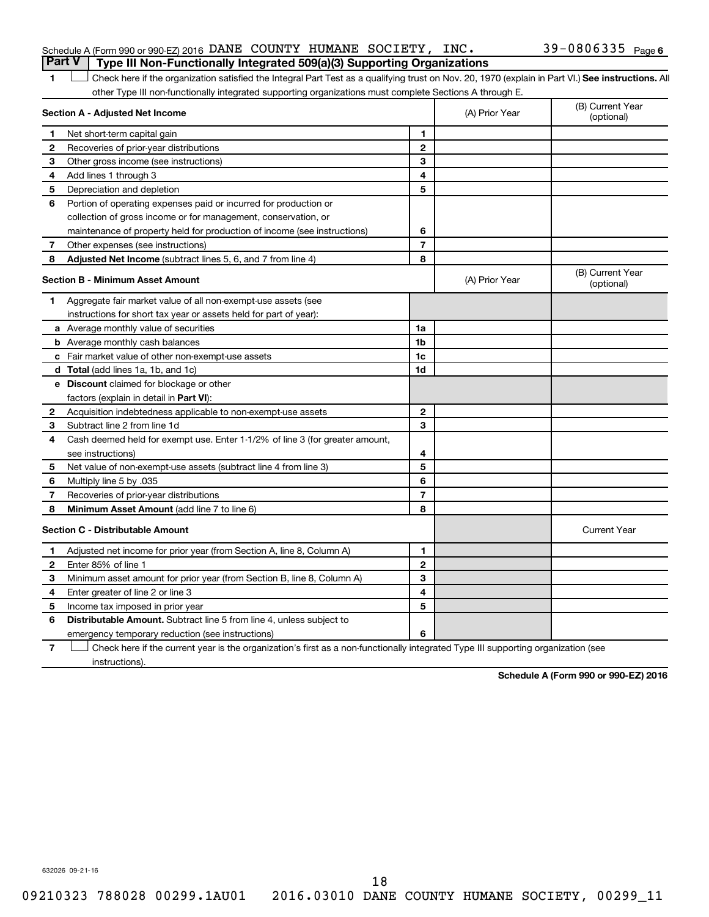## Part V | Type III Non-Functionally Integrated 509(a)(3) Supporting Organizations

1 ☐ Check here if the organization satisfied the Integral Part Test as a qualifying trust on Nov. 20, 1970 (explain in Part VI.) **See instructions.** All other Type III non-functionally integrated supporting organizations must complete Sections A through E.

| **Section A - Adjusted Net Income** | | | (A) Prior Year | (B) Current Year (optional) |
|---|---|---|---|---|
| 1 | Net short-term capital gain | 1 | | |
| 2 | Recoveries of prior-year distributions | 2 | | |
| 3 | Other gross income (see instructions) | 3 | | |
| 4 | Add lines 1 through 3 | 4 | | |
| 5 | Depreciation and depletion | 5 | | |
| 6 | Portion of operating expenses paid or incurred for production or collection of gross income or for management, conservation, or maintenance of property held for production of income (see instructions) | 6 | | |
| 7 | Other expenses (see instructions) | 7 | | |
| 8 | **Adjusted Net Income** (subtract lines 5, 6, and 7 from line 4) | 8 | | |

| **Section B - Minimum Asset Amount** | | | (A) Prior Year | (B) Current Year (optional) |
|---|---|---|---|---|
| 1 | Aggregate fair market value of all non-exempt-use assets (see instructions for short tax year or assets held for part of year): | | | |
| a | Average monthly value of securities | 1a | | |
| b | Average monthly cash balances | 1b | | |
| c | Fair market value of other non-exempt-use assets | 1c | | |
| d | **Total** (add lines 1a, 1b, and 1c) | 1d | | |
| e | **Discount** claimed for blockage or other factors (explain in detail in **Part VI**): | | | |
| 2 | Acquisition indebtedness applicable to non-exempt-use assets | 2 | | |
| 3 | Subtract line 2 from line 1d | 3 | | |
| 4 | Cash deemed held for exempt use. Enter 1-1/2% of line 3 (for greater amount, see instructions) | 4 | | |
| 5 | Net value of non-exempt-use assets (subtract line 4 from line 3) | 5 | | |
| 6 | Multiply line 5 by .035 | 6 | | |
| 7 | Recoveries of prior-year distributions | 7 | | |
| 8 | **Minimum Asset Amount** (add line 7 to line 6) | 8 | | |

| **Section C - Distributable Amount** | | | | Current Year |
|---|---|---|---|---|
| 1 | Adjusted net income for prior year (from Section A, line 8, Column A) | 1 | | |
| 2 | Enter 85% of line 1 | 2 | | |
| 3 | Minimum asset amount for prior year (from Section B, line 8, Column A) | 3 | | |
| 4 | Enter greater of line 2 or line 3 | 4 | | |
| 5 | Income tax imposed in prior year | 5 | | |
| 6 | **Distributable Amount.** Subtract line 5 from line 4, unless subject to emergency temporary reduction (see instructions) | 6 | | |

7 ☐ Check here if the current year is the organization's first as a non-functionally integrated Type III supporting organization (see instructions).

632026 09-21-16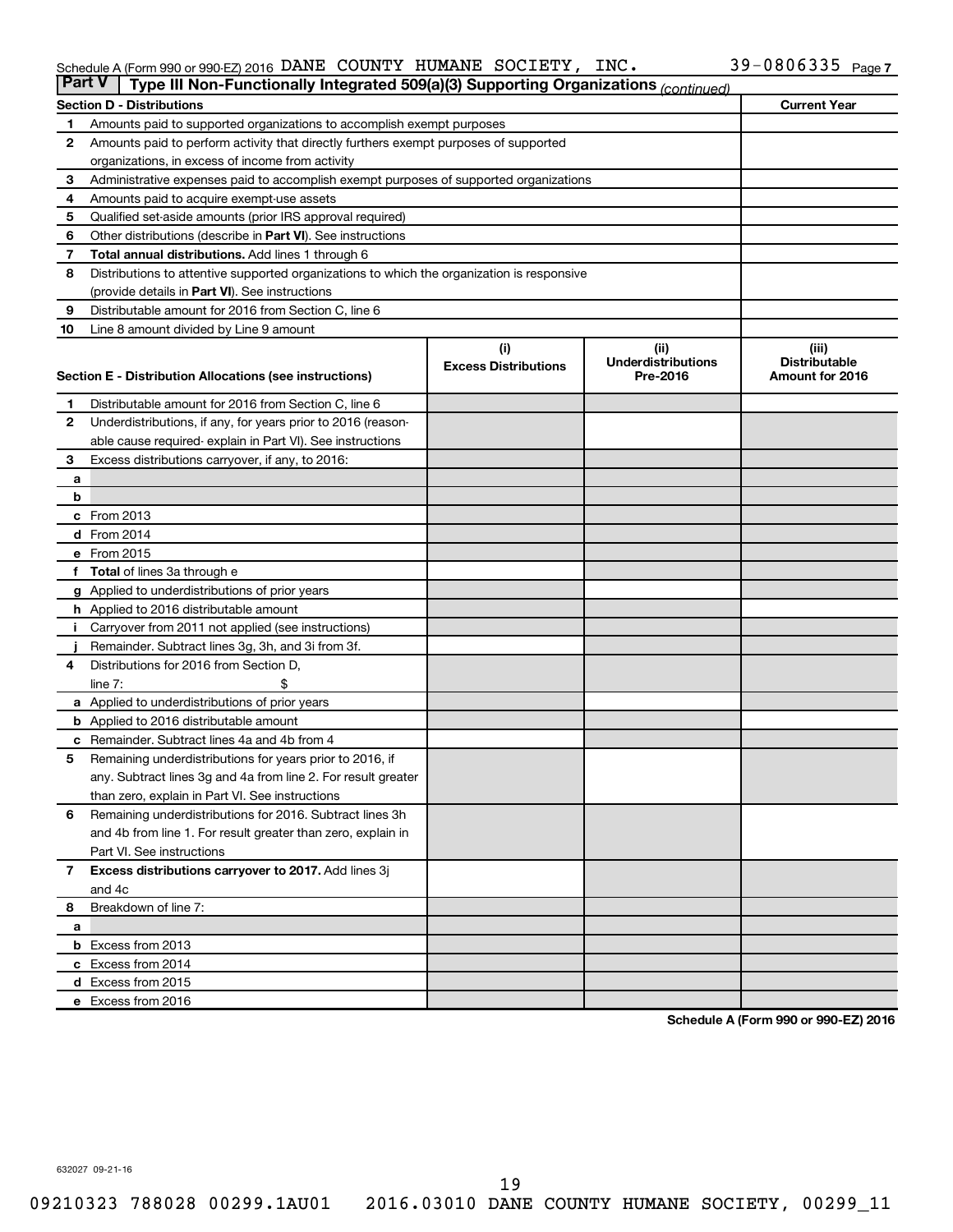Schedule A (Form 990 or 990-EZ) 2016 DANE COUNTY HUMANE SOCIETY, INC. 39-0806335 Page 7

## Part V | Type III Non-Functionally Integrated 509(a)(3) Supporting Organizations *(continued)*

| Section D - Distributions | | Current Year |
|---|---|---|
| 1 | Amounts paid to supported organizations to accomplish exempt purposes | |
| 2 | Amounts paid to perform activity that directly furthers exempt purposes of supported organizations, in excess of income from activity | |
| 3 | Administrative expenses paid to accomplish exempt purposes of supported organizations | |
| 4 | Amounts paid to acquire exempt-use assets | |
| 5 | Qualified set-aside amounts (prior IRS approval required) | |
| 6 | Other distributions (describe in **Part VI**). See instructions | |
| 7 | **Total annual distributions.** Add lines 1 through 6 | |
| 8 | Distributions to attentive supported organizations to which the organization is responsive (provide details in **Part VI**). See instructions | |
| 9 | Distributable amount for 2016 from Section C, line 6 | |
| 10 | Line 8 amount divided by Line 9 amount | |

| Section E - Distribution Allocations (see instructions) | | (i) Excess Distributions | (ii) Underdistributions Pre-2016 | (iii) Distributable Amount for 2016 |
|---|---|---|---|---|
| 1 | Distributable amount for 2016 from Section C, line 6 | | | |
| 2 | Underdistributions, if any, for years prior to 2016 (reasonable cause required- explain in Part VI). See instructions | | | |
| 3 | Excess distributions carryover, if any, to 2016: | | | |
| a | | | | |
| b | | | | |
| c | From 2013 | | | |
| d | From 2014 | | | |
| e | From 2015 | | | |
| f | **Total** of lines 3a through e | | | |
| g | Applied to underdistributions of prior years | | | |
| h | Applied to 2016 distributable amount | | | |
| i | Carryover from 2011 not applied (see instructions) | | | |
| j | Remainder. Subtract lines 3g, 3h, and 3i from 3f. | | | |
| 4 | Distributions for 2016 from Section D, line 7: $ | | | |
| a | Applied to underdistributions of prior years | | | |
| b | Applied to 2016 distributable amount | | | |
| c | Remainder. Subtract lines 4a and 4b from 4 | | | |
| 5 | Remaining underdistributions for years prior to 2016, if any. Subtract lines 3g and 4a from line 2. For result greater than zero, explain in Part VI. See instructions | | | |
| 6 | Remaining underdistributions for 2016. Subtract lines 3h and 4b from line 1. For result greater than zero, explain in Part VI. See instructions | | | |
| 7 | **Excess distributions carryover to 2017.** Add lines 3j and 4c | | | |
| 8 | Breakdown of line 7: | | | |
| a | | | | |
| b | Excess from 2013 | | | |
| c | Excess from 2014 | | | |
| d | Excess from 2015 | | | |
| e | Excess from 2016 | | | |

**Schedule A (Form 990 or 990-EZ) 2016**

632027 09-21-16

09210323 788028 00299.1AU01 2016.03010 DANE COUNTY HUMANE SOCIETY, 00299_11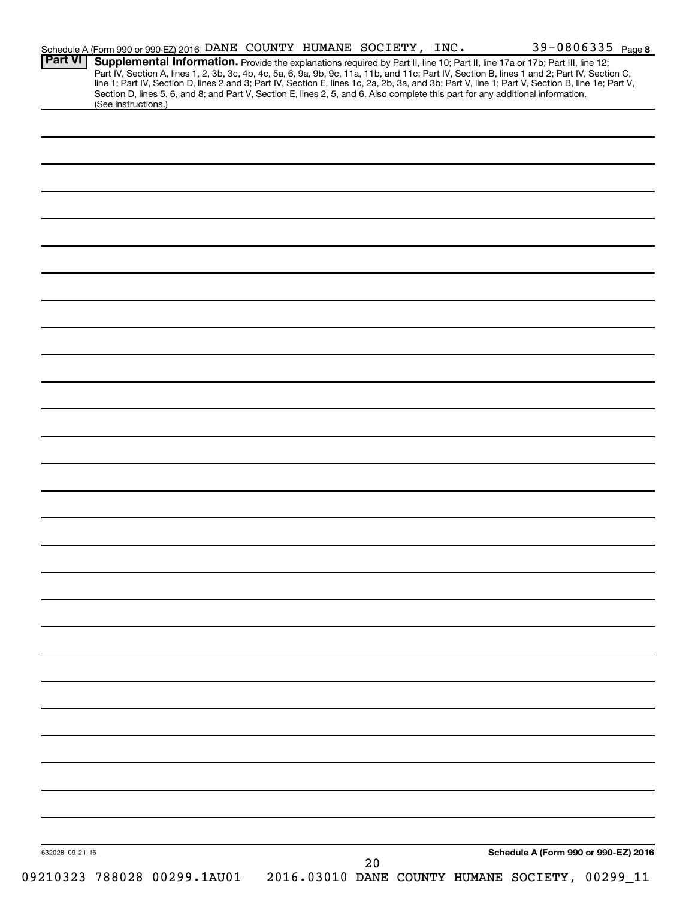Schedule A (Form 990 or 990-EZ) 2016 DANE COUNTY HUMANE SOCIETY, INC. 39-0806335 Page 8

**Part VI** **Supplemental Information.** Provide the explanations required by Part II, line 10; Part II, line 17a or 17b; Part III, line 12; Part IV, Section A, lines 1, 2, 3b, 3c, 4b, 4c, 5a, 6, 9a, 9b, 9c, 11a, 11b, and 11c; Part IV, Section B, lines 1 and 2; Part IV, Section C, line 1; Part IV, Section D, lines 2 and 3; Part IV, Section E, lines 1c, 2a, 2b, 3a, and 3b; Part V, line 1; Part V, Section B, line 1e; Part V, Section D, lines 5, 6, and 8; and Part V, Section E, lines 2, 5, and 6. Also complete this part for any additional information. (See instructions.)

632028 09-21-16

**Schedule A (Form 990 or 990-EZ) 2016**

09210323 788028 00299.1AU01 2016.03010 DANE COUNTY HUMANE SOCIETY, 00299_11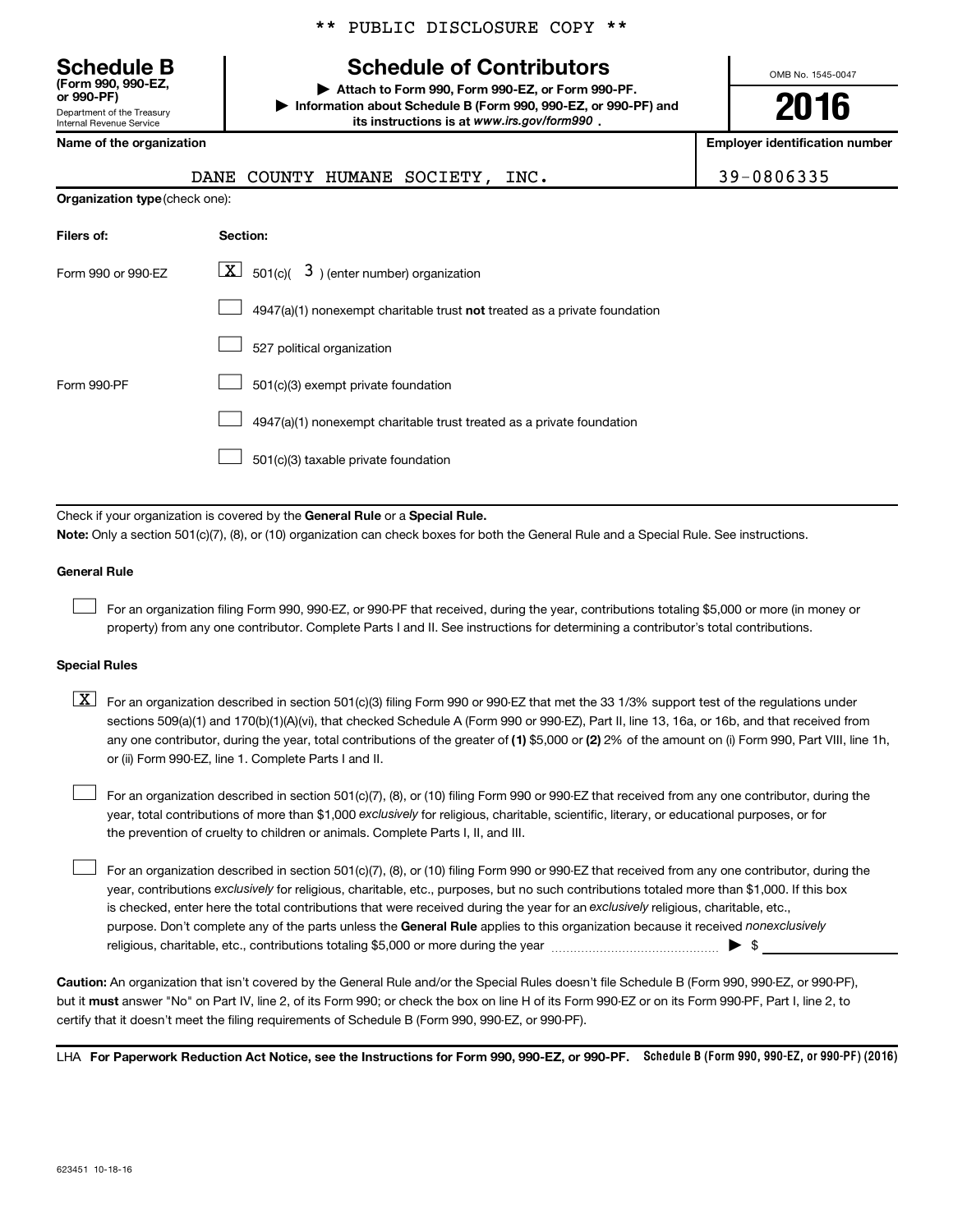** PUBLIC DISCLOSURE COPY **

# Schedule B
**(Form 990, 990-EZ, or 990-PF)**
Department of the Treasury
Internal Revenue Service

## Schedule of Contributors

▶ **Attach to Form 990, Form 990-EZ, or Form 990-PF.**
▶ **Information about Schedule B (Form 990, 990-EZ, or 990-PF) and its instructions is at** ***www.irs.gov/form990*** **.**

OMB No. 1545-0047

**2016**

| Name of the organization | Employer identification number |
|---|---|
| DANE COUNTY HUMANE SOCIETY, INC. | 39-0806335 |

**Organization type** (check one):

| Filers of: | Section: |
|---|---|
| Form 990 or 990-EZ | [X] 501(c)( 3 ) (enter number) organization |
| | [ ] 4947(a)(1) nonexempt charitable trust **not** treated as a private foundation |
| | [ ] 527 political organization |
| Form 990-PF | [ ] 501(c)(3) exempt private foundation |
| | [ ] 4947(a)(1) nonexempt charitable trust treated as a private foundation |
| | [ ] 501(c)(3) taxable private foundation |

Check if your organization is covered by the **General Rule** or a **Special Rule.**

**Note:** Only a section 501(c)(7), (8), or (10) organization can check boxes for both the General Rule and a Special Rule. See instructions.

**General Rule**

[ ] For an organization filing Form 990, 990-EZ, or 990-PF that received, during the year, contributions totaling $5,000 or more (in money or property) from any one contributor. Complete Parts I and II. See instructions for determining a contributor's total contributions.

**Special Rules**

[X] For an organization described in section 501(c)(3) filing Form 990 or 990-EZ that met the 33 1/3% support test of the regulations under sections 509(a)(1) and 170(b)(1)(A)(vi), that checked Schedule A (Form 990 or 990-EZ), Part II, line 13, 16a, or 16b, and that received from any one contributor, during the year, total contributions of the greater of **(1)** $5,000 or **(2)** 2% of the amount on (i) Form 990, Part VIII, line 1h, or (ii) Form 990-EZ, line 1. Complete Parts I and II.

[ ] For an organization described in section 501(c)(7), (8), or (10) filing Form 990 or 990-EZ that received from any one contributor, during the year, total contributions of more than $1,000 *exclusively* for religious, charitable, scientific, literary, or educational purposes, or for the prevention of cruelty to children or animals. Complete Parts I, II, and III.

[ ] For an organization described in section 501(c)(7), (8), or (10) filing Form 990 or 990-EZ that received from any one contributor, during the year, contributions *exclusively* for religious, charitable, etc., purposes, but no such contributions totaled more than $1,000. If this box is checked, enter here the total contributions that were received during the year for an *exclusively* religious, charitable, etc., purpose. Don't complete any of the parts unless the **General Rule** applies to this organization because it received *nonexclusively* religious, charitable, etc., contributions totaling $5,000 or more during the year ........ ▶ $ ________

**Caution:** An organization that isn't covered by the General Rule and/or the Special Rules doesn't file Schedule B (Form 990, 990-EZ, or 990-PF), but it **must** answer "No" on Part IV, line 2, of its Form 990; or check the box on line H of its Form 990-EZ or on its Form 990-PF, Part I, line 2, to certify that it doesn't meet the filing requirements of Schedule B (Form 990, 990-EZ, or 990-PF).

LHA **For Paperwork Reduction Act Notice, see the Instructions for Form 990, 990-EZ, or 990-PF.** **Schedule B (Form 990, 990-EZ, or 990-PF) (2016)**

623451 10-18-16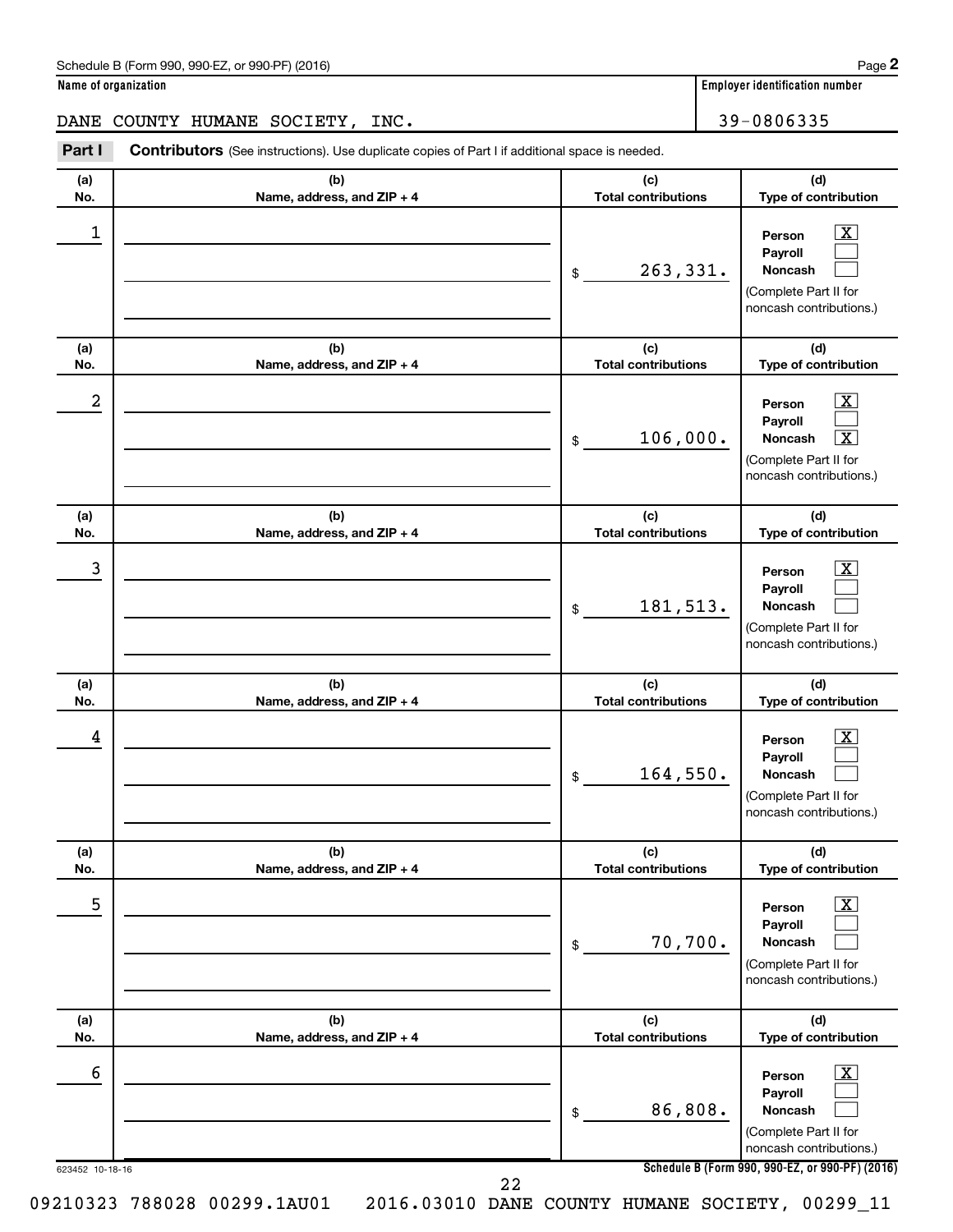Schedule B (Form 990, 990-EZ, or 990-PF) (2016) Page **2**

**Name of organization**: DANE COUNTY HUMANE SOCIETY, INC.

**Employer identification number**: 39-0806335

**Part I** **Contributors** (See instructions). Use duplicate copies of Part I if additional space is needed.

| (a) No. | (b) Name, address, and ZIP + 4 | (c) Total contributions | (d) Type of contribution |
|---|---|---|---|
| 1 | | $ 263,331. | Person [X] Payroll [ ] Noncash [ ] (Complete Part II for noncash contributions.) |
| 2 | | $ 106,000. | Person [X] Payroll [ ] Noncash [X] (Complete Part II for noncash contributions.) |
| 3 | | $ 181,513. | Person [X] Payroll [ ] Noncash [ ] (Complete Part II for noncash contributions.) |
| 4 | | $ 164,550. | Person [X] Payroll [ ] Noncash [ ] (Complete Part II for noncash contributions.) |
| 5 | | $ 70,700. | Person [X] Payroll [ ] Noncash [ ] (Complete Part II for noncash contributions.) |
| 6 | | $ 86,808. | Person [X] Payroll [ ] Noncash [ ] (Complete Part II for noncash contributions.) |

623452 10-18-16 **Schedule B (Form 990, 990-EZ, or 990-PF) (2016)**

09210323 788028 00299.1AU01 2016.03010 DANE COUNTY HUMANE SOCIETY, 00299_11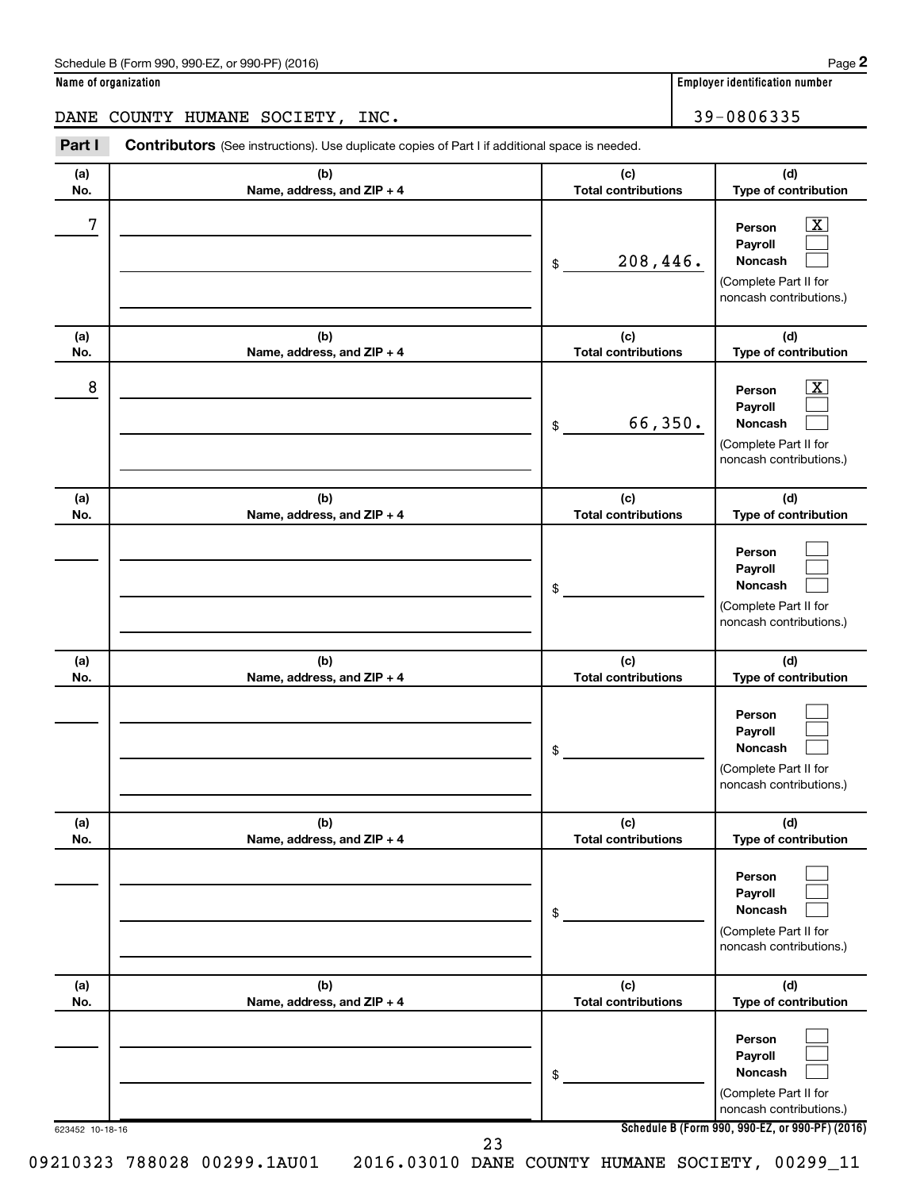Schedule B (Form 990, 990-EZ, or 990-PF) (2016)

**Name of organization**

DANE COUNTY HUMANE SOCIETY, INC.

**Employer identification number**

39-0806335

**Part I** **Contributors** (See instructions). Use duplicate copies of Part I if additional space is needed.

| (a) No. | (b) Name, address, and ZIP + 4 | (c) Total contributions | (d) Type of contribution |
|---|---|---|---|
| 7 | | $ 208,446. | Person [X] Payroll [ ] Noncash [ ] (Complete Part II for noncash contributions.) |
| 8 | | $ 66,350. | Person [X] Payroll [ ] Noncash [ ] (Complete Part II for noncash contributions.) |
| | | $ | Person [ ] Payroll [ ] Noncash [ ] (Complete Part II for noncash contributions.) |
| | | $ | Person [ ] Payroll [ ] Noncash [ ] (Complete Part II for noncash contributions.) |
| | | $ | Person [ ] Payroll [ ] Noncash [ ] (Complete Part II for noncash contributions.) |
| | | $ | Person [ ] Payroll [ ] Noncash [ ] (Complete Part II for noncash contributions.) |

623452 10-18-16

**Schedule B (Form 990, 990-EZ, or 990-PF) (2016)**

09210323 788028 00299.1AU01 2016.03010 DANE COUNTY HUMANE SOCIETY, 00299_11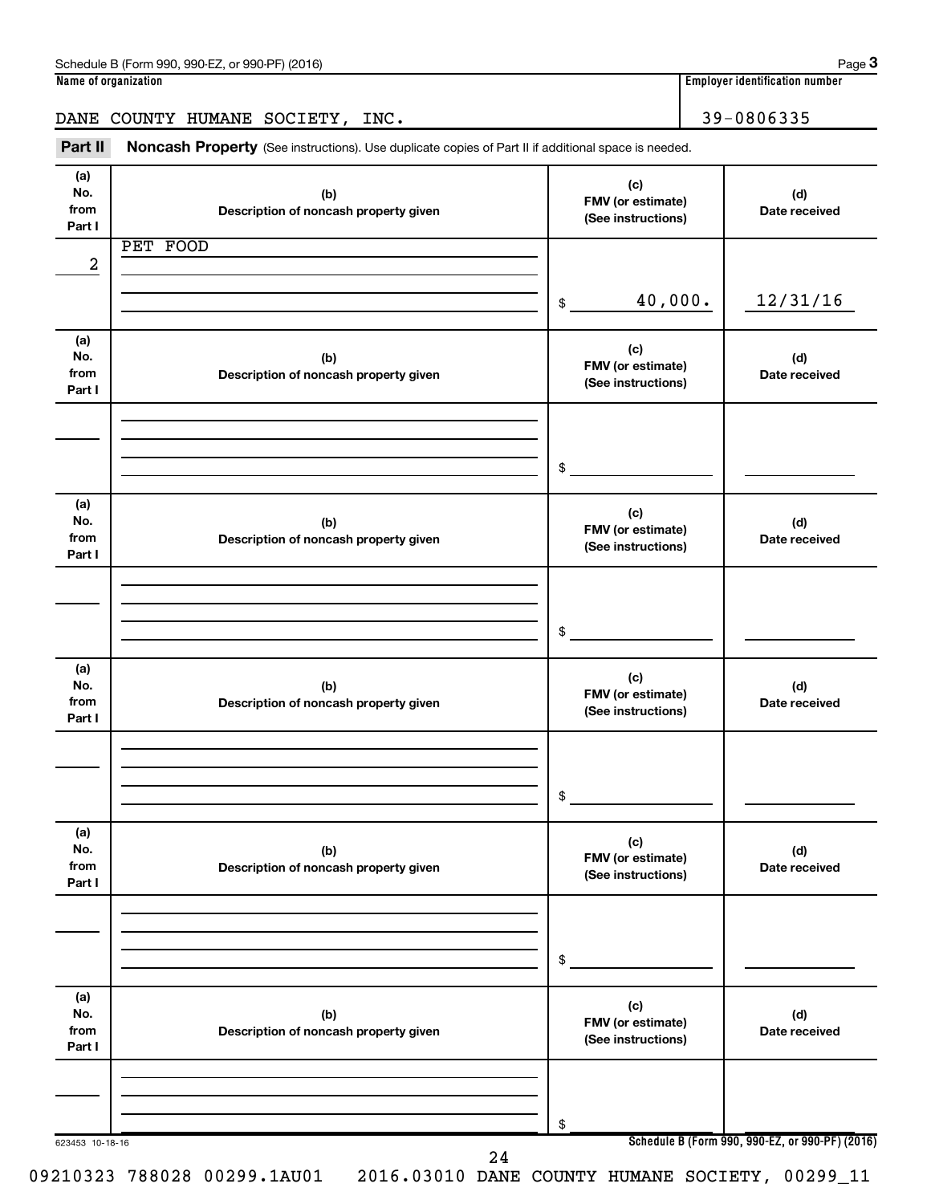Schedule B (Form 990, 990-EZ, or 990-PF) (2016) Page **3**

**Name of organization**

DANE COUNTY HUMANE SOCIETY, INC.

**Employer identification number**

39-0806335

**Part II** **Noncash Property** (See instructions). Use duplicate copies of Part II if additional space is needed.

| (a) No. from Part I | (b) Description of noncash property given | (c) FMV (or estimate) (See instructions) | (d) Date received |
|---|---|---|---|
| 2 | PET FOOD | $ 40,000. | 12/31/16 |
| | | $ | |
| | | $ | |
| | | $ | |
| | | $ | |
| | | $ | |

623453 10-18-16

**Schedule B (Form 990, 990-EZ, or 990-PF) (2016)**

09210323 788028 00299.1AU01 2016.03010 DANE COUNTY HUMANE SOCIETY, 00299_11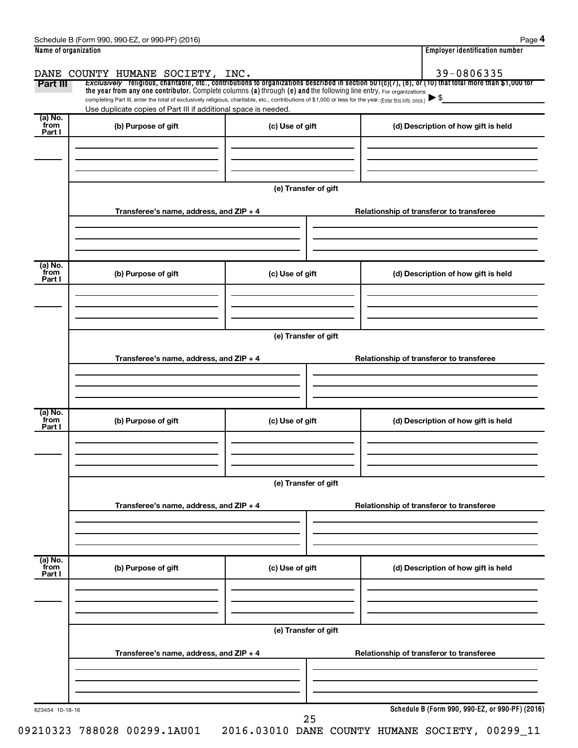Schedule B (Form 990, 990-EZ, or 990-PF) (2016)

| Name of organization | Employer identification number |
| --- | --- |
| DANE COUNTY HUMANE SOCIETY, INC. | 39-0806335 |

**Part III** *Exclusively* religious, charitable, etc., contributions to organizations described in section 501(c)(7), (8), or (10) that total more than $1,000 for the year from any one contributor. Complete columns **(a)** through **(e)** and the following line entry. For organizations completing Part III, enter the total of exclusively religious, charitable, etc., contributions of $1,000 or less for the year. (Enter this info. once.) ▶ $

Use duplicate copies of Part III if additional space is needed.

| (a) No. from Part I | (b) Purpose of gift | (c) Use of gift | (d) Description of how gift is held |
| --- | --- | --- | --- |
| | | | |

**(e) Transfer of gift**

| Transferee's name, address, and ZIP + 4 | Relationship of transferor to transferee |
| --- | --- |
| | |

| (a) No. from Part I | (b) Purpose of gift | (c) Use of gift | (d) Description of how gift is held |
| --- | --- | --- | --- |
| | | | |

**(e) Transfer of gift**

| Transferee's name, address, and ZIP + 4 | Relationship of transferor to transferee |
| --- | --- |
| | |

| (a) No. from Part I | (b) Purpose of gift | (c) Use of gift | (d) Description of how gift is held |
| --- | --- | --- | --- |
| | | | |

**(e) Transfer of gift**

| Transferee's name, address, and ZIP + 4 | Relationship of transferor to transferee |
| --- | --- |
| | |

| (a) No. from Part I | (b) Purpose of gift | (c) Use of gift | (d) Description of how gift is held |
| --- | --- | --- | --- |
| | | | |

**(e) Transfer of gift**

| Transferee's name, address, and ZIP + 4 | Relationship of transferor to transferee |
| --- | --- |
| | |

623454 10-18-16

**Schedule B (Form 990, 990-EZ, or 990-PF) (2016)**

09210323 788028 00299.1AU01 2016.03010 DANE COUNTY HUMANE SOCIETY, 00299_11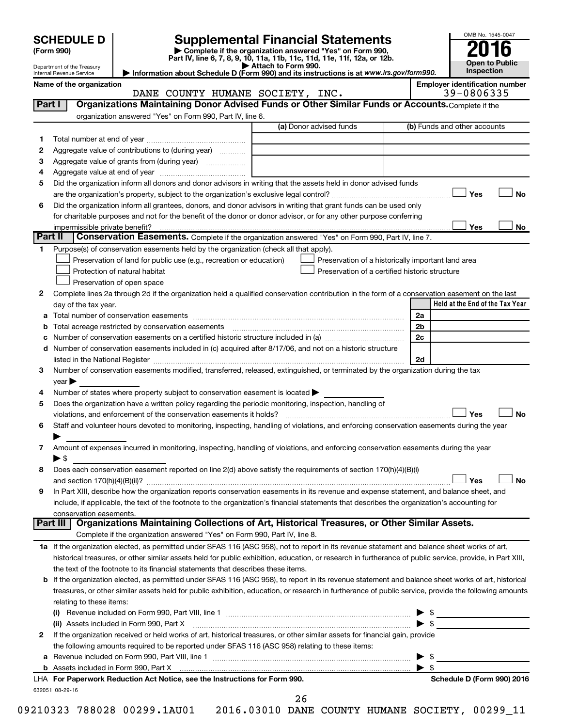**SCHEDULE D (Form 990)**

Department of the Treasury
Internal Revenue Service

# Supplemental Financial Statements

▶ Complete if the organization answered "Yes" on Form 990, Part IV, line 6, 7, 8, 9, 10, 11a, 11b, 11c, 11d, 11e, 11f, 12a, or 12b.
▶ Attach to Form 990.
▶ Information about Schedule D (Form 990) and its instructions is at *www.irs.gov/form990*.

OMB No. 1545-0047
**2016**
**Open to Public Inspection**

**Name of the organization:** DANE COUNTY HUMANE SOCIETY, INC.
**Employer identification number:** 39-0806335

## Part I Organizations Maintaining Donor Advised Funds or Other Similar Funds or Accounts.
Complete if the organization answered "Yes" on Form 990, Part IV, line 6.

| | | (a) Donor advised funds | (b) Funds and other accounts |
|---|---|---|---|
| 1 | Total number at end of year | | |
| 2 | Aggregate value of contributions to (during year) | | |
| 3 | Aggregate value of grants from (during year) | | |
| 4 | Aggregate value at end of year | | |

5 Did the organization inform all donors and donor advisors in writing that the assets held in donor advised funds are the organization's property, subject to the organization's exclusive legal control? ☐ Yes ☐ No

6 Did the organization inform all grantees, donors, and donor advisors in writing that grant funds can be used only for charitable purposes and not for the benefit of the donor or donor advisor, or for any other purpose conferring impermissible private benefit? ☐ Yes ☐ No

## Part II Conservation Easements.
Complete if the organization answered "Yes" on Form 990, Part IV, line 7.

1 Purpose(s) of conservation easements held by the organization (check all that apply).
- ☐ Preservation of land for public use (e.g., recreation or education)
- ☐ Protection of natural habitat
- ☐ Preservation of open space
- ☐ Preservation of a historically important land area
- ☐ Preservation of a certified historic structure

2 Complete lines 2a through 2d if the organization held a qualified conservation contribution in the form of a conservation easement on the last day of the tax year.

| | | | Held at the End of the Tax Year |
|---|---|---|---|
| a | Total number of conservation easements | 2a | |
| b | Total acreage restricted by conservation easements | 2b | |
| c | Number of conservation easements on a certified historic structure included in (a) | 2c | |
| d | Number of conservation easements included in (c) acquired after 8/17/06, and not on a historic structure listed in the National Register | 2d | |

3 Number of conservation easements modified, transferred, released, extinguished, or terminated by the organization during the tax year ▶

4 Number of states where property subject to conservation easement is located ▶

5 Does the organization have a written policy regarding the periodic monitoring, inspection, handling of violations, and enforcement of the conservation easements it holds? ☐ Yes ☐ No

6 Staff and volunteer hours devoted to monitoring, inspecting, handling of violations, and enforcing conservation easements during the year ▶

7 Amount of expenses incurred in monitoring, inspecting, handling of violations, and enforcing conservation easements during the year ▶ $

8 Does each conservation easement reported on line 2(d) above satisfy the requirements of section 170(h)(4)(B)(i) and section 170(h)(4)(B)(ii)? ☐ Yes ☐ No

9 In Part XIII, describe how the organization reports conservation easements in its revenue and expense statement, and balance sheet, and include, if applicable, the text of the footnote to the organization's financial statements that describes the organization's accounting for conservation easements.

## Part III Organizations Maintaining Collections of Art, Historical Treasures, or Other Similar Assets.
Complete if the organization answered "Yes" on Form 990, Part IV, line 8.

1a If the organization elected, as permitted under SFAS 116 (ASC 958), not to report in its revenue statement and balance sheet works of art, historical treasures, or other similar assets held for public exhibition, education, or research in furtherance of public service, provide, in Part XIII, the text of the footnote to its financial statements that describes these items.

b If the organization elected, as permitted under SFAS 116 (ASC 958), to report in its revenue statement and balance sheet works of art, historical treasures, or other similar assets held for public exhibition, education, or research in furtherance of public service, provide the following amounts relating to these items:

(i) Revenue included on Form 990, Part VIII, line 1 ▶ $

(ii) Assets included in Form 990, Part X ▶ $

2 If the organization received or held works of art, historical treasures, or other similar assets for financial gain, provide the following amounts required to be reported under SFAS 116 (ASC 958) relating to these items:

a Revenue included on Form 990, Part VIII, line 1 ▶ $

b Assets included in Form 990, Part X ▶ $

LHA **For Paperwork Reduction Act Notice, see the Instructions for Form 990.** **Schedule D (Form 990) 2016**

632051 08-29-16

09210323 788028 00299.1AU01 2016.03010 DANE COUNTY HUMANE SOCIETY, 00299_11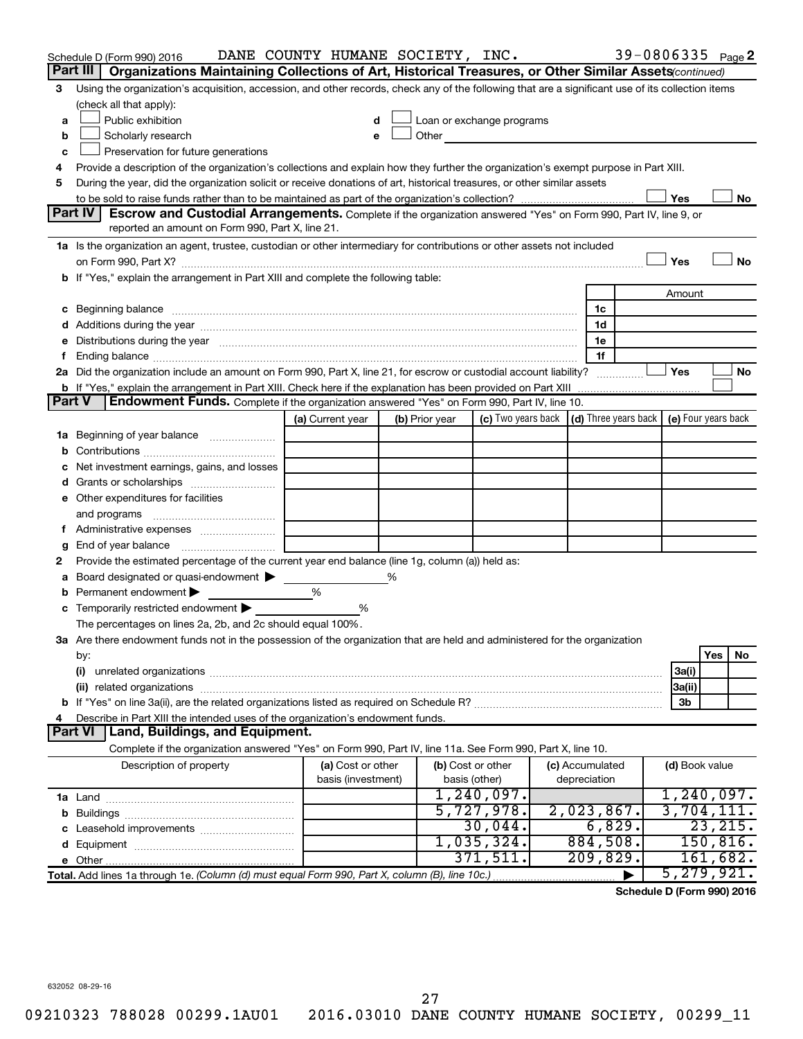Schedule D (Form 990) 2016 DANE COUNTY HUMANE SOCIETY, INC. 39-0806335 Page 2

## Part III Organizations Maintaining Collections of Art, Historical Treasures, or Other Similar Assets *(continued)*

3 Using the organization's acquisition, accession, and other records, check any of the following that are a significant use of its collection items (check all that apply):

- a ☐ Public exhibition
- b ☐ Scholarly research
- c ☐ Preservation for future generations
- d ☐ Loan or exchange programs
- e ☐ Other

4 Provide a description of the organization's collections and explain how they further the organization's exempt purpose in Part XIII.

5 During the year, did the organization solicit or receive donations of art, historical treasures, or other similar assets to be sold to raise funds rather than to be maintained as part of the organization's collection? ☐ Yes ☐ No

## Part IV Escrow and Custodial Arrangements.

Complete if the organization answered "Yes" on Form 990, Part IV, line 9, or reported an amount on Form 990, Part X, line 21.

1a Is the organization an agent, trustee, custodian or other intermediary for contributions or other assets not included on Form 990, Part X? ☐ Yes ☐ No

b If "Yes," explain the arrangement in Part XIII and complete the following table:

| | | Amount |
|---|---|---|
| c Beginning balance | 1c | |
| d Additions during the year | 1d | |
| e Distributions during the year | 1e | |
| f Ending balance | 1f | |

2a Did the organization include an amount on Form 990, Part X, line 21, for escrow or custodial account liability? ☐ Yes ☐ No

b If "Yes," explain the arrangement in Part XIII. Check here if the explanation has been provided on Part XIII ☐

## Part V Endowment Funds.

Complete if the organization answered "Yes" on Form 990, Part IV, line 10.

| | (a) Current year | (b) Prior year | (c) Two years back | (d) Three years back | (e) Four years back |
|---|---|---|---|---|---|
| 1a Beginning of year balance | | | | | |
| b Contributions | | | | | |
| c Net investment earnings, gains, and losses | | | | | |
| d Grants or scholarships | | | | | |
| e Other expenditures for facilities and programs | | | | | |
| f Administrative expenses | | | | | |
| g End of year balance | | | | | |

2 Provide the estimated percentage of the current year end balance (line 1g, column (a)) held as:

- a Board designated or quasi-endowment ▶ %
- b Permanent endowment ▶ %
- c Temporarily restricted endowment ▶ %

The percentages on lines 2a, 2b, and 2c should equal 100%.

3a Are there endowment funds not in the possession of the organization that are held and administered for the organization by:

| | | Yes | No |
|---|---|---|---|
| (i) unrelated organizations | 3a(i) | | |
| (ii) related organizations | 3a(ii) | | |
| b If "Yes" on line 3a(ii), are the related organizations listed as required on Schedule R? | 3b | | |

4 Describe in Part XIII the intended uses of the organization's endowment funds.

## Part VI Land, Buildings, and Equipment.

Complete if the organization answered "Yes" on Form 990, Part IV, line 11a. See Form 990, Part X, line 10.

| Description of property | (a) Cost or other basis (investment) | (b) Cost or other basis (other) | (c) Accumulated depreciation | (d) Book value |
|---|---|---|---|---|
| 1a Land | | 1,240,097. | | 1,240,097. |
| b Buildings | | 5,727,978. | 2,023,867. | 3,704,111. |
| c Leasehold improvements | | 30,044. | 6,829. | 23,215. |
| d Equipment | | 1,035,324. | 884,508. | 150,816. |
| e Other | | 371,511. | 209,829. | 161,682. |
| **Total.** Add lines 1a through 1e. *(Column (d) must equal Form 990, Part X, column (B), line 10c.)* | | | ▶ | 5,279,921. |

**Schedule D (Form 990) 2016**

632052 08-29-16

09210323 788028 00299.1AU01 2016.03010 DANE COUNTY HUMANE SOCIETY, 00299_11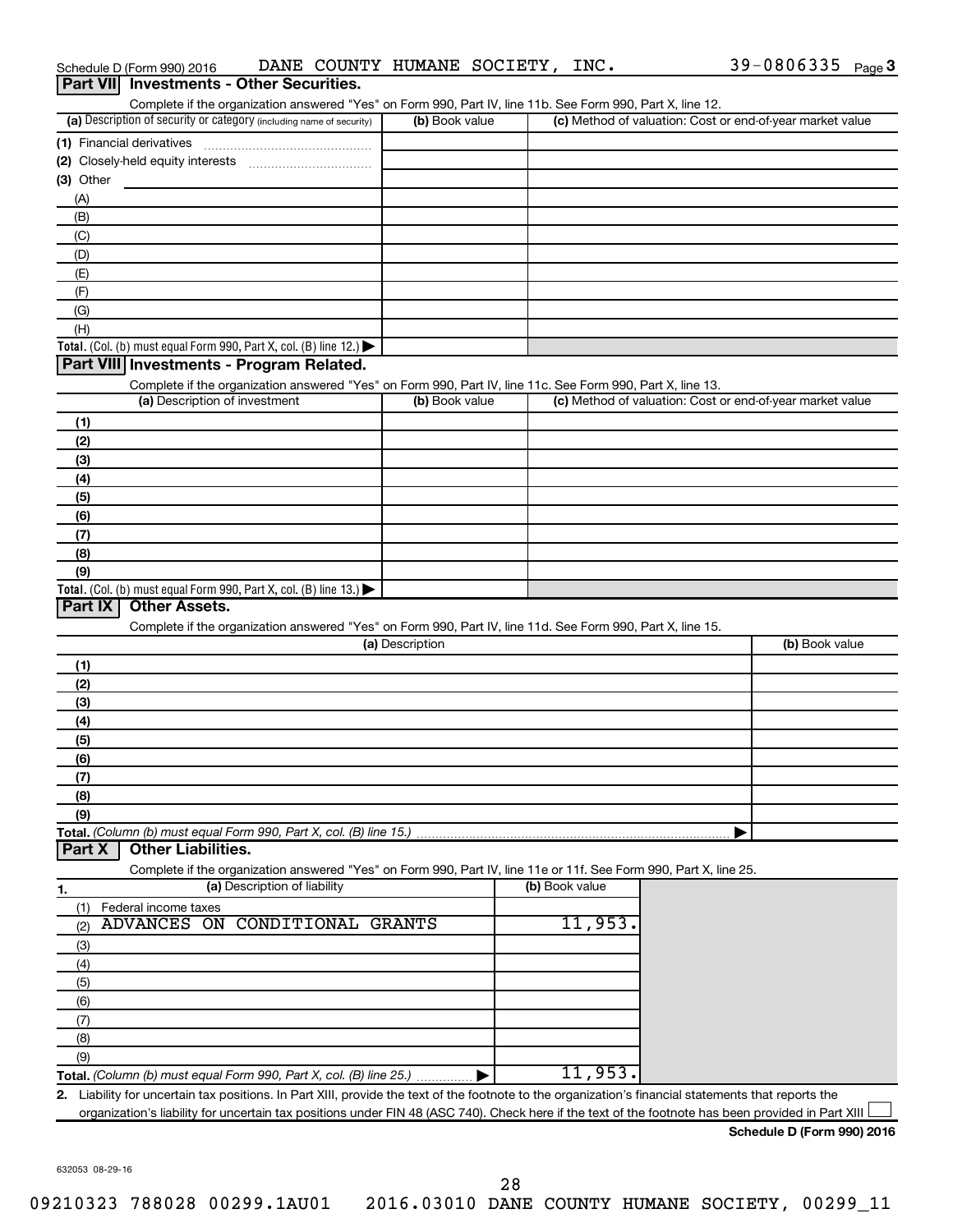Schedule D (Form 990) 2016 DANE COUNTY HUMANE SOCIETY, INC. 39-0806335 Page 3

## Part VII Investments - Other Securities.

Complete if the organization answered "Yes" on Form 990, Part IV, line 11b. See Form 990, Part X, line 12.

| (a) Description of security or category (including name of security) | (b) Book value | (c) Method of valuation: Cost or end-of-year market value |
|---|---|---|
| (1) Financial derivatives | | |
| (2) Closely-held equity interests | | |
| (3) Other | | |
| (A) | | |
| (B) | | |
| (C) | | |
| (D) | | |
| (E) | | |
| (F) | | |
| (G) | | |
| (H) | | |
| **Total.** (Col. (b) must equal Form 990, Part X, col. (B) line 12.) ▶ | | |

## Part VIII Investments - Program Related.

Complete if the organization answered "Yes" on Form 990, Part IV, line 11c. See Form 990, Part X, line 13.

| (a) Description of investment | (b) Book value | (c) Method of valuation: Cost or end-of-year market value |
|---|---|---|
| (1) | | |
| (2) | | |
| (3) | | |
| (4) | | |
| (5) | | |
| (6) | | |
| (7) | | |
| (8) | | |
| (9) | | |
| **Total.** (Col. (b) must equal Form 990, Part X, col. (B) line 13.) ▶ | | |

## Part IX Other Assets.

Complete if the organization answered "Yes" on Form 990, Part IV, line 11d. See Form 990, Part X, line 15.

| (a) Description | (b) Book value |
|---|---|
| (1) | |
| (2) | |
| (3) | |
| (4) | |
| (5) | |
| (6) | |
| (7) | |
| (8) | |
| (9) | |
| **Total.** *(Column (b) must equal Form 990, Part X, col. (B) line 15.)* ▶ | |

## Part X Other Liabilities.

Complete if the organization answered "Yes" on Form 990, Part IV, line 11e or 11f. See Form 990, Part X, line 25.

| 1. (a) Description of liability | (b) Book value |
|---|---|
| (1) Federal income taxes | |
| (2) ADVANCES ON CONDITIONAL GRANTS | 11,953. |
| (3) | |
| (4) | |
| (5) | |
| (6) | |
| (7) | |
| (8) | |
| (9) | |
| **Total.** *(Column (b) must equal Form 990, Part X, col. (B) line 25.)* ▶ | 11,953. |

2. Liability for uncertain tax positions. In Part XIII, provide the text of the footnote to the organization's financial statements that reports the organization's liability for uncertain tax positions under FIN 48 (ASC 740). Check here if the text of the footnote has been provided in Part XIII ☐

**Schedule D (Form 990) 2016**

632053 08-29-16

09210323 788028 00299.1AU01 2016.03010 DANE COUNTY HUMANE SOCIETY, 00299_11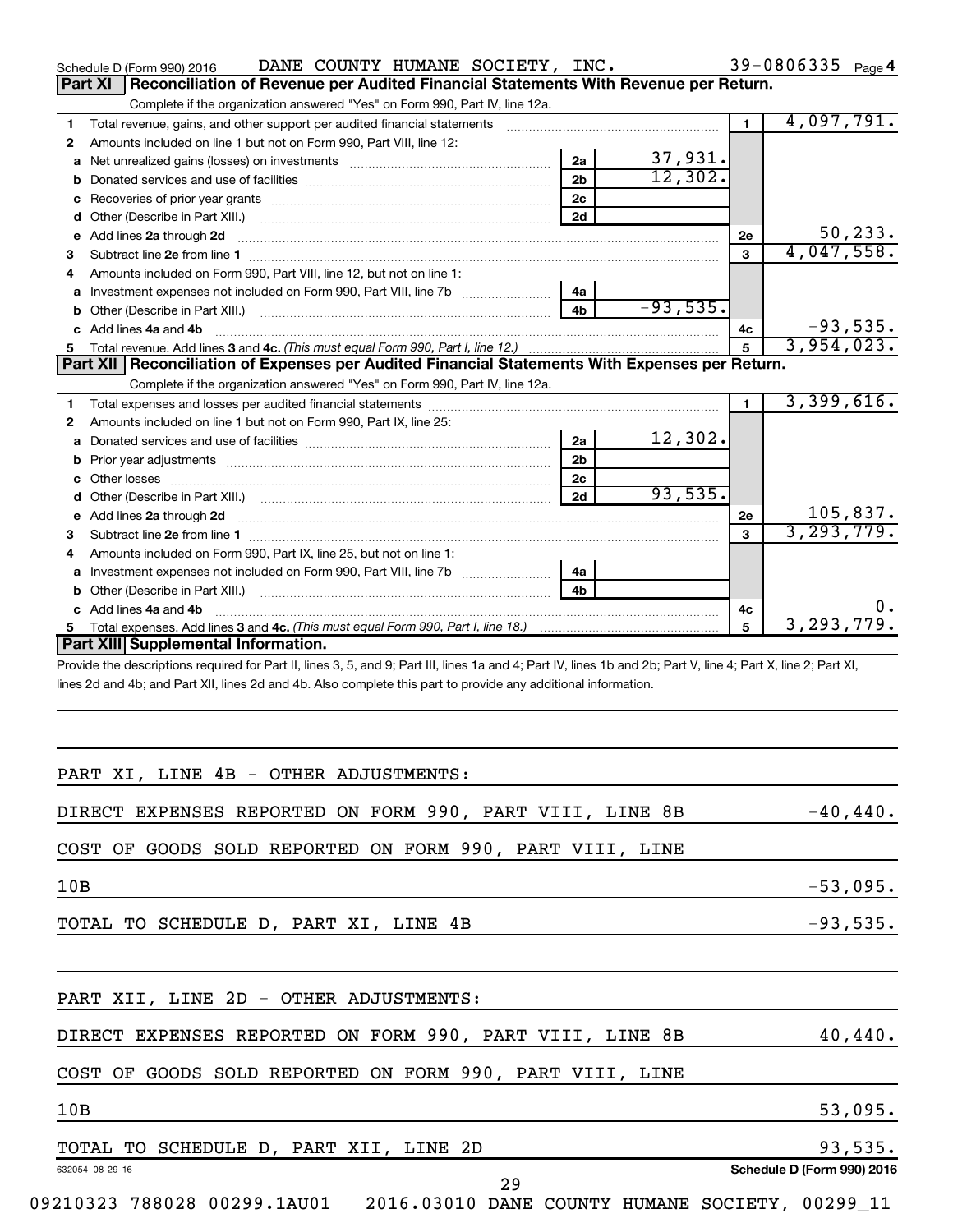Schedule D (Form 990) 2016 DANE COUNTY HUMANE SOCIETY, INC. 39-0806335 Page 4

## Part XI Reconciliation of Revenue per Audited Financial Statements With Revenue per Return.

Complete if the organization answered "Yes" on Form 990, Part IV, line 12a.

| | | | | | |
|---|---|---|---|---|---|
| 1 | Total revenue, gains, and other support per audited financial statements | | | 1 | 4,097,791. |
| 2 | Amounts included on line 1 but not on Form 990, Part VIII, line 12: | | | | |
| a | Net unrealized gains (losses) on investments | 2a | 37,931. | | |
| b | Donated services and use of facilities | 2b | 12,302. | | |
| c | Recoveries of prior year grants | 2c | | | |
| d | Other (Describe in Part XIII.) | 2d | | | |
| e | Add lines 2a through 2d | | | 2e | 50,233. |
| 3 | Subtract line 2e from line 1 | | | 3 | 4,047,558. |
| 4 | Amounts included on Form 990, Part VIII, line 12, but not on line 1: | | | | |
| a | Investment expenses not included on Form 990, Part VIII, line 7b | 4a | | | |
| b | Other (Describe in Part XIII.) | 4b | -93,535. | | |
| c | Add lines 4a and 4b | | | 4c | -93,535. |
| 5 | Total revenue. Add lines 3 and 4c. *(This must equal Form 990, Part I, line 12.)* | | | 5 | 3,954,023. |

## Part XII Reconciliation of Expenses per Audited Financial Statements With Expenses per Return.

Complete if the organization answered "Yes" on Form 990, Part IV, line 12a.

| | | | | | |
|---|---|---|---|---|---|
| 1 | Total expenses and losses per audited financial statements | | | 1 | 3,399,616. |
| 2 | Amounts included on line 1 but not on Form 990, Part IX, line 25: | | | | |
| a | Donated services and use of facilities | 2a | 12,302. | | |
| b | Prior year adjustments | 2b | | | |
| c | Other losses | 2c | | | |
| d | Other (Describe in Part XIII.) | 2d | 93,535. | | |
| e | Add lines 2a through 2d | | | 2e | 105,837. |
| 3 | Subtract line 2e from line 1 | | | 3 | 3,293,779. |
| 4 | Amounts included on Form 990, Part IX, line 25, but not on line 1: | | | | |
| a | Investment expenses not included on Form 990, Part VIII, line 7b | 4a | | | |
| b | Other (Describe in Part XIII.) | 4b | | | |
| c | Add lines 4a and 4b | | | 4c | 0. |
| 5 | Total expenses. Add lines 3 and 4c. *(This must equal Form 990, Part I, line 18.)* | | | 5 | 3,293,779. |

## Part XIII Supplemental Information.

Provide the descriptions required for Part II, lines 3, 5, and 9; Part III, lines 1a and 4; Part IV, lines 1b and 2b; Part V, line 4; Part X, line 2; Part XI, lines 2d and 4b; and Part XII, lines 2d and 4b. Also complete this part to provide any additional information.

PART XI, LINE 4B - OTHER ADJUSTMENTS:

| | |
|---|---|
| DIRECT EXPENSES REPORTED ON FORM 990, PART VIII, LINE 8B | -40,440. |
| COST OF GOODS SOLD REPORTED ON FORM 990, PART VIII, LINE 10B | -53,095. |
| TOTAL TO SCHEDULE D, PART XI, LINE 4B | -93,535. |

PART XII, LINE 2D - OTHER ADJUSTMENTS:

| | |
|---|---|
| DIRECT EXPENSES REPORTED ON FORM 990, PART VIII, LINE 8B | 40,440. |
| COST OF GOODS SOLD REPORTED ON FORM 990, PART VIII, LINE 10B | 53,095. |
| TOTAL TO SCHEDULE D, PART XII, LINE 2D | 93,535. |

632054 08-29-16 Schedule D (Form 990) 2016

09210323 788028 00299.1AU01 2016.03010 DANE COUNTY HUMANE SOCIETY, 00299_11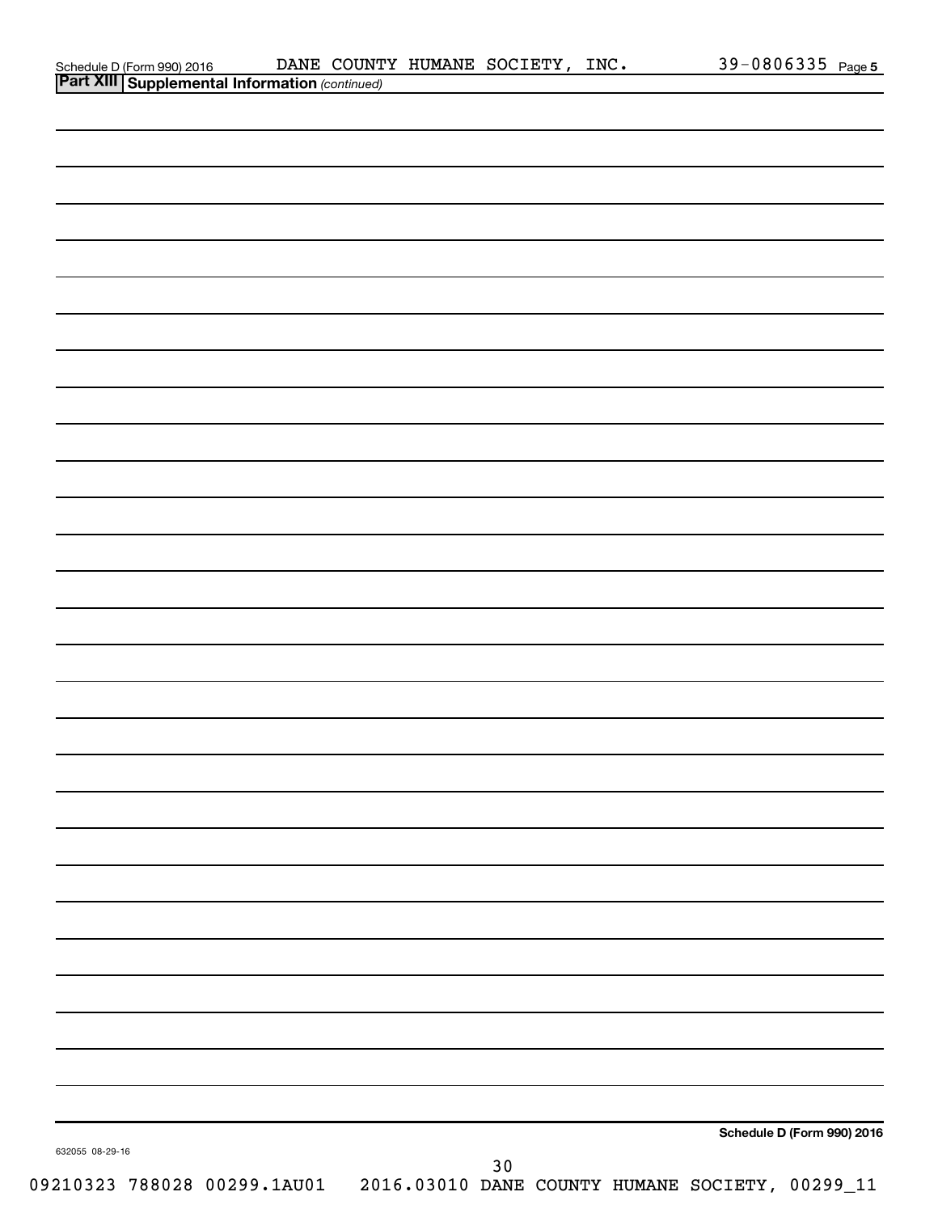Schedule D (Form 990) 2016 DANE COUNTY HUMANE SOCIETY, INC. 39-0806335 Page 5

**Part XIII** **Supplemental Information** *(continued)*

**Schedule D (Form 990) 2016**

632055 08-29-16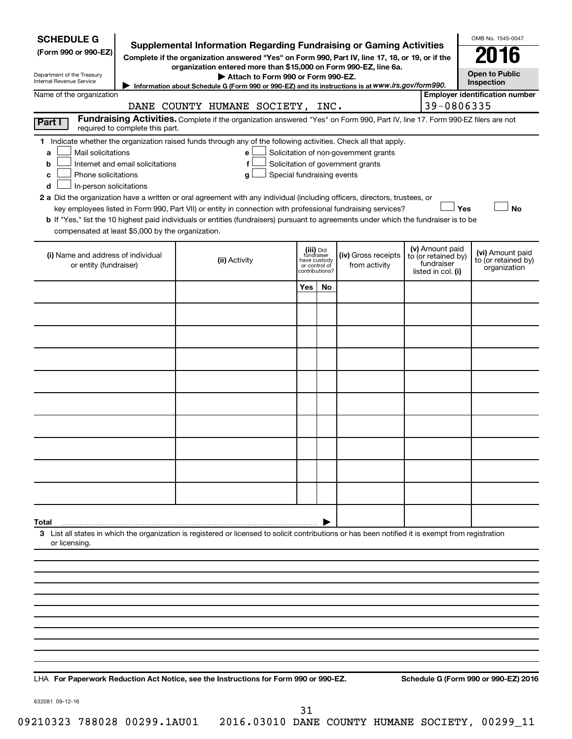**SCHEDULE G**
**(Form 990 or 990-EZ)**

Department of the Treasury
Internal Revenue Service

# Supplemental Information Regarding Fundraising or Gaming Activities

**Complete if the organization answered "Yes" on Form 990, Part IV, line 17, 18, or 19, or if the organization entered more than $15,000 on Form 990-EZ, line 6a.**

**▶ Attach to Form 990 or Form 990-EZ.**

**▶ Information about Schedule G (Form 990 or 990-EZ) and its instructions is at *www.irs.gov/form990.***

OMB No. 1545-0047

**2016**

**Open to Public Inspection**

Name of the organization: DANE COUNTY HUMANE SOCIETY, INC.

**Employer identification number:** 39-0806335

**Part I** **Fundraising Activities.** Complete if the organization answered "Yes" on Form 990, Part IV, line 17. Form 990-EZ filers are not required to complete this part.

**1** Indicate whether the organization raised funds through any of the following activities. Check all that apply.

- **a** ☐ Mail solicitations
- **b** ☐ Internet and email solicitations
- **c** ☐ Phone solicitations
- **d** ☐ In-person solicitations
- **e** ☐ Solicitation of non-government grants
- **f** ☐ Solicitation of government grants
- **g** ☐ Special fundraising events

**2 a** Did the organization have a written or oral agreement with any individual (including officers, directors, trustees, or key employees listed in Form 990, Part VII) or entity in connection with professional fundraising services? ☐ **Yes** ☐ **No**

**b** If "Yes," list the 10 highest paid individuals or entities (fundraisers) pursuant to agreements under which the fundraiser is to be compensated at least $5,000 by the organization.

| (i) Name and address of individual or entity (fundraiser) | (ii) Activity | (iii) Did fundraiser have custody or control of contributions? | | (iv) Gross receipts from activity | (v) Amount paid to (or retained by) fundraiser listed in col. (i) | (vi) Amount paid to (or retained by) organization |
|---|---|---|---|---|---|---|
| | | Yes | No | | | |
| | | | | | | |
| | | | | | | |
| | | | | | | |
| | | | | | | |
| | | | | | | |
| | | | | | | |
| | | | | | | |
| | | | | | | |
| | | | | | | |
| | | | | | | |
| **Total** ▶ | | | | | | |

**3** List all states in which the organization is registered or licensed to solicit contributions or has been notified it is exempt from registration or licensing.

LHA **For Paperwork Reduction Act Notice, see the Instructions for Form 990 or 990-EZ.** **Schedule G (Form 990 or 990-EZ) 2016**

632081 09-12-16

09210323 788028 00299.1AU01 2016.03010 DANE COUNTY HUMANE SOCIETY, 00299_11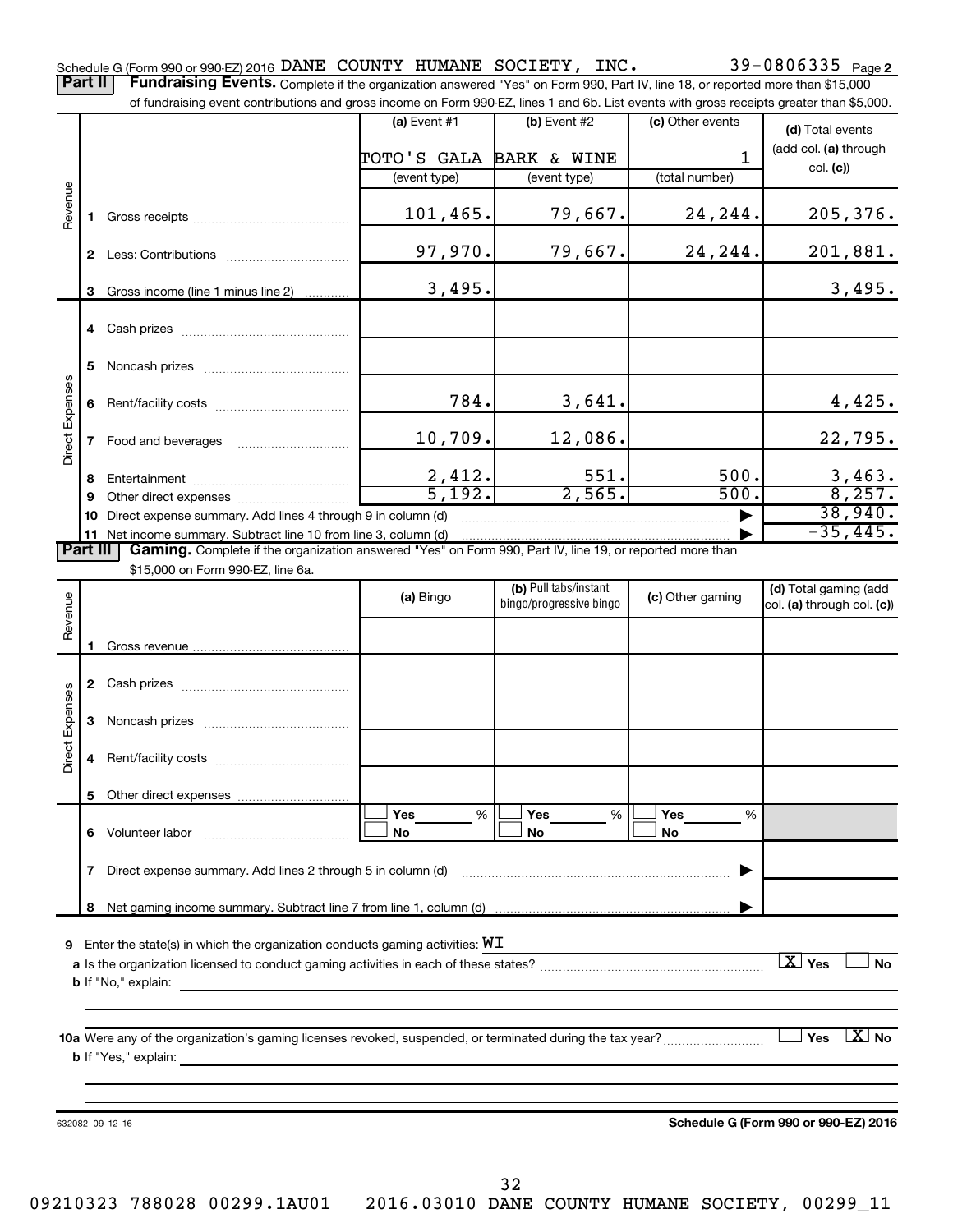Schedule G (Form 990 or 990-EZ) 2016 DANE COUNTY HUMANE SOCIETY, INC. 39-0806335 Page 2

**Part II** **Fundraising Events.** Complete if the organization answered "Yes" on Form 990, Part IV, line 18, or reported more than $15,000 of fundraising event contributions and gross income on Form 990-EZ, lines 1 and 6b. List events with gross receipts greater than $5,000.

| | | (a) Event #1 | (b) Event #2 | (c) Other events | (d) Total events (add col. (a) through col. (c)) |
|---|---|---|---|---|---|
| | | TOTO'S GALA | BARK & WINE | 1 | |
| | | (event type) | (event type) | (total number) | |
| Revenue | 1 Gross receipts | 101,465. | 79,667. | 24,244. | 205,376. |
| | 2 Less: Contributions | 97,970. | 79,667. | 24,244. | 201,881. |
| | 3 Gross income (line 1 minus line 2) | 3,495. | | | 3,495. |
| Direct Expenses | 4 Cash prizes | | | | |
| | 5 Noncash prizes | | | | |
| | 6 Rent/facility costs | 784. | 3,641. | | 4,425. |
| | 7 Food and beverages | 10,709. | 12,086. | | 22,795. |
| | 8 Entertainment | 2,412. | 551. | 500. | 3,463. |
| | 9 Other direct expenses | 5,192. | 2,565. | 500. | 8,257. |
| | 10 Direct expense summary. Add lines 4 through 9 in column (d) | | | | 38,940. |
| | 11 Net income summary. Subtract line 10 from line 3, column (d) | | | | -35,445. |

**Part III** **Gaming.** Complete if the organization answered "Yes" on Form 990, Part IV, line 19, or reported more than $15,000 on Form 990-EZ, line 6a.

| | | (a) Bingo | (b) Pull tabs/instant bingo/progressive bingo | (c) Other gaming | (d) Total gaming (add col. (a) through col. (c)) |
|---|---|---|---|---|---|
| Revenue | 1 Gross revenue | | | | |
| Direct Expenses | 2 Cash prizes | | | | |
| | 3 Noncash prizes | | | | |
| | 4 Rent/facility costs | | | | |
| | 5 Other direct expenses | | | | |
| | 6 Volunteer labor | ☐ Yes ___ % ☐ No | ☐ Yes ___ % ☐ No | ☐ Yes ___ % ☐ No | |
| | 7 Direct expense summary. Add lines 2 through 5 in column (d) | | | | |
| | 8 Net gaming income summary. Subtract line 7 from line 1, column (d) | | | | |

9 Enter the state(s) in which the organization conducts gaming activities: WI

a Is the organization licensed to conduct gaming activities in each of these states? ☒ Yes ☐ No

b If "No," explain:

10a Were any of the organization's gaming licenses revoked, suspended, or terminated during the tax year? ☐ Yes ☒ No

b If "Yes," explain:

632082 09-12-16 **Schedule G (Form 990 or 990-EZ) 2016**

09210323 788028 00299.1AU01 2016.03010 DANE COUNTY HUMANE SOCIETY, 00299_11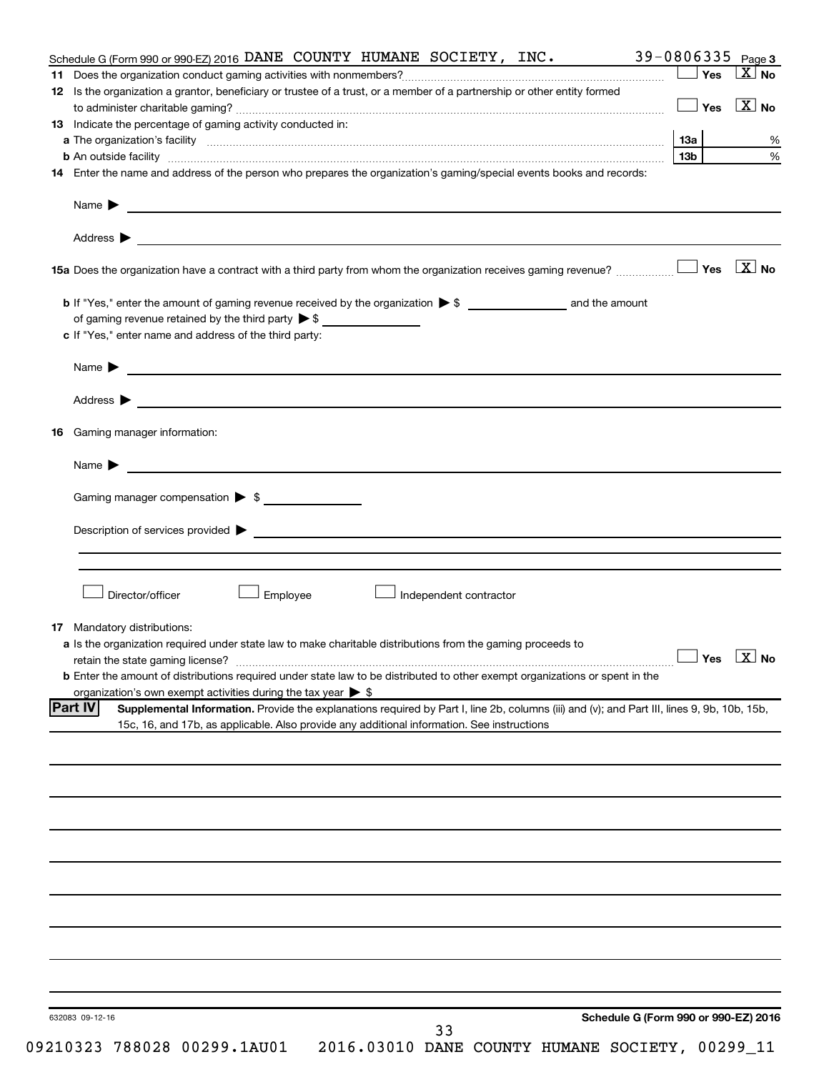Schedule G (Form 990 or 990-EZ) 2016 DANE COUNTY HUMANE SOCIETY, INC. 39-0806335 Page 3

**11** Does the organization conduct gaming activities with nonmembers? ☐ Yes ☒ No

**12** Is the organization a grantor, beneficiary or trustee of a trust, or a member of a partnership or other entity formed to administer charitable gaming? ☐ Yes ☒ No

**13** Indicate the percentage of gaming activity conducted in:

**a** The organization's facility **13a** %

**b** An outside facility **13b** %

**14** Enter the name and address of the person who prepares the organization's gaming/special events books and records:

Name ▶

Address ▶

**15a** Does the organization have a contract with a third party from whom the organization receives gaming revenue? ☐ Yes ☒ No

**b** If "Yes," enter the amount of gaming revenue received by the organization ▶ $ ______ and the amount of gaming revenue retained by the third party ▶ $ ______

**c** If "Yes," enter name and address of the third party:

Name ▶

Address ▶

**16** Gaming manager information:

Name ▶

Gaming manager compensation ▶ $

Description of services provided ▶

☐ Director/officer ☐ Employee ☐ Independent contractor

**17** Mandatory distributions:

**a** Is the organization required under state law to make charitable distributions from the gaming proceeds to retain the state gaming license? ☐ Yes ☒ No

**b** Enter the amount of distributions required under state law to be distributed to other exempt organizations or spent in the organization's own exempt activities during the tax year ▶ $

**Part IV** **Supplemental Information.** Provide the explanations required by Part I, line 2b, columns (iii) and (v); and Part III, lines 9, 9b, 10b, 15b, 15c, 16, and 17b, as applicable. Also provide any additional information. See instructions

632083 09-12-16

Schedule G (Form 990 or 990-EZ) 2016

09210323 788028 00299.1AU01 2016.03010 DANE COUNTY HUMANE SOCIETY, 00299_11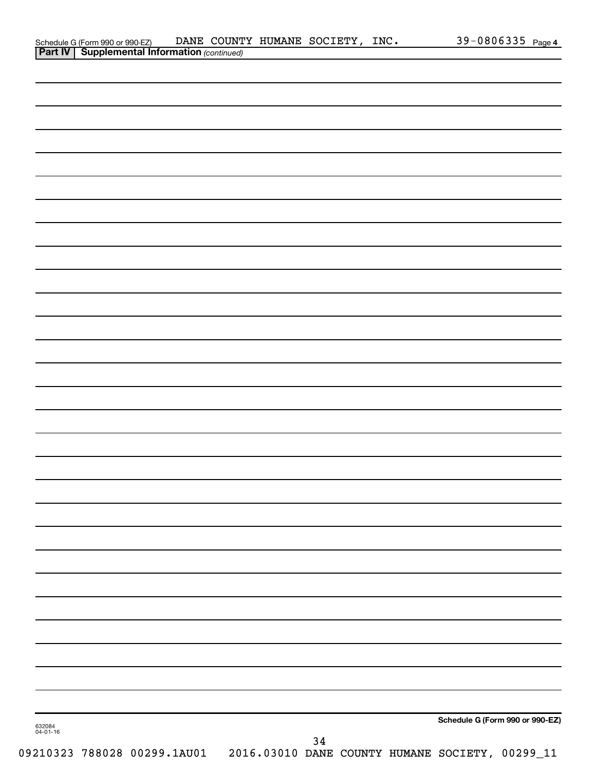Schedule G (Form 990 or 990-EZ) DANE COUNTY HUMANE SOCIETY, INC. 39-0806335 Page 4

**Part IV | Supplemental Information** *(continued)*

**Schedule G (Form 990 or 990-EZ)**

632084
04-01-16

09210323 788028 00299.1AU01 2016.03010 DANE COUNTY HUMANE SOCIETY, 00299_11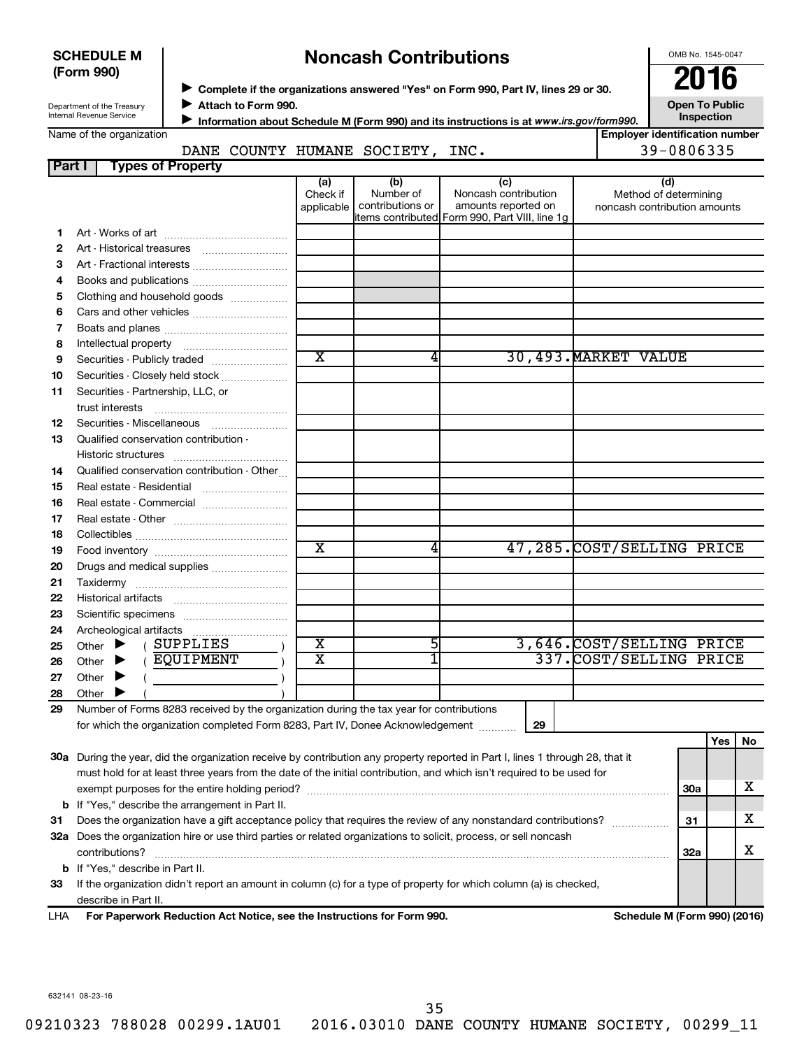**SCHEDULE M (Form 990)**

Department of the Treasury
Internal Revenue Service

# Noncash Contributions

▶ **Complete if the organizations answered "Yes" on Form 990, Part IV, lines 29 or 30.**
▶ **Attach to Form 990.**
▶ **Information about Schedule M (Form 990) and its instructions is at *www.irs.gov/form990.***

OMB No. 1545-0047

**2016**

**Open To Public Inspection**

Name of the organization: DANE COUNTY HUMANE SOCIETY, INC.

**Employer identification number:** 39-0806335

**Part I — Types of Property**

| | | (a) Check if applicable | (b) Number of contributions or items contributed | (c) Noncash contribution amounts reported on Form 990, Part VIII, line 1g | (d) Method of determining noncash contribution amounts |
|---|---|---|---|---|---|
| 1 | Art - Works of art | | | | |
| 2 | Art - Historical treasures | | | | |
| 3 | Art - Fractional interests | | | | |
| 4 | Books and publications | | | | |
| 5 | Clothing and household goods | | | | |
| 6 | Cars and other vehicles | | | | |
| 7 | Boats and planes | | | | |
| 8 | Intellectual property | | | | |
| 9 | Securities - Publicly traded | X | 4 | 30,493. | MARKET VALUE |
| 10 | Securities - Closely held stock | | | | |
| 11 | Securities - Partnership, LLC, or trust interests | | | | |
| 12 | Securities - Miscellaneous | | | | |
| 13 | Qualified conservation contribution - Historic structures | | | | |
| 14 | Qualified conservation contribution - Other | | | | |
| 15 | Real estate - Residential | | | | |
| 16 | Real estate - Commercial | | | | |
| 17 | Real estate - Other | | | | |
| 18 | Collectibles | | | | |
| 19 | Food inventory | X | 4 | 47,285. | COST/SELLING PRICE |
| 20 | Drugs and medical supplies | | | | |
| 21 | Taxidermy | | | | |
| 22 | Historical artifacts | | | | |
| 23 | Scientific specimens | | | | |
| 24 | Archeological artifacts | | | | |
| 25 | Other ▶ ( SUPPLIES ) | X | 5 | 3,646. | COST/SELLING PRICE |
| 26 | Other ▶ ( EQUIPMENT ) | X | 1 | 337. | COST/SELLING PRICE |
| 27 | Other ▶ ( ) | | | | |
| 28 | Other ▶ ( ) | | | | |

**29** Number of Forms 8283 received by the organization during the tax year for contributions for which the organization completed Form 8283, Part IV, Donee Acknowledgement ..... **29**

| | | | Yes | No |
|---|---|---|---|---|
| **30a** | During the year, did the organization receive by contribution any property reported in Part I, lines 1 through 28, that it must hold for at least three years from the date of the initial contribution, and which isn't required to be used for exempt purposes for the entire holding period? | 30a | | X |
| **b** | If "Yes," describe the arrangement in Part II. | | | |
| **31** | Does the organization have a gift acceptance policy that requires the review of any nonstandard contributions? | 31 | | X |
| **32a** | Does the organization hire or use third parties or related organizations to solicit, process, or sell noncash contributions? | 32a | | X |
| **b** | If "Yes," describe in Part II. | | | |
| **33** | If the organization didn't report an amount in column (c) for a type of property for which column (a) is checked, describe in Part II. | | | |

LHA **For Paperwork Reduction Act Notice, see the Instructions for Form 990.** **Schedule M (Form 990) (2016)**

632141 08-23-16

09210323 788028 00299.1AU01 2016.03010 DANE COUNTY HUMANE SOCIETY, 00299_11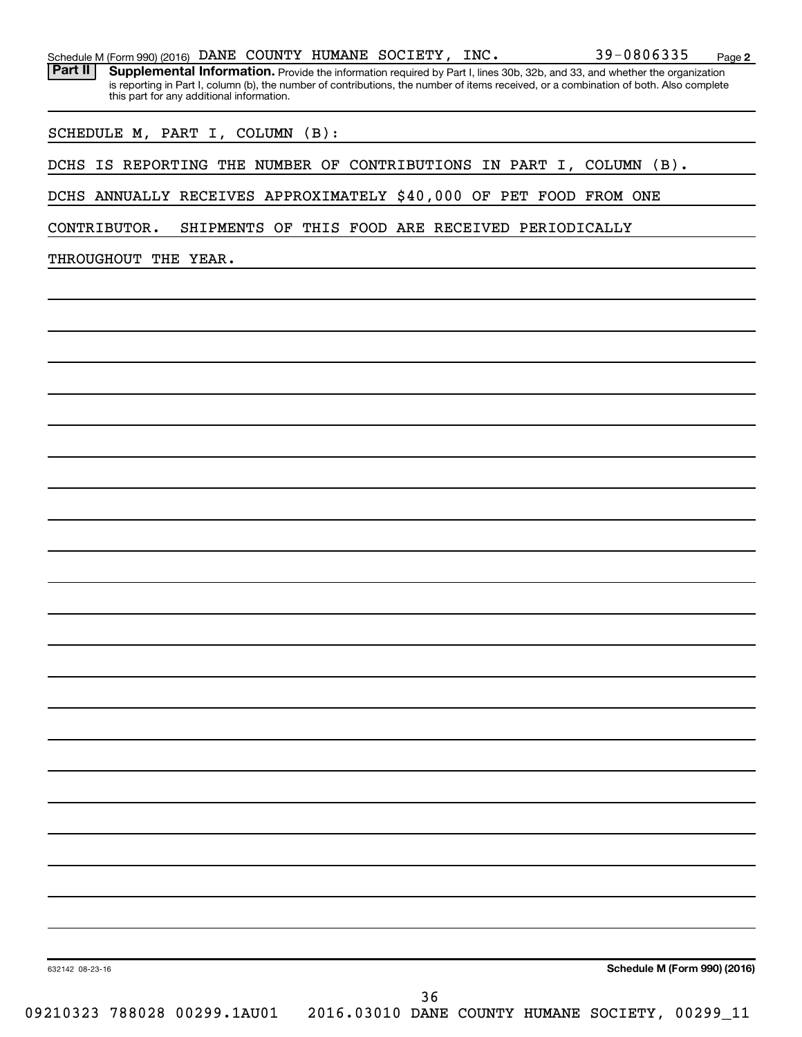Schedule M (Form 990) (2016) DANE COUNTY HUMANE SOCIETY, INC. 39-0806335 Page 2

**Part II** **Supplemental Information.** Provide the information required by Part I, lines 30b, 32b, and 33, and whether the organization is reporting in Part I, column (b), the number of contributions, the number of items received, or a combination of both. Also complete this part for any additional information.

SCHEDULE M, PART I, COLUMN (B):

DCHS IS REPORTING THE NUMBER OF CONTRIBUTIONS IN PART I, COLUMN (B).

DCHS ANNUALLY RECEIVES APPROXIMATELY $40,000 OF PET FOOD FROM ONE CONTRIBUTOR. SHIPMENTS OF THIS FOOD ARE RECEIVED PERIODICALLY THROUGHOUT THE YEAR.

632142 08-23-16

**Schedule M (Form 990) (2016)**

09210323 788028 00299.1AU01 2016.03010 DANE COUNTY HUMANE SOCIETY, 00299_11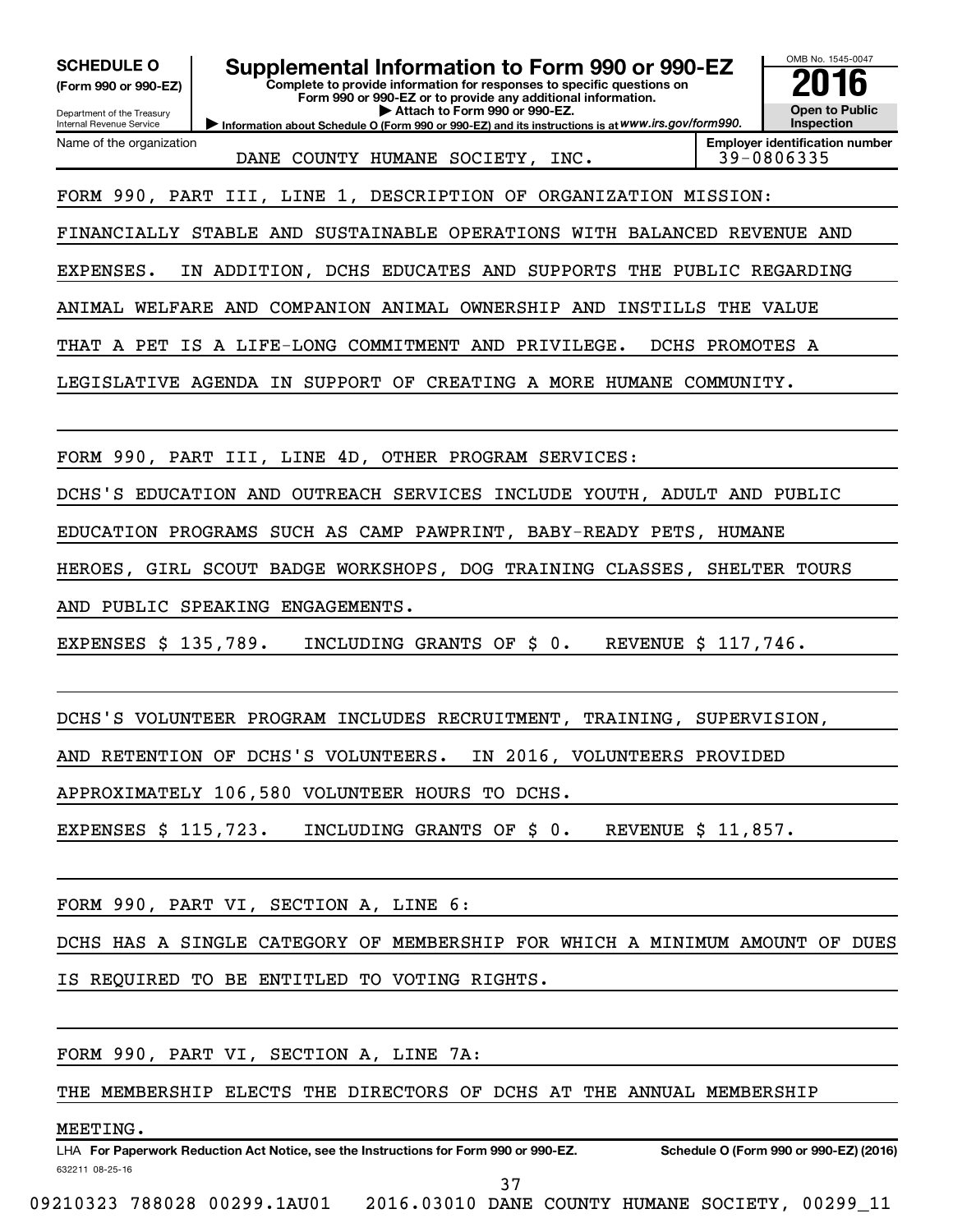**SCHEDULE O**
**(Form 990 or 990-EZ)**

Department of the Treasury
Internal Revenue Service

# Supplemental Information to Form 990 or 990-EZ

**Complete to provide information for responses to specific questions on Form 990 or 990-EZ or to provide any additional information.**
▶ **Attach to Form 990 or 990-EZ.**
▶ **Information about Schedule O (Form 990 or 990-EZ) and its instructions is at** *www.irs.gov/form990.*

OMB No. 1545-0047
**2016**
**Open to Public Inspection**

| Name of the organization | Employer identification number |
|---|---|
| DANE COUNTY HUMANE SOCIETY, INC. | 39-0806335 |

FORM 990, PART III, LINE 1, DESCRIPTION OF ORGANIZATION MISSION:

FINANCIALLY STABLE AND SUSTAINABLE OPERATIONS WITH BALANCED REVENUE AND EXPENSES. IN ADDITION, DCHS EDUCATES AND SUPPORTS THE PUBLIC REGARDING ANIMAL WELFARE AND COMPANION ANIMAL OWNERSHIP AND INSTILLS THE VALUE THAT A PET IS A LIFE-LONG COMMITMENT AND PRIVILEGE. DCHS PROMOTES A LEGISLATIVE AGENDA IN SUPPORT OF CREATING A MORE HUMANE COMMUNITY.

FORM 990, PART III, LINE 4D, OTHER PROGRAM SERVICES:

DCHS'S EDUCATION AND OUTREACH SERVICES INCLUDE YOUTH, ADULT AND PUBLIC EDUCATION PROGRAMS SUCH AS CAMP PAWPRINT, BABY-READY PETS, HUMANE HEROES, GIRL SCOUT BADGE WORKSHOPS, DOG TRAINING CLASSES, SHELTER TOURS AND PUBLIC SPEAKING ENGAGEMENTS.

EXPENSES $ 135,789. INCLUDING GRANTS OF $ 0. REVENUE $ 117,746.

DCHS'S VOLUNTEER PROGRAM INCLUDES RECRUITMENT, TRAINING, SUPERVISION, AND RETENTION OF DCHS'S VOLUNTEERS. IN 2016, VOLUNTEERS PROVIDED APPROXIMATELY 106,580 VOLUNTEER HOURS TO DCHS.

EXPENSES $ 115,723. INCLUDING GRANTS OF $ 0. REVENUE $ 11,857.

FORM 990, PART VI, SECTION A, LINE 6:

DCHS HAS A SINGLE CATEGORY OF MEMBERSHIP FOR WHICH A MINIMUM AMOUNT OF DUES IS REQUIRED TO BE ENTITLED TO VOTING RIGHTS.

FORM 990, PART VI, SECTION A, LINE 7A:

THE MEMBERSHIP ELECTS THE DIRECTORS OF DCHS AT THE ANNUAL MEMBERSHIP MEETING.

LHA **For Paperwork Reduction Act Notice, see the Instructions for Form 990 or 990-EZ.** **Schedule O (Form 990 or 990-EZ) (2016)**
632211 08-25-16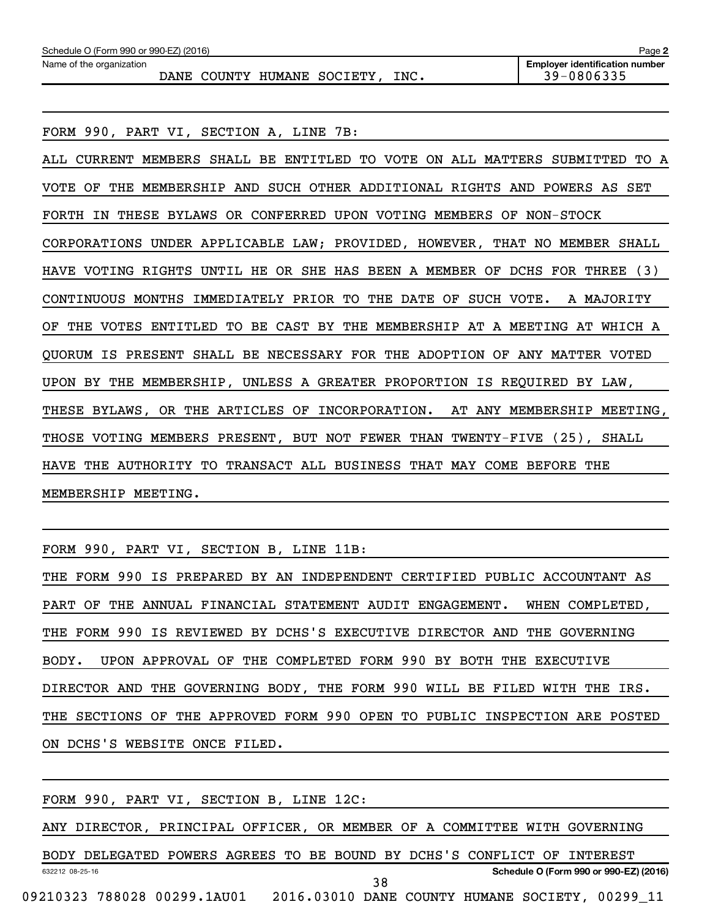Name of the organization: DANE COUNTY HUMANE SOCIETY, INC.

Employer identification number: 39-0806335

FORM 990, PART VI, SECTION A, LINE 7B:

ALL CURRENT MEMBERS SHALL BE ENTITLED TO VOTE ON ALL MATTERS SUBMITTED TO A VOTE OF THE MEMBERSHIP AND SUCH OTHER ADDITIONAL RIGHTS AND POWERS AS SET FORTH IN THESE BYLAWS OR CONFERRED UPON VOTING MEMBERS OF NON-STOCK CORPORATIONS UNDER APPLICABLE LAW; PROVIDED, HOWEVER, THAT NO MEMBER SHALL HAVE VOTING RIGHTS UNTIL HE OR SHE HAS BEEN A MEMBER OF DCHS FOR THREE (3) CONTINUOUS MONTHS IMMEDIATELY PRIOR TO THE DATE OF SUCH VOTE. A MAJORITY OF THE VOTES ENTITLED TO BE CAST BY THE MEMBERSHIP AT A MEETING AT WHICH A QUORUM IS PRESENT SHALL BE NECESSARY FOR THE ADOPTION OF ANY MATTER VOTED UPON BY THE MEMBERSHIP, UNLESS A GREATER PROPORTION IS REQUIRED BY LAW, THESE BYLAWS, OR THE ARTICLES OF INCORPORATION. AT ANY MEMBERSHIP MEETING, THOSE VOTING MEMBERS PRESENT, BUT NOT FEWER THAN TWENTY-FIVE (25), SHALL HAVE THE AUTHORITY TO TRANSACT ALL BUSINESS THAT MAY COME BEFORE THE MEMBERSHIP MEETING.

FORM 990, PART VI, SECTION B, LINE 11B:

THE FORM 990 IS PREPARED BY AN INDEPENDENT CERTIFIED PUBLIC ACCOUNTANT AS PART OF THE ANNUAL FINANCIAL STATEMENT AUDIT ENGAGEMENT. WHEN COMPLETED, THE FORM 990 IS REVIEWED BY DCHS'S EXECUTIVE DIRECTOR AND THE GOVERNING BODY. UPON APPROVAL OF THE COMPLETED FORM 990 BY BOTH THE EXECUTIVE DIRECTOR AND THE GOVERNING BODY, THE FORM 990 WILL BE FILED WITH THE IRS. THE SECTIONS OF THE APPROVED FORM 990 OPEN TO PUBLIC INSPECTION ARE POSTED ON DCHS'S WEBSITE ONCE FILED.

FORM 990, PART VI, SECTION B, LINE 12C:

ANY DIRECTOR, PRINCIPAL OFFICER, OR MEMBER OF A COMMITTEE WITH GOVERNING BODY DELEGATED POWERS AGREES TO BE BOUND BY DCHS'S CONFLICT OF INTEREST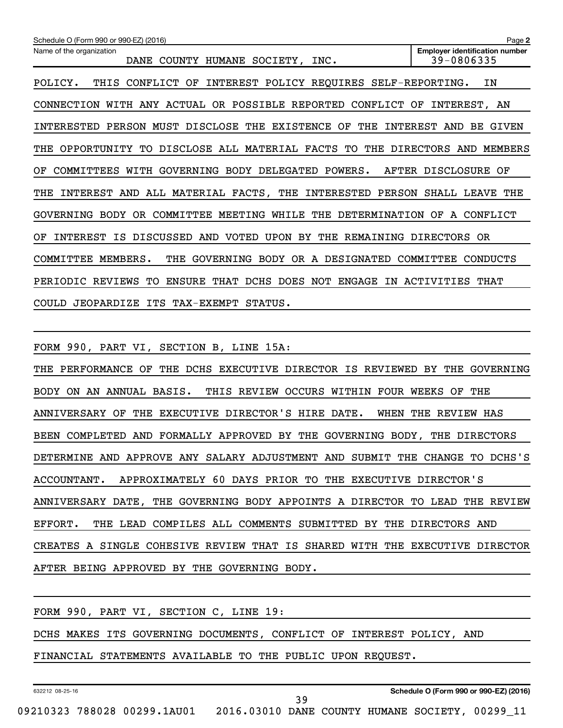Schedule O (Form 990 or 990-EZ) (2016) Page **2**

Name of the organization: DANE COUNTY HUMANE SOCIETY, INC.

**Employer identification number** 39-0806335

POLICY. THIS CONFLICT OF INTEREST POLICY REQUIRES SELF-REPORTING. IN CONNECTION WITH ANY ACTUAL OR POSSIBLE REPORTED CONFLICT OF INTEREST, AN INTERESTED PERSON MUST DISCLOSE THE EXISTENCE OF THE INTEREST AND BE GIVEN THE OPPORTUNITY TO DISCLOSE ALL MATERIAL FACTS TO THE DIRECTORS AND MEMBERS OF COMMITTEES WITH GOVERNING BODY DELEGATED POWERS. AFTER DISCLOSURE OF THE INTEREST AND ALL MATERIAL FACTS, THE INTERESTED PERSON SHALL LEAVE THE GOVERNING BODY OR COMMITTEE MEETING WHILE THE DETERMINATION OF A CONFLICT OF INTEREST IS DISCUSSED AND VOTED UPON BY THE REMAINING DIRECTORS OR COMMITTEE MEMBERS. THE GOVERNING BODY OR A DESIGNATED COMMITTEE CONDUCTS PERIODIC REVIEWS TO ENSURE THAT DCHS DOES NOT ENGAGE IN ACTIVITIES THAT COULD JEOPARDIZE ITS TAX-EXEMPT STATUS.

FORM 990, PART VI, SECTION B, LINE 15A:

THE PERFORMANCE OF THE DCHS EXECUTIVE DIRECTOR IS REVIEWED BY THE GOVERNING BODY ON AN ANNUAL BASIS. THIS REVIEW OCCURS WITHIN FOUR WEEKS OF THE ANNIVERSARY OF THE EXECUTIVE DIRECTOR'S HIRE DATE. WHEN THE REVIEW HAS BEEN COMPLETED AND FORMALLY APPROVED BY THE GOVERNING BODY, THE DIRECTORS DETERMINE AND APPROVE ANY SALARY ADJUSTMENT AND SUBMIT THE CHANGE TO DCHS'S ACCOUNTANT. APPROXIMATELY 60 DAYS PRIOR TO THE EXECUTIVE DIRECTOR'S ANNIVERSARY DATE, THE GOVERNING BODY APPOINTS A DIRECTOR TO LEAD THE REVIEW EFFORT. THE LEAD COMPILES ALL COMMENTS SUBMITTED BY THE DIRECTORS AND CREATES A SINGLE COHESIVE REVIEW THAT IS SHARED WITH THE EXECUTIVE DIRECTOR AFTER BEING APPROVED BY THE GOVERNING BODY.

FORM 990, PART VI, SECTION C, LINE 19:

DCHS MAKES ITS GOVERNING DOCUMENTS, CONFLICT OF INTEREST POLICY, AND FINANCIAL STATEMENTS AVAILABLE TO THE PUBLIC UPON REQUEST.

632212 08-25-16 **Schedule O (Form 990 or 990-EZ) (2016)**

09210323 788028 00299.1AU01 2016.03010 DANE COUNTY HUMANE SOCIETY, 00299_11